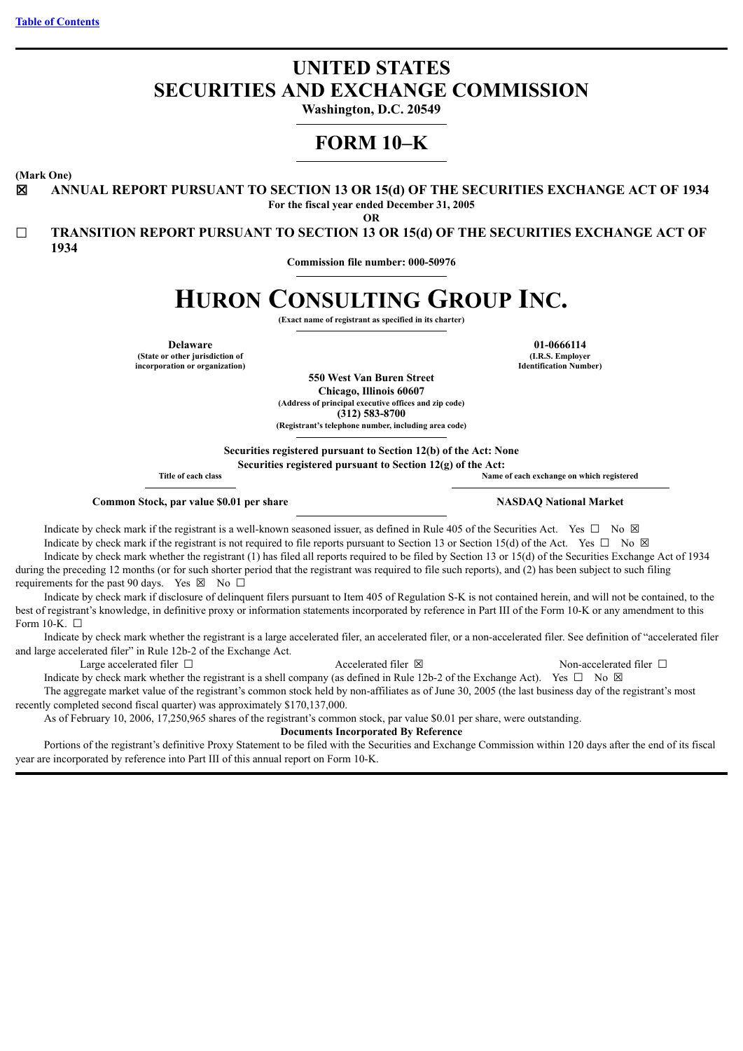[Table of Contents](#)

# UNITED STATES
# SECURITIES AND EXCHANGE COMMISSION

**Washington, D.C. 20549**

## FORM 10–K

**(Mark One)**

☒ **ANNUAL REPORT PURSUANT TO SECTION 13 OR 15(d) OF THE SECURITIES EXCHANGE ACT OF 1934**

**For the fiscal year ended December 31, 2005**

**OR**

☐ **TRANSITION REPORT PURSUANT TO SECTION 13 OR 15(d) OF THE SECURITIES EXCHANGE ACT OF 1934**

**Commission file number: 000-50976**

# HURON CONSULTING GROUP INC.

**(Exact name of registrant as specified in its charter)**

| **Delaware** | **01-0666114** |
|---|---|
| **(State or other jurisdiction of incorporation or organization)** | **(I.R.S. Employer Identification Number)** |

**550 West Van Buren Street**
**Chicago, Illinois 60607**
**(Address of principal executive offices and zip code)**
**(312) 583-8700**
**(Registrant's telephone number, including area code)**

**Securities registered pursuant to Section 12(b) of the Act: None**

**Securities registered pursuant to Section 12(g) of the Act:**

| Title of each class | Name of each exchange on which registered |
|---|---|
| **Common Stock, par value $0.01 per share** | **NASDAQ National Market** |

Indicate by check mark if the registrant is a well-known seasoned issuer, as defined in Rule 405 of the Securities Act. Yes ☐ No ☒

Indicate by check mark if the registrant is not required to file reports pursuant to Section 13 or Section 15(d) of the Act. Yes ☐ No ☒

Indicate by check mark whether the registrant (1) has filed all reports required to be filed by Section 13 or 15(d) of the Securities Exchange Act of 1934 during the preceding 12 months (or for such shorter period that the registrant was required to file such reports), and (2) has been subject to such filing requirements for the past 90 days. Yes ☒ No ☐

Indicate by check mark if disclosure of delinquent filers pursuant to Item 405 of Regulation S-K is not contained herein, and will not be contained, to the best of registrant's knowledge, in definitive proxy or information statements incorporated by reference in Part III of the Form 10-K or any amendment to this Form 10-K. ☐

Indicate by check mark whether the registrant is a large accelerated filer, an accelerated filer, or a non-accelerated filer. See definition of "accelerated filer and large accelerated filer" in Rule 12b-2 of the Exchange Act.

Large accelerated filer ☐ Accelerated filer ☒ Non-accelerated filer ☐

Indicate by check mark whether the registrant is a shell company (as defined in Rule 12b-2 of the Exchange Act). Yes ☐ No ☒

The aggregate market value of the registrant's common stock held by non-affiliates as of June 30, 2005 (the last business day of the registrant's most recently completed second fiscal quarter) was approximately $170,137,000.

As of February 10, 2006, 17,250,965 shares of the registrant's common stock, par value $0.01 per share, were outstanding.

**Documents Incorporated By Reference**

Portions of the registrant's definitive Proxy Statement to be filed with the Securities and Exchange Commission within 120 days after the end of its fiscal year are incorporated by reference into Part III of this annual report on Form 10-K.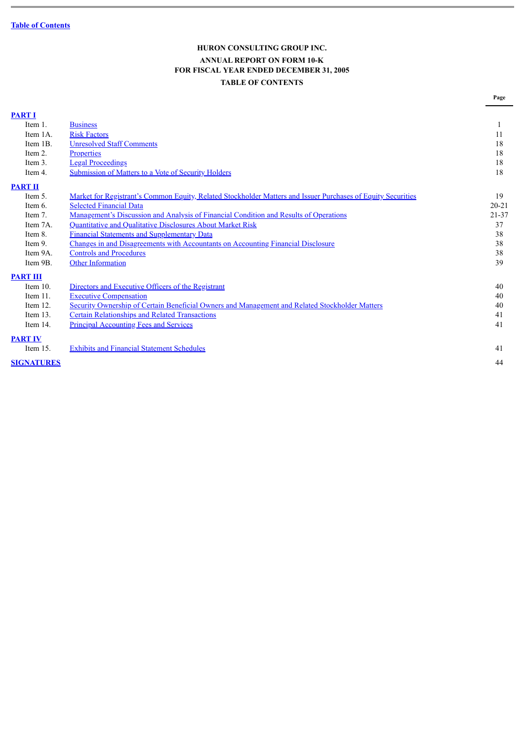Table of Contents

**HURON CONSULTING GROUP INC.**

**ANNUAL REPORT ON FORM 10-K**
**FOR FISCAL YEAR ENDED DECEMBER 31, 2005**
**TABLE OF CONTENTS**

| | | Page |
|---|---|---|
| **PART I** | | |
| Item 1. | Business | 1 |
| Item 1A. | Risk Factors | 11 |
| Item 1B. | Unresolved Staff Comments | 18 |
| Item 2. | Properties | 18 |
| Item 3. | Legal Proceedings | 18 |
| Item 4. | Submission of Matters to a Vote of Security Holders | 18 |
| **PART II** | | |
| Item 5. | Market for Registrant's Common Equity, Related Stockholder Matters and Issuer Purchases of Equity Securities | 19 |
| Item 6. | Selected Financial Data | 20-21 |
| Item 7. | Management's Discussion and Analysis of Financial Condition and Results of Operations | 21-37 |
| Item 7A. | Quantitative and Qualitative Disclosures About Market Risk | 37 |
| Item 8. | Financial Statements and Supplementary Data | 38 |
| Item 9. | Changes in and Disagreements with Accountants on Accounting Financial Disclosure | 38 |
| Item 9A. | Controls and Procedures | 38 |
| Item 9B. | Other Information | 39 |
| **PART III** | | |
| Item 10. | Directors and Executive Officers of the Registrant | 40 |
| Item 11. | Executive Compensation | 40 |
| Item 12. | Security Ownership of Certain Beneficial Owners and Management and Related Stockholder Matters | 40 |
| Item 13. | Certain Relationships and Related Transactions | 41 |
| Item 14. | Principal Accounting Fees and Services | 41 |
| **PART IV** | | |
| Item 15. | Exhibits and Financial Statement Schedules | 41 |
| **SIGNATURES** | | 44 |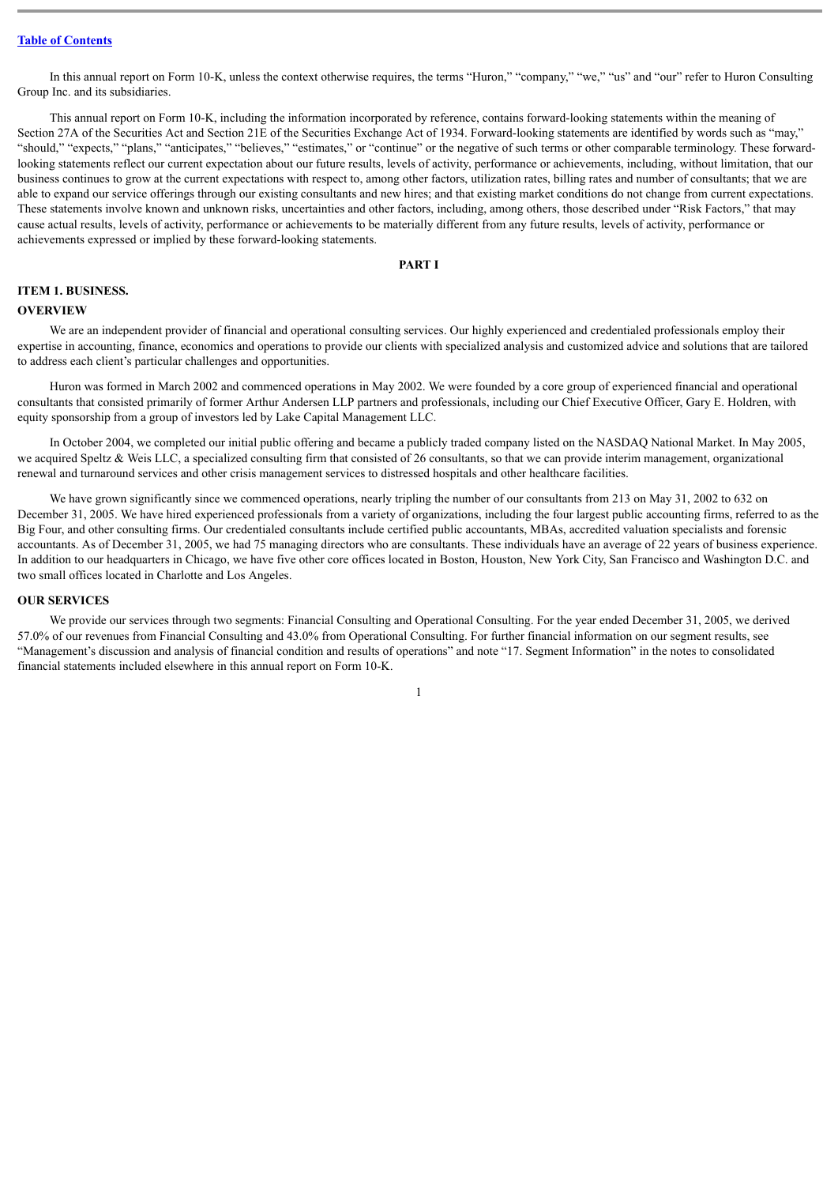In this annual report on Form 10-K, unless the context otherwise requires, the terms "Huron," "company," "we," "us" and "our" refer to Huron Consulting Group Inc. and its subsidiaries.

This annual report on Form 10-K, including the information incorporated by reference, contains forward-looking statements within the meaning of Section 27A of the Securities Act and Section 21E of the Securities Exchange Act of 1934. Forward-looking statements are identified by words such as "may," "should," "expects," "plans," "anticipates," "believes," "estimates," or "continue" or the negative of such terms or other comparable terminology. These forward-looking statements reflect our current expectation about our future results, levels of activity, performance or achievements, including, without limitation, that our business continues to grow at the current expectations with respect to, among other factors, utilization rates, billing rates and number of consultants; that we are able to expand our service offerings through our existing consultants and new hires; and that existing market conditions do not change from current expectations. These statements involve known and unknown risks, uncertainties and other factors, including, among others, those described under "Risk Factors," that may cause actual results, levels of activity, performance or achievements to be materially different from any future results, levels of activity, performance or achievements expressed or implied by these forward-looking statements.

# PART I

## ITEM 1. BUSINESS.

### OVERVIEW

We are an independent provider of financial and operational consulting services. Our highly experienced and credentialed professionals employ their expertise in accounting, finance, economics and operations to provide our clients with specialized analysis and customized advice and solutions that are tailored to address each client's particular challenges and opportunities.

Huron was formed in March 2002 and commenced operations in May 2002. We were founded by a core group of experienced financial and operational consultants that consisted primarily of former Arthur Andersen LLP partners and professionals, including our Chief Executive Officer, Gary E. Holdren, with equity sponsorship from a group of investors led by Lake Capital Management LLC.

In October 2004, we completed our initial public offering and became a publicly traded company listed on the NASDAQ National Market. In May 2005, we acquired Speltz & Weis LLC, a specialized consulting firm that consisted of 26 consultants, so that we can provide interim management, organizational renewal and turnaround services and other crisis management services to distressed hospitals and other healthcare facilities.

We have grown significantly since we commenced operations, nearly tripling the number of our consultants from 213 on May 31, 2002 to 632 on December 31, 2005. We have hired experienced professionals from a variety of organizations, including the four largest public accounting firms, referred to as the Big Four, and other consulting firms. Our credentialed consultants include certified public accountants, MBAs, accredited valuation specialists and forensic accountants. As of December 31, 2005, we had 75 managing directors who are consultants. These individuals have an average of 22 years of business experience. In addition to our headquarters in Chicago, we have five other core offices located in Boston, Houston, New York City, San Francisco and Washington D.C. and two small offices located in Charlotte and Los Angeles.

### OUR SERVICES

We provide our services through two segments: Financial Consulting and Operational Consulting. For the year ended December 31, 2005, we derived 57.0% of our revenues from Financial Consulting and 43.0% from Operational Consulting. For further financial information on our segment results, see "Management's discussion and analysis of financial condition and results of operations" and note "17. Segment Information" in the notes to consolidated financial statements included elsewhere in this annual report on Form 10-K.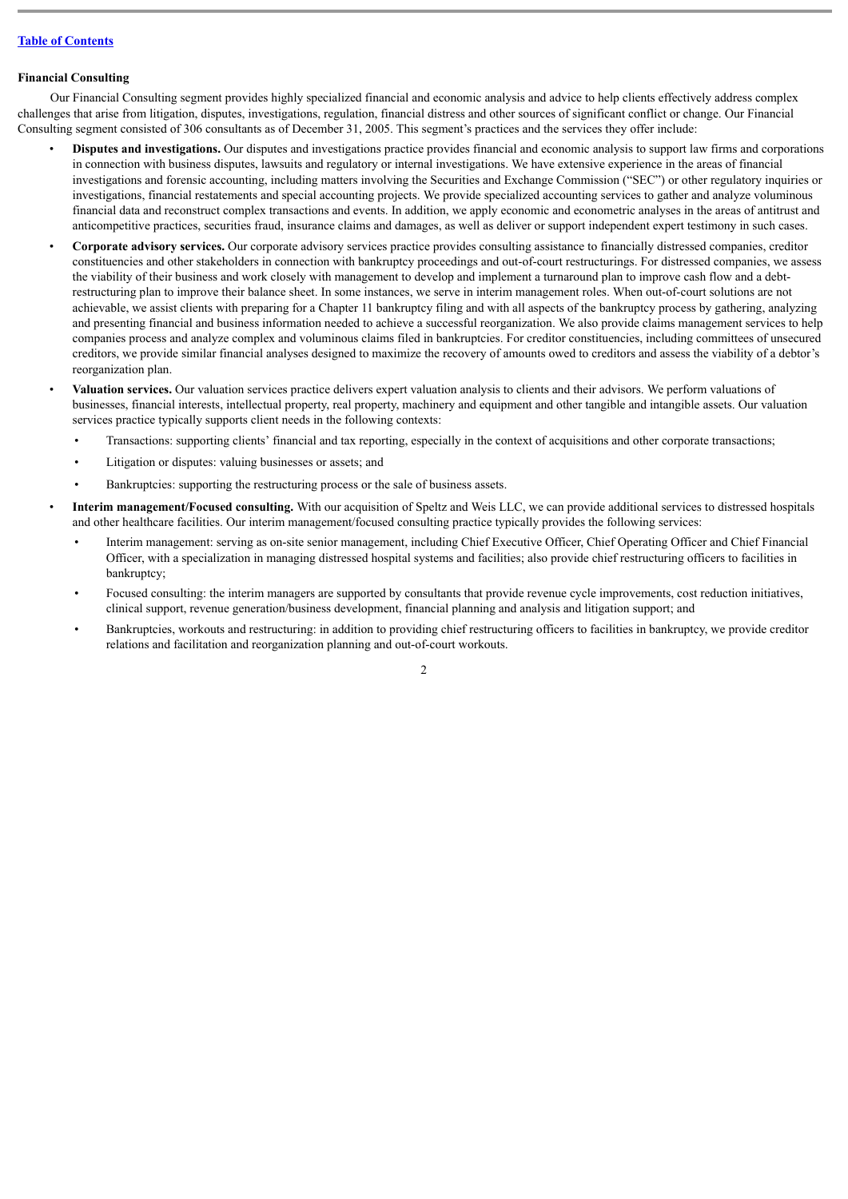### Financial Consulting

Our Financial Consulting segment provides highly specialized financial and economic analysis and advice to help clients effectively address complex challenges that arise from litigation, disputes, investigations, regulation, financial distress and other sources of significant conflict or change. Our Financial Consulting segment consisted of 306 consultants as of December 31, 2005. This segment's practices and the services they offer include:

- **Disputes and investigations.** Our disputes and investigations practice provides financial and economic analysis to support law firms and corporations in connection with business disputes, lawsuits and regulatory or internal investigations. We have extensive experience in the areas of financial investigations and forensic accounting, including matters involving the Securities and Exchange Commission ("SEC") or other regulatory inquiries or investigations, financial restatements and special accounting projects. We provide specialized accounting services to gather and analyze voluminous financial data and reconstruct complex transactions and events. In addition, we apply economic and econometric analyses in the areas of antitrust and anticompetitive practices, securities fraud, insurance claims and damages, as well as deliver or support independent expert testimony in such cases.
- **Corporate advisory services.** Our corporate advisory services practice provides consulting assistance to financially distressed companies, creditor constituencies and other stakeholders in connection with bankruptcy proceedings and out-of-court restructurings. For distressed companies, we assess the viability of their business and work closely with management to develop and implement a turnaround plan to improve cash flow and a debt-restructuring plan to improve their balance sheet. In some instances, we serve in interim management roles. When out-of-court solutions are not achievable, we assist clients with preparing for a Chapter 11 bankruptcy filing and with all aspects of the bankruptcy process by gathering, analyzing and presenting financial and business information needed to achieve a successful reorganization. We also provide claims management services to help companies process and analyze complex and voluminous claims filed in bankruptcies. For creditor constituencies, including committees of unsecured creditors, we provide similar financial analyses designed to maximize the recovery of amounts owed to creditors and assess the viability of a debtor's reorganization plan.
- **Valuation services.** Our valuation services practice delivers expert valuation analysis to clients and their advisors. We perform valuations of businesses, financial interests, intellectual property, real property, machinery and equipment and other tangible and intangible assets. Our valuation services practice typically supports client needs in the following contexts:
  - Transactions: supporting clients' financial and tax reporting, especially in the context of acquisitions and other corporate transactions;
  - Litigation or disputes: valuing businesses or assets; and
  - Bankruptcies: supporting the restructuring process or the sale of business assets.
- **Interim management/Focused consulting.** With our acquisition of Speltz and Weis LLC, we can provide additional services to distressed hospitals and other healthcare facilities. Our interim management/focused consulting practice typically provides the following services:
  - Interim management: serving as on-site senior management, including Chief Executive Officer, Chief Operating Officer and Chief Financial Officer, with a specialization in managing distressed hospital systems and facilities; also provide chief restructuring officers to facilities in bankruptcy;
  - Focused consulting: the interim managers are supported by consultants that provide revenue cycle improvements, cost reduction initiatives, clinical support, revenue generation/business development, financial planning and analysis and litigation support; and
  - Bankruptcies, workouts and restructuring: in addition to providing chief restructuring officers to facilities in bankruptcy, we provide creditor relations and facilitation and reorganization planning and out-of-court workouts.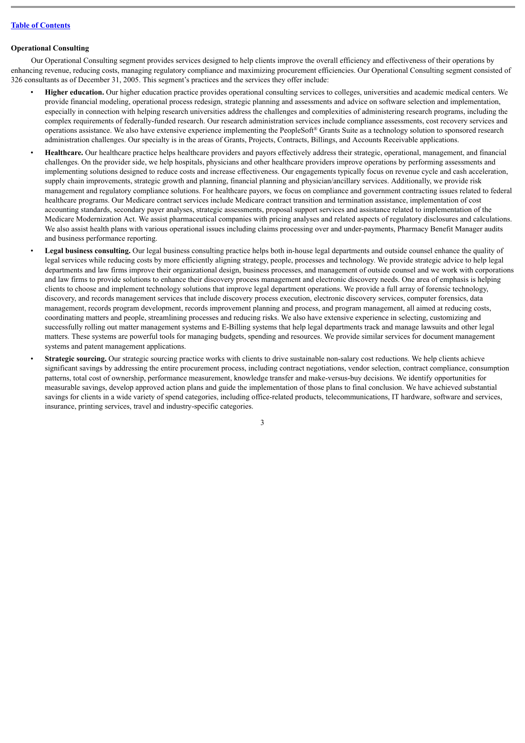### Operational Consulting

Our Operational Consulting segment provides services designed to help clients improve the overall efficiency and effectiveness of their operations by enhancing revenue, reducing costs, managing regulatory compliance and maximizing procurement efficiencies. Our Operational Consulting segment consisted of 326 consultants as of December 31, 2005. This segment's practices and the services they offer include:

- **Higher education.** Our higher education practice provides operational consulting services to colleges, universities and academic medical centers. We provide financial modeling, operational process redesign, strategic planning and assessments and advice on software selection and implementation, especially in connection with helping research universities address the challenges and complexities of administering research programs, including the complex requirements of federally-funded research. Our research administration services include compliance assessments, cost recovery services and operations assistance. We also have extensive experience implementing the PeopleSoft® Grants Suite as a technology solution to sponsored research administration challenges. Our specialty is in the areas of Grants, Projects, Contracts, Billings, and Accounts Receivable applications.
- **Healthcare.** Our healthcare practice helps healthcare providers and payors effectively address their strategic, operational, management, and financial challenges. On the provider side, we help hospitals, physicians and other healthcare providers improve operations by performing assessments and implementing solutions designed to reduce costs and increase effectiveness. Our engagements typically focus on revenue cycle and cash acceleration, supply chain improvements, strategic growth and planning, financial planning and physician/ancillary services. Additionally, we provide risk management and regulatory compliance solutions. For healthcare payors, we focus on compliance and government contracting issues related to federal healthcare programs. Our Medicare contract services include Medicare contract transition and termination assistance, implementation of cost accounting standards, secondary payer analyses, strategic assessments, proposal support services and assistance related to implementation of the Medicare Modernization Act. We assist pharmaceutical companies with pricing analyses and related aspects of regulatory disclosures and calculations. We also assist health plans with various operational issues including claims processing over and under-payments, Pharmacy Benefit Manager audits and business performance reporting.
- **Legal business consulting.** Our legal business consulting practice helps both in-house legal departments and outside counsel enhance the quality of legal services while reducing costs by more efficiently aligning strategy, people, processes and technology. We provide strategic advice to help legal departments and law firms improve their organizational design, business processes, and management of outside counsel and we work with corporations and law firms to provide solutions to enhance their discovery process management and electronic discovery needs. One area of emphasis is helping clients to choose and implement technology solutions that improve legal department operations. We provide a full array of forensic technology, discovery, and records management services that include discovery process execution, electronic discovery services, computer forensics, data management, records program development, records improvement planning and process, and program management, all aimed at reducing costs, coordinating matters and people, streamlining processes and reducing risks. We also have extensive experience in selecting, customizing and successfully rolling out matter management systems and E-Billing systems that help legal departments track and manage lawsuits and other legal matters. These systems are powerful tools for managing budgets, spending and resources. We provide similar services for document management systems and patent management applications.
- **Strategic sourcing.** Our strategic sourcing practice works with clients to drive sustainable non-salary cost reductions. We help clients achieve significant savings by addressing the entire procurement process, including contract negotiations, vendor selection, contract compliance, consumption patterns, total cost of ownership, performance measurement, knowledge transfer and make-versus-buy decisions. We identify opportunities for measurable savings, develop approved action plans and guide the implementation of those plans to final conclusion. We have achieved substantial savings for clients in a wide variety of spend categories, including office-related products, telecommunications, IT hardware, software and services, insurance, printing services, travel and industry-specific categories.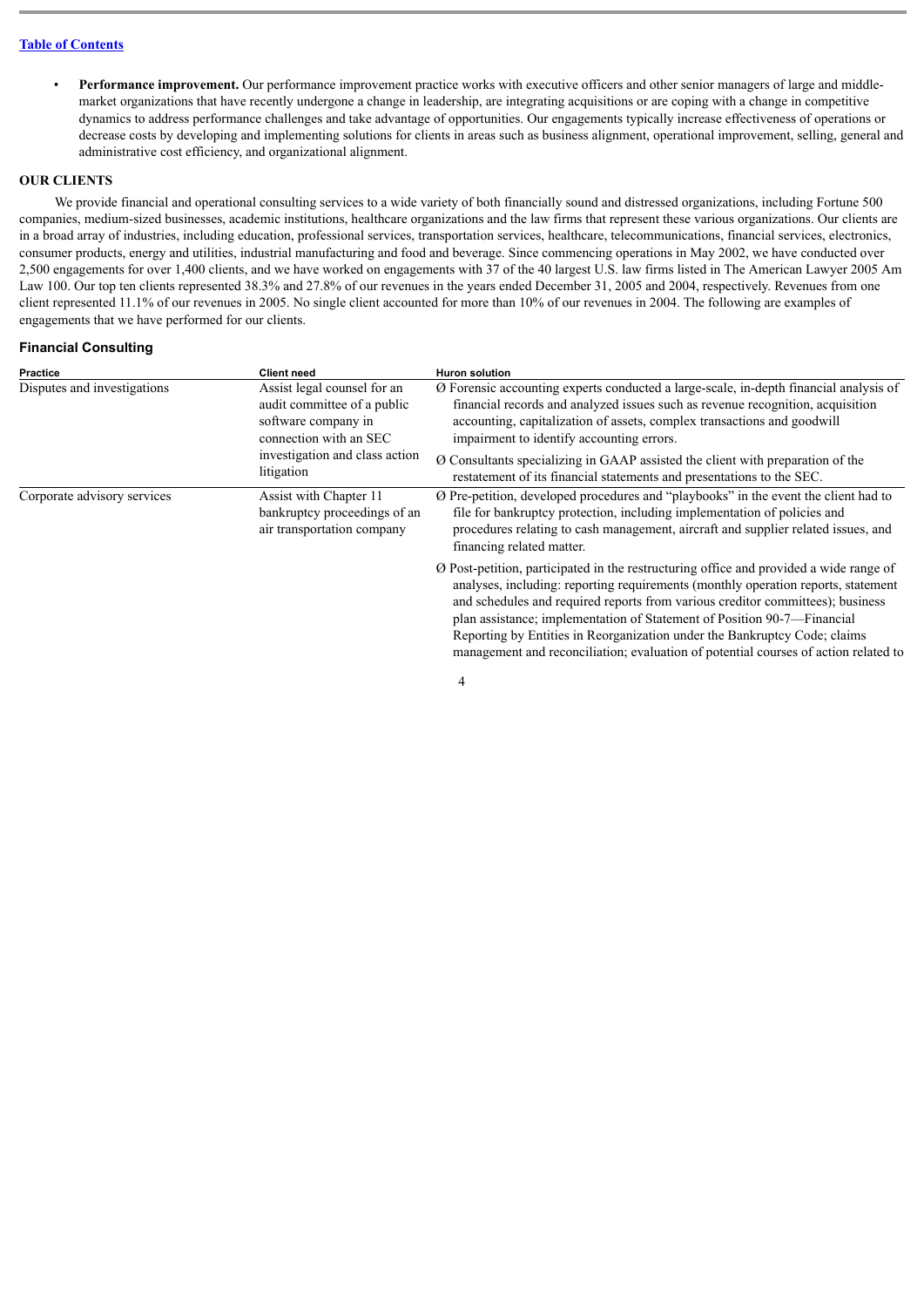- **Performance improvement.** Our performance improvement practice works with executive officers and other senior managers of large and middle-market organizations that have recently undergone a change in leadership, are integrating acquisitions or are coping with a change in competitive dynamics to address performance challenges and take advantage of opportunities. Our engagements typically increase effectiveness of operations or decrease costs by developing and implementing solutions for clients in areas such as business alignment, operational improvement, selling, general and administrative cost efficiency, and organizational alignment.

## OUR CLIENTS

We provide financial and operational consulting services to a wide variety of both financially sound and distressed organizations, including Fortune 500 companies, medium-sized businesses, academic institutions, healthcare organizations and the law firms that represent these various organizations. Our clients are in a broad array of industries, including education, professional services, transportation services, healthcare, telecommunications, financial services, electronics, consumer products, energy and utilities, industrial manufacturing and food and beverage. Since commencing operations in May 2002, we have conducted over 2,500 engagements for over 1,400 clients, and we have worked on engagements with 37 of the 40 largest U.S. law firms listed in The American Lawyer 2005 Am Law 100. Our top ten clients represented 38.3% and 27.8% of our revenues in the years ended December 31, 2005 and 2004, respectively. Revenues from one client represented 11.1% of our revenues in 2005. No single client accounted for more than 10% of our revenues in 2004. The following are examples of engagements that we have performed for our clients.

### Financial Consulting

| Practice | Client need | Huron solution |
|---|---|---|
| Disputes and investigations | Assist legal counsel for an audit committee of a public software company in connection with an SEC investigation and class action litigation | Ø Forensic accounting experts conducted a large-scale, in-depth financial analysis of financial records and analyzed issues such as revenue recognition, acquisition accounting, capitalization of assets, complex transactions and goodwill impairment to identify accounting errors.<br>Ø Consultants specializing in GAAP assisted the client with preparation of the restatement of its financial statements and presentations to the SEC. |
| Corporate advisory services | Assist with Chapter 11 bankruptcy proceedings of an air transportation company | Ø Pre-petition, developed procedures and "playbooks" in the event the client had to file for bankruptcy protection, including implementation of policies and procedures relating to cash management, aircraft and supplier related issues, and financing related matter.<br>Ø Post-petition, participated in the restructuring office and provided a wide range of analyses, including: reporting requirements (monthly operation reports, statement and schedules and required reports from various creditor committees); business plan assistance; implementation of Statement of Position 90-7—Financial Reporting by Entities in Reorganization under the Bankruptcy Code; claims management and reconciliation; evaluation of potential courses of action related to |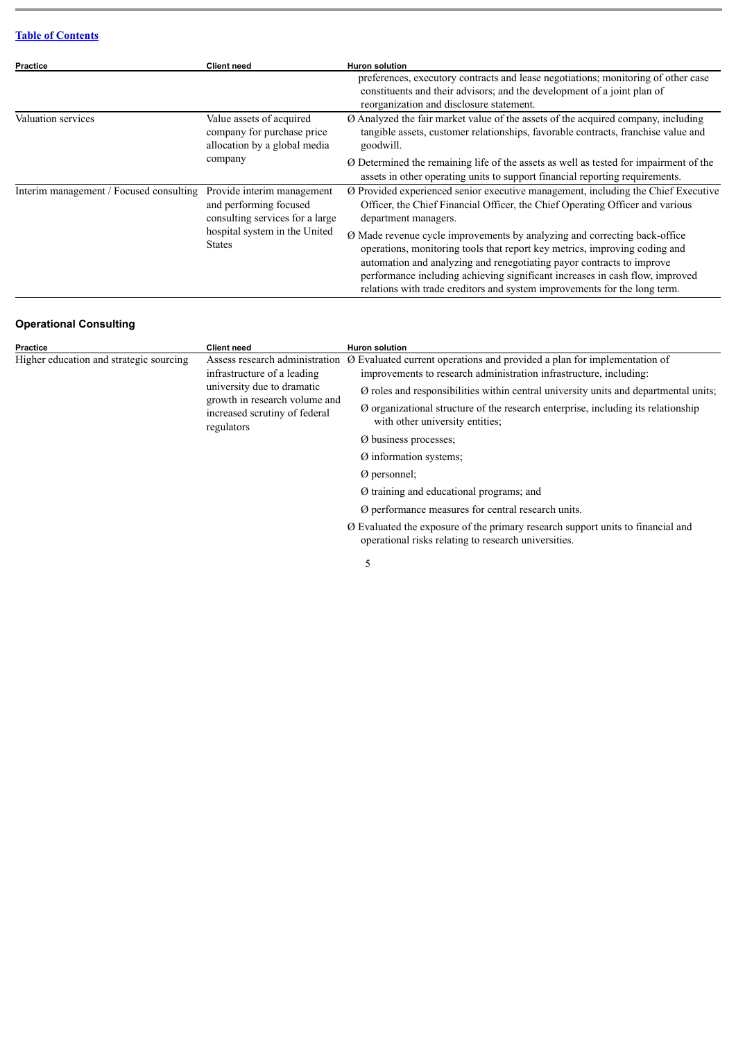[Table of Contents](#)

| Practice | Client need | Huron solution |
| --- | --- | --- |
| | | preferences, executory contracts and lease negotiations; monitoring of other case constituents and their advisors; and the development of a joint plan of reorganization and disclosure statement. |
| Valuation services | Value assets of acquired company for purchase price allocation by a global media company | Ø Analyzed the fair market value of the assets of the acquired company, including tangible assets, customer relationships, favorable contracts, franchise value and goodwill.<br>Ø Determined the remaining life of the assets as well as tested for impairment of the assets in other operating units to support financial reporting requirements. |
| Interim management / Focused consulting | Provide interim management and performing focused consulting services for a large hospital system in the United States | Ø Provided experienced senior executive management, including the Chief Executive Officer, the Chief Financial Officer, the Chief Operating Officer and various department managers.<br>Ø Made revenue cycle improvements by analyzing and correcting back-office operations, monitoring tools that report key metrics, improving coding and automation and analyzing and renegotiating payor contracts to improve performance including achieving significant increases in cash flow, improved relations with trade creditors and system improvements for the long term. |

### Operational Consulting

| Practice | Client need | Huron solution |
| --- | --- | --- |
| Higher education and strategic sourcing | Assess research administration infrastructure of a leading university due to dramatic growth in research volume and increased scrutiny of federal regulators | Ø Evaluated current operations and provided a plan for implementation of improvements to research administration infrastructure, including:<br>Ø roles and responsibilities within central university units and departmental units;<br>Ø organizational structure of the research enterprise, including its relationship with other university entities;<br>Ø business processes;<br>Ø information systems;<br>Ø personnel;<br>Ø training and educational programs; and<br>Ø performance measures for central research units.<br>Ø Evaluated the exposure of the primary research support units to financial and operational risks relating to research universities. |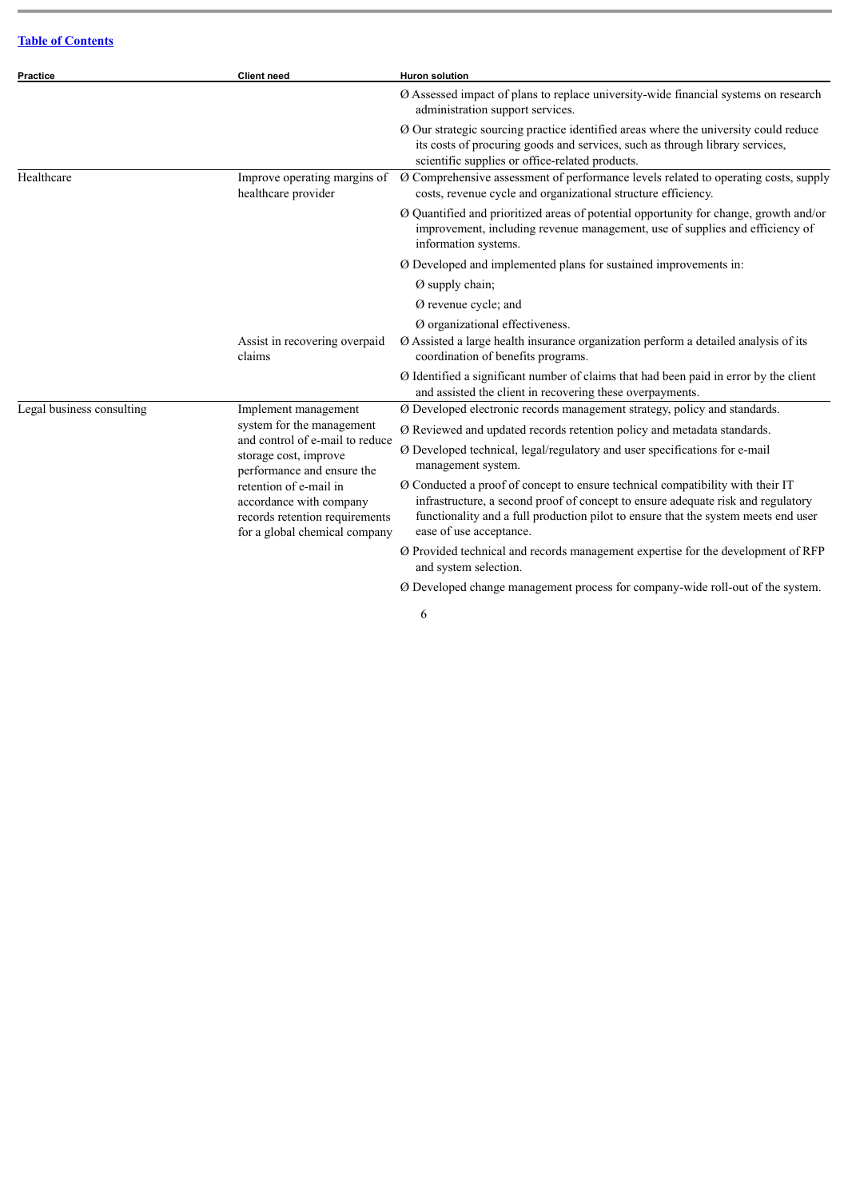[Table of Contents](#)

| Practice | Client need | Huron solution |
|---|---|---|
| | | Ø Assessed impact of plans to replace university-wide financial systems on research administration support services.<br>Ø Our strategic sourcing practice identified areas where the university could reduce its costs of procuring goods and services, such as through library services, scientific supplies or office-related products. |
| Healthcare | Improve operating margins of healthcare provider | Ø Comprehensive assessment of performance levels related to operating costs, supply costs, revenue cycle and organizational structure efficiency.<br>Ø Quantified and prioritized areas of potential opportunity for change, growth and/or improvement, including revenue management, use of supplies and efficiency of information systems.<br>Ø Developed and implemented plans for sustained improvements in:<br>Ø supply chain;<br>Ø revenue cycle; and<br>Ø organizational effectiveness. |
| | Assist in recovering overpaid claims | Ø Assisted a large health insurance organization perform a detailed analysis of its coordination of benefits programs.<br>Ø Identified a significant number of claims that had been paid in error by the client and assisted the client in recovering these overpayments. |
| Legal business consulting | Implement management system for the management and control of e-mail to reduce storage cost, improve performance and ensure the retention of e-mail in accordance with company records retention requirements for a global chemical company | Ø Developed electronic records management strategy, policy and standards.<br>Ø Reviewed and updated records retention policy and metadata standards.<br>Ø Developed technical, legal/regulatory and user specifications for e-mail management system.<br>Ø Conducted a proof of concept to ensure technical compatibility with their IT infrastructure, a second proof of concept to ensure adequate risk and regulatory functionality and a full production pilot to ensure that the system meets end user ease of use acceptance.<br>Ø Provided technical and records management expertise for the development of RFP and system selection.<br>Ø Developed change management process for company-wide roll-out of the system. |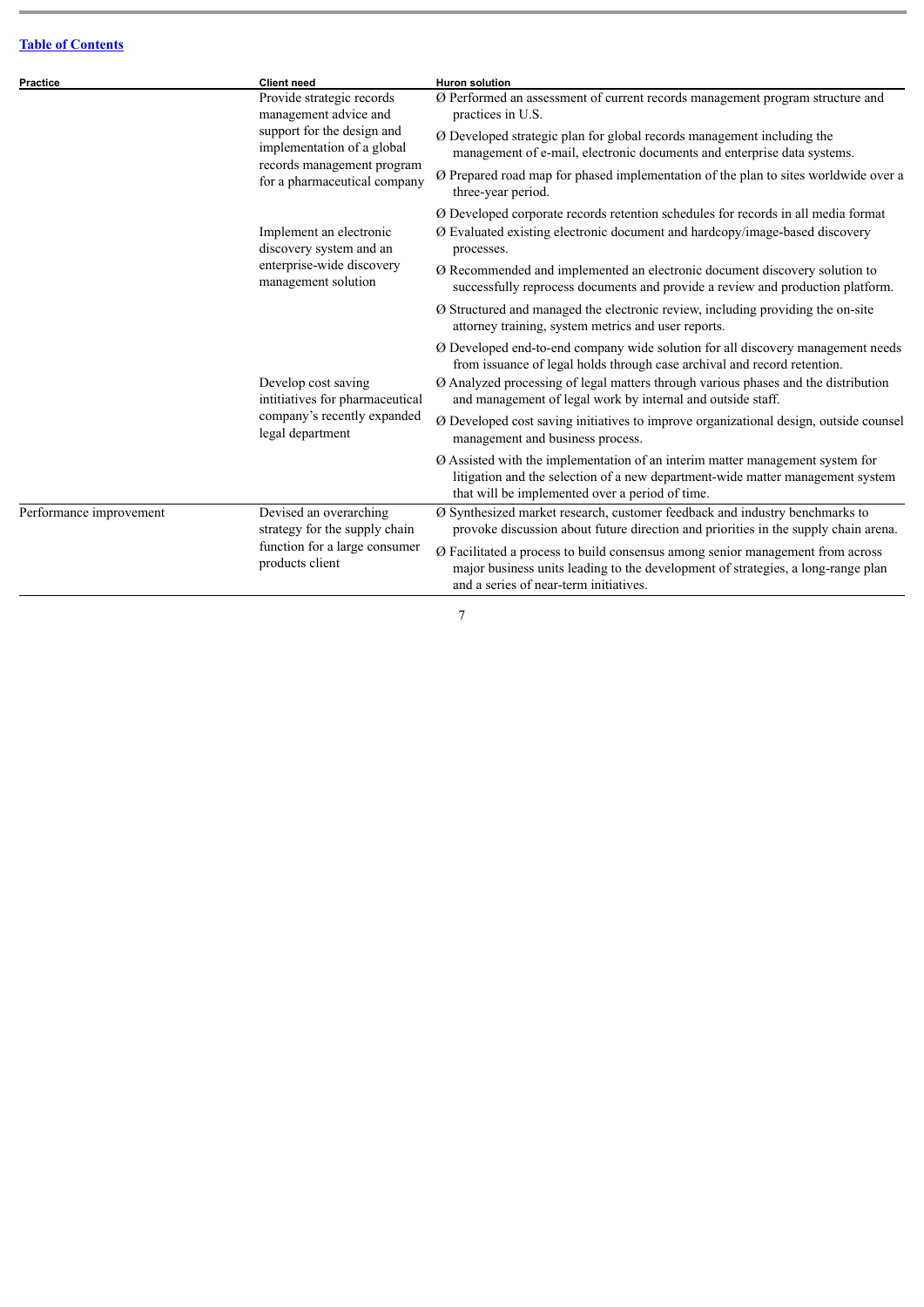[Table of Contents](#)

| Practice | Client need | Huron solution |
|---|---|---|
| | Provide strategic records management advice and support for the design and implementation of a global records management program for a pharmaceutical company | Ø Performed an assessment of current records management program structure and practices in U.S.<br>Ø Developed strategic plan for global records management including the management of e-mail, electronic documents and enterprise data systems.<br>Ø Prepared road map for phased implementation of the plan to sites worldwide over a three-year period.<br>Ø Developed corporate records retention schedules for records in all media format |
| | Implement an electronic discovery system and an enterprise-wide discovery management solution | Ø Evaluated existing electronic document and hardcopy/image-based discovery processes.<br>Ø Recommended and implemented an electronic document discovery solution to successfully reprocess documents and provide a review and production platform.<br>Ø Structured and managed the electronic review, including providing the on-site attorney training, system metrics and user reports.<br>Ø Developed end-to-end company wide solution for all discovery management needs from issuance of legal holds through case archival and record retention. |
| | Develop cost saving intitiatives for pharmaceutical company's recently expanded legal department | Ø Analyzed processing of legal matters through various phases and the distribution and management of legal work by internal and outside staff.<br>Ø Developed cost saving initiatives to improve organizational design, outside counsel management and business process.<br>Ø Assisted with the implementation of an interim matter management system for litigation and the selection of a new department-wide matter management system that will be implemented over a period of time. |
| Performance improvement | Devised an overarching strategy for the supply chain function for a large consumer products client | Ø Synthesized market research, customer feedback and industry benchmarks to provoke discussion about future direction and priorities in the supply chain arena.<br>Ø Facilitated a process to build consensus among senior management from across major business units leading to the development of strategies, a long-range plan and a series of near-term initiatives. |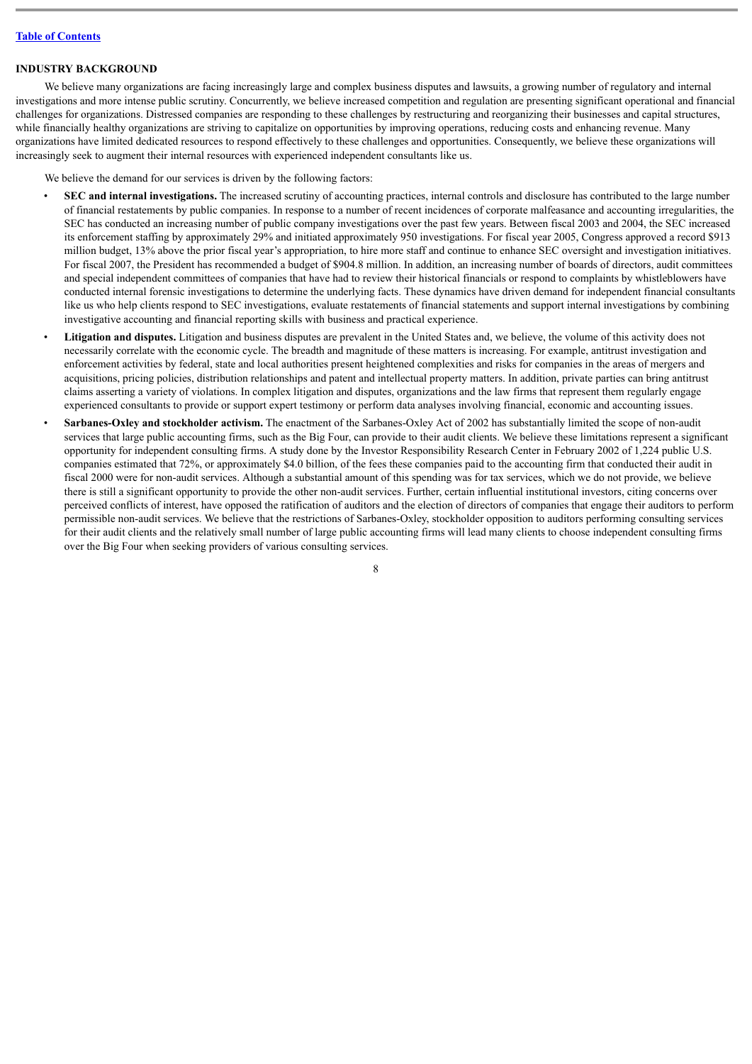## INDUSTRY BACKGROUND

We believe many organizations are facing increasingly large and complex business disputes and lawsuits, a growing number of regulatory and internal investigations and more intense public scrutiny. Concurrently, we believe increased competition and regulation are presenting significant operational and financial challenges for organizations. Distressed companies are responding to these challenges by restructuring and reorganizing their businesses and capital structures, while financially healthy organizations are striving to capitalize on opportunities by improving operations, reducing costs and enhancing revenue. Many organizations have limited dedicated resources to respond effectively to these challenges and opportunities. Consequently, we believe these organizations will increasingly seek to augment their internal resources with experienced independent consultants like us.

We believe the demand for our services is driven by the following factors:

- **SEC and internal investigations.** The increased scrutiny of accounting practices, internal controls and disclosure has contributed to the large number of financial restatements by public companies. In response to a number of recent incidences of corporate malfeasance and accounting irregularities, the SEC has conducted an increasing number of public company investigations over the past few years. Between fiscal 2003 and 2004, the SEC increased its enforcement staffing by approximately 29% and initiated approximately 950 investigations. For fiscal year 2005, Congress approved a record $913 million budget, 13% above the prior fiscal year's appropriation, to hire more staff and continue to enhance SEC oversight and investigation initiatives. For fiscal 2007, the President has recommended a budget of $904.8 million. In addition, an increasing number of boards of directors, audit committees and special independent committees of companies that have had to review their historical financials or respond to complaints by whistleblowers have conducted internal forensic investigations to determine the underlying facts. These dynamics have driven demand for independent financial consultants like us who help clients respond to SEC investigations, evaluate restatements of financial statements and support internal investigations by combining investigative accounting and financial reporting skills with business and practical experience.
- **Litigation and disputes.** Litigation and business disputes are prevalent in the United States and, we believe, the volume of this activity does not necessarily correlate with the economic cycle. The breadth and magnitude of these matters is increasing. For example, antitrust investigation and enforcement activities by federal, state and local authorities present heightened complexities and risks for companies in the areas of mergers and acquisitions, pricing policies, distribution relationships and patent and intellectual property matters. In addition, private parties can bring antitrust claims asserting a variety of violations. In complex litigation and disputes, organizations and the law firms that represent them regularly engage experienced consultants to provide or support expert testimony or perform data analyses involving financial, economic and accounting issues.
- **Sarbanes-Oxley and stockholder activism.** The enactment of the Sarbanes-Oxley Act of 2002 has substantially limited the scope of non-audit services that large public accounting firms, such as the Big Four, can provide to their audit clients. We believe these limitations represent a significant opportunity for independent consulting firms. A study done by the Investor Responsibility Research Center in February 2002 of 1,224 public U.S. companies estimated that 72%, or approximately $4.0 billion, of the fees these companies paid to the accounting firm that conducted their audit in fiscal 2000 were for non-audit services. Although a substantial amount of this spending was for tax services, which we do not provide, we believe there is still a significant opportunity to provide the other non-audit services. Further, certain influential institutional investors, citing concerns over perceived conflicts of interest, have opposed the ratification of auditors and the election of directors of companies that engage their auditors to perform permissible non-audit services. We believe that the restrictions of Sarbanes-Oxley, stockholder opposition to auditors performing consulting services for their audit clients and the relatively small number of large public accounting firms will lead many clients to choose independent consulting firms over the Big Four when seeking providers of various consulting services.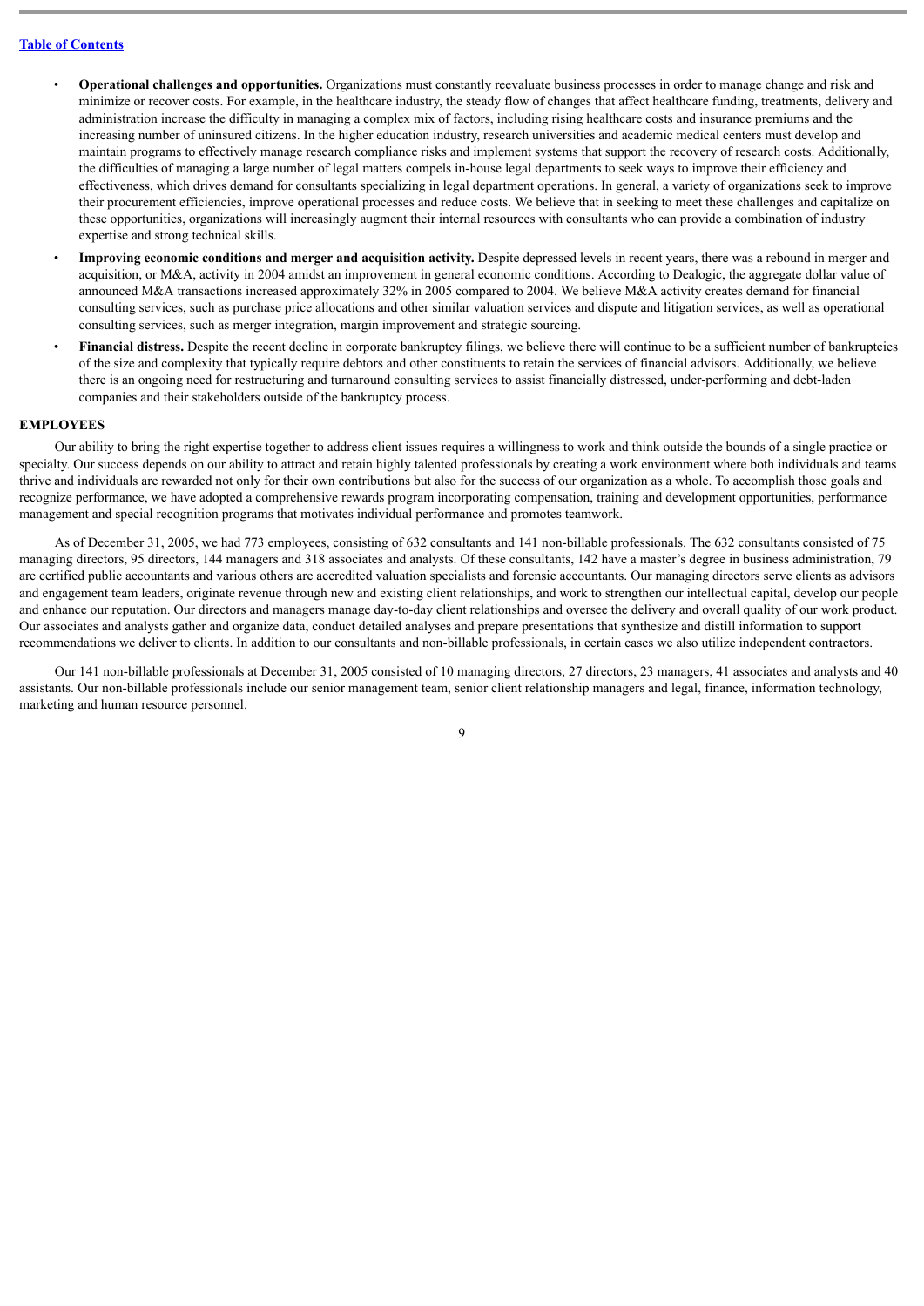- **Operational challenges and opportunities.** Organizations must constantly reevaluate business processes in order to manage change and risk and minimize or recover costs. For example, in the healthcare industry, the steady flow of changes that affect healthcare funding, treatments, delivery and administration increase the difficulty in managing a complex mix of factors, including rising healthcare costs and insurance premiums and the increasing number of uninsured citizens. In the higher education industry, research universities and academic medical centers must develop and maintain programs to effectively manage research compliance risks and implement systems that support the recovery of research costs. Additionally, the difficulties of managing a large number of legal matters compels in-house legal departments to seek ways to improve their efficiency and effectiveness, which drives demand for consultants specializing in legal department operations. In general, a variety of organizations seek to improve their procurement efficiencies, improve operational processes and reduce costs. We believe that in seeking to meet these challenges and capitalize on these opportunities, organizations will increasingly augment their internal resources with consultants who can provide a combination of industry expertise and strong technical skills.
- **Improving economic conditions and merger and acquisition activity.** Despite depressed levels in recent years, there was a rebound in merger and acquisition, or M&A, activity in 2004 amidst an improvement in general economic conditions. According to Dealogic, the aggregate dollar value of announced M&A transactions increased approximately 32% in 2005 compared to 2004. We believe M&A activity creates demand for financial consulting services, such as purchase price allocations and other similar valuation services and dispute and litigation services, as well as operational consulting services, such as merger integration, margin improvement and strategic sourcing.
- **Financial distress.** Despite the recent decline in corporate bankruptcy filings, we believe there will continue to be a sufficient number of bankruptcies of the size and complexity that typically require debtors and other constituents to retain the services of financial advisors. Additionally, we believe there is an ongoing need for restructuring and turnaround consulting services to assist financially distressed, under-performing and debt-laden companies and their stakeholders outside of the bankruptcy process.

## EMPLOYEES

Our ability to bring the right expertise together to address client issues requires a willingness to work and think outside the bounds of a single practice or specialty. Our success depends on our ability to attract and retain highly talented professionals by creating a work environment where both individuals and teams thrive and individuals are rewarded not only for their own contributions but also for the success of our organization as a whole. To accomplish those goals and recognize performance, we have adopted a comprehensive rewards program incorporating compensation, training and development opportunities, performance management and special recognition programs that motivates individual performance and promotes teamwork.

As of December 31, 2005, we had 773 employees, consisting of 632 consultants and 141 non-billable professionals. The 632 consultants consisted of 75 managing directors, 95 directors, 144 managers and 318 associates and analysts. Of these consultants, 142 have a master's degree in business administration, 79 are certified public accountants and various others are accredited valuation specialists and forensic accountants. Our managing directors serve clients as advisors and engagement team leaders, originate revenue through new and existing client relationships, and work to strengthen our intellectual capital, develop our people and enhance our reputation. Our directors and managers manage day-to-day client relationships and oversee the delivery and overall quality of our work product. Our associates and analysts gather and organize data, conduct detailed analyses and prepare presentations that synthesize and distill information to support recommendations we deliver to clients. In addition to our consultants and non-billable professionals, in certain cases we also utilize independent contractors.

Our 141 non-billable professionals at December 31, 2005 consisted of 10 managing directors, 27 directors, 23 managers, 41 associates and analysts and 40 assistants. Our non-billable professionals include our senior management team, senior client relationship managers and legal, finance, information technology, marketing and human resource personnel.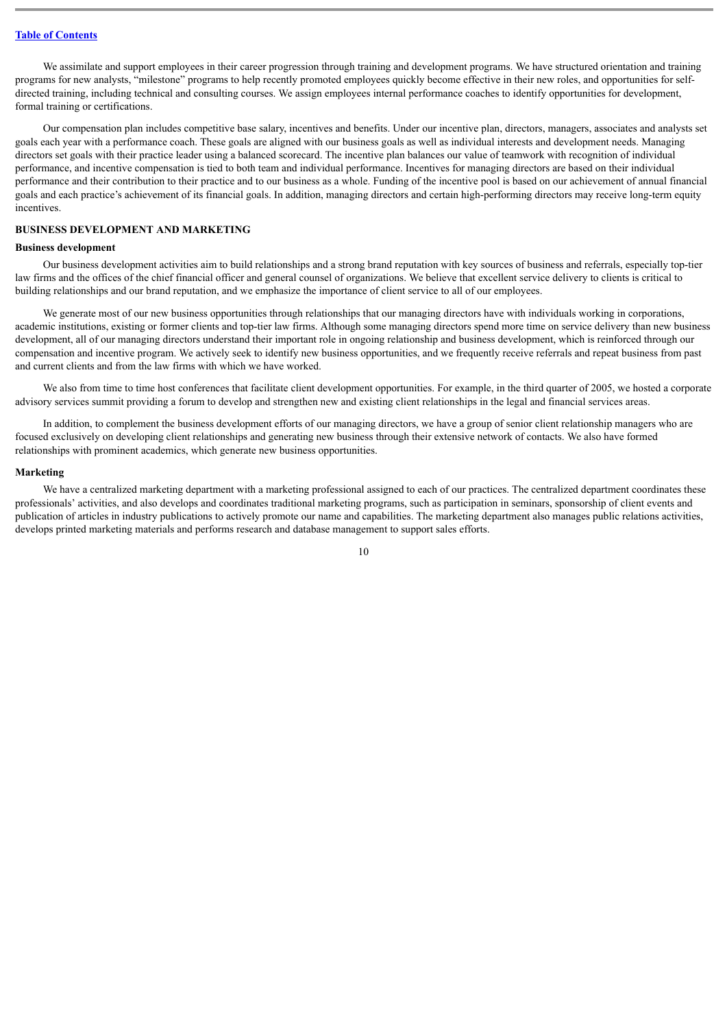We assimilate and support employees in their career progression through training and development programs. We have structured orientation and training programs for new analysts, "milestone" programs to help recently promoted employees quickly become effective in their new roles, and opportunities for self-directed training, including technical and consulting courses. We assign employees internal performance coaches to identify opportunities for development, formal training or certifications.

Our compensation plan includes competitive base salary, incentives and benefits. Under our incentive plan, directors, managers, associates and analysts set goals each year with a performance coach. These goals are aligned with our business goals as well as individual interests and development needs. Managing directors set goals with their practice leader using a balanced scorecard. The incentive plan balances our value of teamwork with recognition of individual performance, and incentive compensation is tied to both team and individual performance. Incentives for managing directors are based on their individual performance and their contribution to their practice and to our business as a whole. Funding of the incentive pool is based on our achievement of annual financial goals and each practice's achievement of its financial goals. In addition, managing directors and certain high-performing directors may receive long-term equity incentives.

## BUSINESS DEVELOPMENT AND MARKETING

### Business development

Our business development activities aim to build relationships and a strong brand reputation with key sources of business and referrals, especially top-tier law firms and the offices of the chief financial officer and general counsel of organizations. We believe that excellent service delivery to clients is critical to building relationships and our brand reputation, and we emphasize the importance of client service to all of our employees.

We generate most of our new business opportunities through relationships that our managing directors have with individuals working in corporations, academic institutions, existing or former clients and top-tier law firms. Although some managing directors spend more time on service delivery than new business development, all of our managing directors understand their important role in ongoing relationship and business development, which is reinforced through our compensation and incentive program. We actively seek to identify new business opportunities, and we frequently receive referrals and repeat business from past and current clients and from the law firms with which we have worked.

We also from time to time host conferences that facilitate client development opportunities. For example, in the third quarter of 2005, we hosted a corporate advisory services summit providing a forum to develop and strengthen new and existing client relationships in the legal and financial services areas.

In addition, to complement the business development efforts of our managing directors, we have a group of senior client relationship managers who are focused exclusively on developing client relationships and generating new business through their extensive network of contacts. We also have formed relationships with prominent academics, which generate new business opportunities.

### Marketing

We have a centralized marketing department with a marketing professional assigned to each of our practices. The centralized department coordinates these professionals' activities, and also develops and coordinates traditional marketing programs, such as participation in seminars, sponsorship of client events and publication of articles in industry publications to actively promote our name and capabilities. The marketing department also manages public relations activities, develops printed marketing materials and performs research and database management to support sales efforts.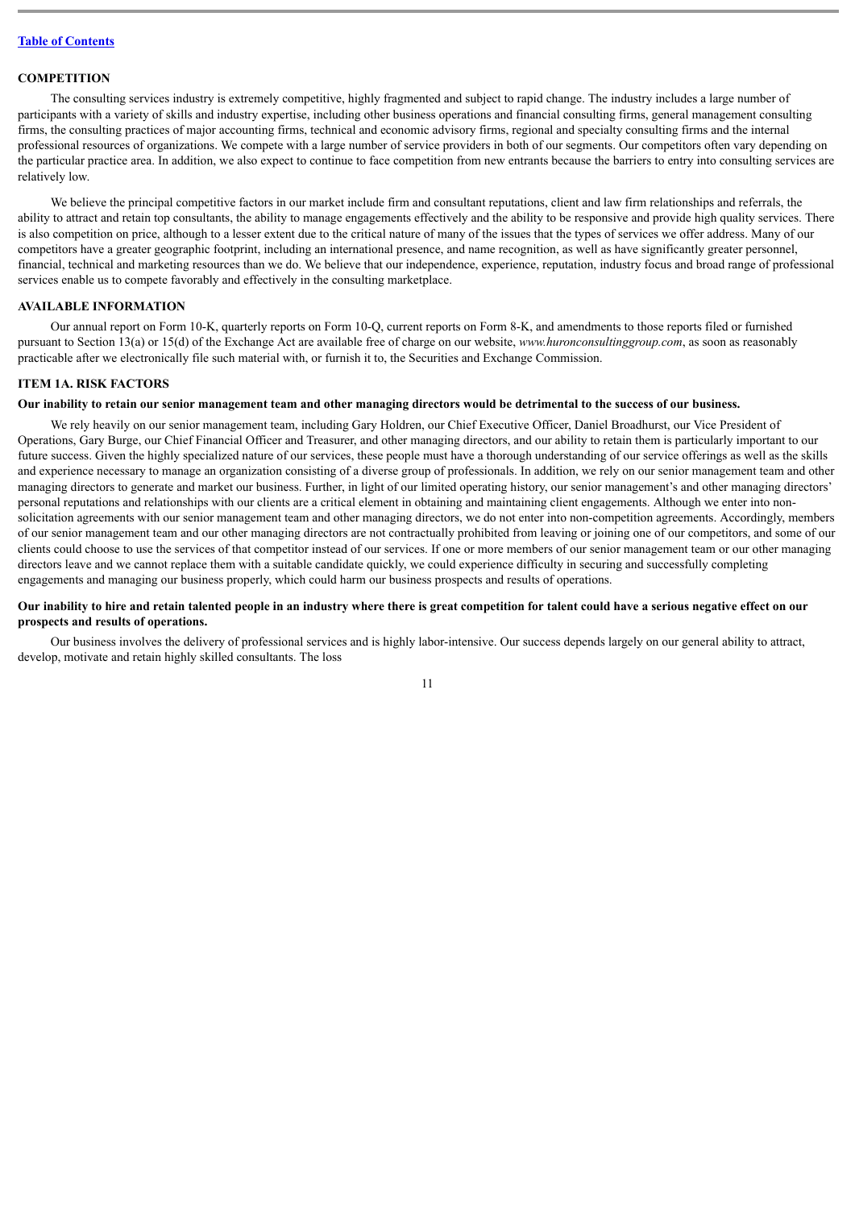## COMPETITION

The consulting services industry is extremely competitive, highly fragmented and subject to rapid change. The industry includes a large number of participants with a variety of skills and industry expertise, including other business operations and financial consulting firms, general management consulting firms, the consulting practices of major accounting firms, technical and economic advisory firms, regional and specialty consulting firms and the internal professional resources of organizations. We compete with a large number of service providers in both of our segments. Our competitors often vary depending on the particular practice area. In addition, we also expect to continue to face competition from new entrants because the barriers to entry into consulting services are relatively low.

We believe the principal competitive factors in our market include firm and consultant reputations, client and law firm relationships and referrals, the ability to attract and retain top consultants, the ability to manage engagements effectively and the ability to be responsive and provide high quality services. There is also competition on price, although to a lesser extent due to the critical nature of many of the issues that the types of services we offer address. Many of our competitors have a greater geographic footprint, including an international presence, and name recognition, as well as have significantly greater personnel, financial, technical and marketing resources than we do. We believe that our independence, experience, reputation, industry focus and broad range of professional services enable us to compete favorably and effectively in the consulting marketplace.

## AVAILABLE INFORMATION

Our annual report on Form 10-K, quarterly reports on Form 10-Q, current reports on Form 8-K, and amendments to those reports filed or furnished pursuant to Section 13(a) or 15(d) of the Exchange Act are available free of charge on our website, *www.huronconsultinggroup.com*, as soon as reasonably practicable after we electronically file such material with, or furnish it to, the Securities and Exchange Commission.

## ITEM 1A. RISK FACTORS

**Our inability to retain our senior management team and other managing directors would be detrimental to the success of our business.**

We rely heavily on our senior management team, including Gary Holdren, our Chief Executive Officer, Daniel Broadhurst, our Vice President of Operations, Gary Burge, our Chief Financial Officer and Treasurer, and other managing directors, and our ability to retain them is particularly important to our future success. Given the highly specialized nature of our services, these people must have a thorough understanding of our service offerings as well as the skills and experience necessary to manage an organization consisting of a diverse group of professionals. In addition, we rely on our senior management team and other managing directors to generate and market our business. Further, in light of our limited operating history, our senior management's and other managing directors' personal reputations and relationships with our clients are a critical element in obtaining and maintaining client engagements. Although we enter into non-solicitation agreements with our senior management team and other managing directors, we do not enter into non-competition agreements. Accordingly, members of our senior management team and our other managing directors are not contractually prohibited from leaving or joining one of our competitors, and some of our clients could choose to use the services of that competitor instead of our services. If one or more members of our senior management team or our other managing directors leave and we cannot replace them with a suitable candidate quickly, we could experience difficulty in securing and successfully completing engagements and managing our business properly, which could harm our business prospects and results of operations.

**Our inability to hire and retain talented people in an industry where there is great competition for talent could have a serious negative effect on our prospects and results of operations.**

Our business involves the delivery of professional services and is highly labor-intensive. Our success depends largely on our general ability to attract, develop, motivate and retain highly skilled consultants. The loss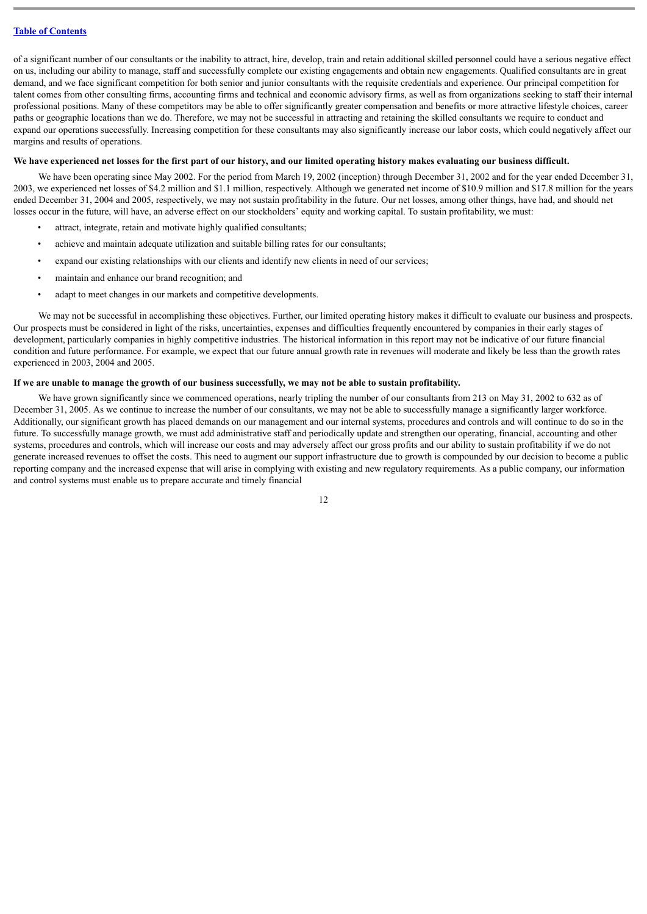of a significant number of our consultants or the inability to attract, hire, develop, train and retain additional skilled personnel could have a serious negative effect on us, including our ability to manage, staff and successfully complete our existing engagements and obtain new engagements. Qualified consultants are in great demand, and we face significant competition for both senior and junior consultants with the requisite credentials and experience. Our principal competition for talent comes from other consulting firms, accounting firms and technical and economic advisory firms, as well as from organizations seeking to staff their internal professional positions. Many of these competitors may be able to offer significantly greater compensation and benefits or more attractive lifestyle choices, career paths or geographic locations than we do. Therefore, we may not be successful in attracting and retaining the skilled consultants we require to conduct and expand our operations successfully. Increasing competition for these consultants may also significantly increase our labor costs, which could negatively affect our margins and results of operations.

**We have experienced net losses for the first part of our history, and our limited operating history makes evaluating our business difficult.**

We have been operating since May 2002. For the period from March 19, 2002 (inception) through December 31, 2002 and for the year ended December 31, 2003, we experienced net losses of $4.2 million and $1.1 million, respectively. Although we generated net income of $10.9 million and $17.8 million for the years ended December 31, 2004 and 2005, respectively, we may not sustain profitability in the future. Our net losses, among other things, have had, and should net losses occur in the future, will have, an adverse effect on our stockholders' equity and working capital. To sustain profitability, we must:

- attract, integrate, retain and motivate highly qualified consultants;
- achieve and maintain adequate utilization and suitable billing rates for our consultants;
- expand our existing relationships with our clients and identify new clients in need of our services;
- maintain and enhance our brand recognition; and
- adapt to meet changes in our markets and competitive developments.

We may not be successful in accomplishing these objectives. Further, our limited operating history makes it difficult to evaluate our business and prospects. Our prospects must be considered in light of the risks, uncertainties, expenses and difficulties frequently encountered by companies in their early stages of development, particularly companies in highly competitive industries. The historical information in this report may not be indicative of our future financial condition and future performance. For example, we expect that our future annual growth rate in revenues will moderate and likely be less than the growth rates experienced in 2003, 2004 and 2005.

**If we are unable to manage the growth of our business successfully, we may not be able to sustain profitability.**

We have grown significantly since we commenced operations, nearly tripling the number of our consultants from 213 on May 31, 2002 to 632 as of December 31, 2005. As we continue to increase the number of our consultants, we may not be able to successfully manage a significantly larger workforce. Additionally, our significant growth has placed demands on our management and our internal systems, procedures and controls and will continue to do so in the future. To successfully manage growth, we must add administrative staff and periodically update and strengthen our operating, financial, accounting and other systems, procedures and controls, which will increase our costs and may adversely affect our gross profits and our ability to sustain profitability if we do not generate increased revenues to offset the costs. This need to augment our support infrastructure due to growth is compounded by our decision to become a public reporting company and the increased expense that will arise in complying with existing and new regulatory requirements. As a public company, our information and control systems must enable us to prepare accurate and timely financial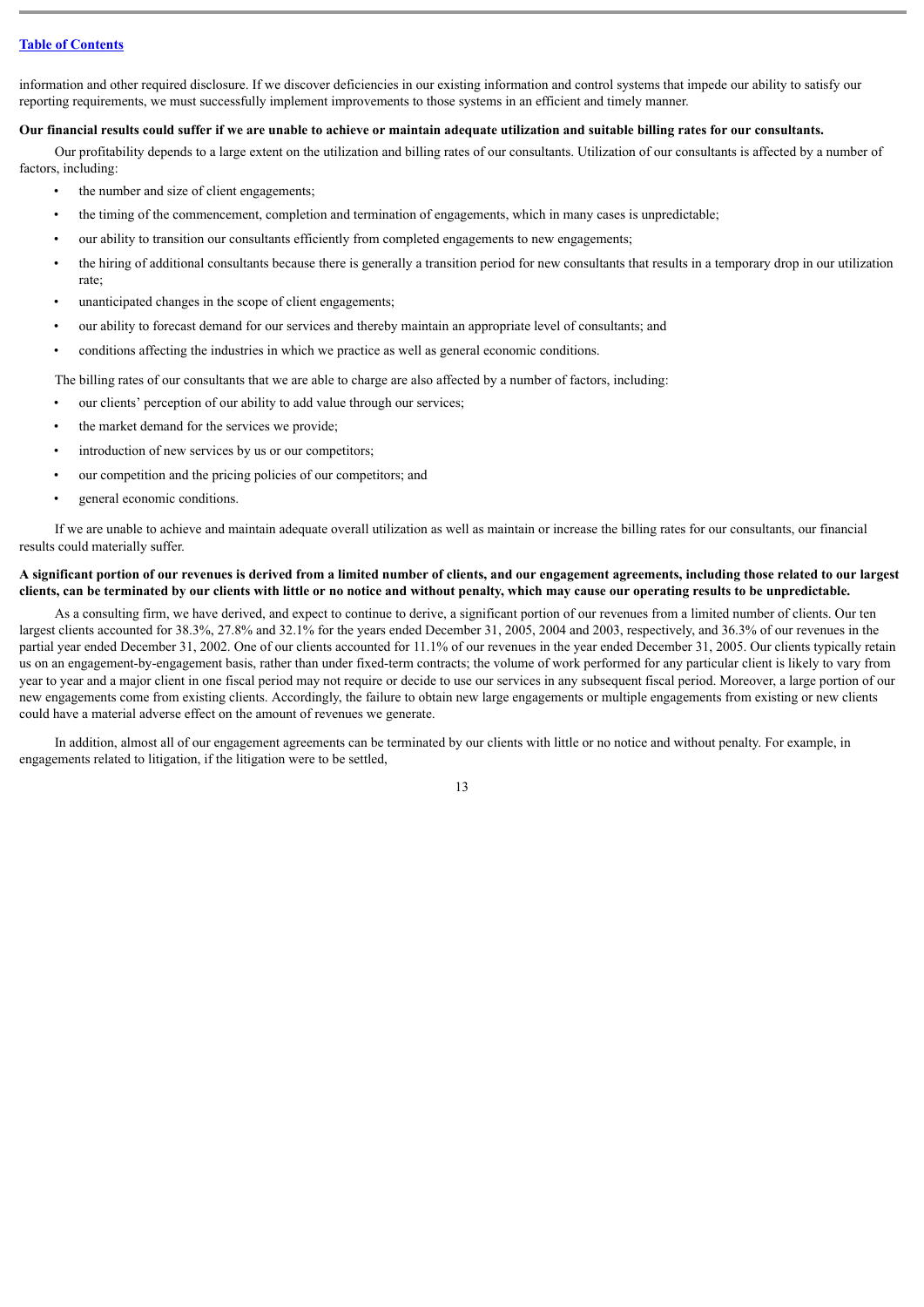information and other required disclosure. If we discover deficiencies in our existing information and control systems that impede our ability to satisfy our reporting requirements, we must successfully implement improvements to those systems in an efficient and timely manner.

**Our financial results could suffer if we are unable to achieve or maintain adequate utilization and suitable billing rates for our consultants.**

Our profitability depends to a large extent on the utilization and billing rates of our consultants. Utilization of our consultants is affected by a number of factors, including:

- the number and size of client engagements;
- the timing of the commencement, completion and termination of engagements, which in many cases is unpredictable;
- our ability to transition our consultants efficiently from completed engagements to new engagements;
- the hiring of additional consultants because there is generally a transition period for new consultants that results in a temporary drop in our utilization rate;
- unanticipated changes in the scope of client engagements;
- our ability to forecast demand for our services and thereby maintain an appropriate level of consultants; and
- conditions affecting the industries in which we practice as well as general economic conditions.

The billing rates of our consultants that we are able to charge are also affected by a number of factors, including:

- our clients' perception of our ability to add value through our services;
- the market demand for the services we provide;
- introduction of new services by us or our competitors;
- our competition and the pricing policies of our competitors; and
- general economic conditions.

If we are unable to achieve and maintain adequate overall utilization as well as maintain or increase the billing rates for our consultants, our financial results could materially suffer.

**A significant portion of our revenues is derived from a limited number of clients, and our engagement agreements, including those related to our largest clients, can be terminated by our clients with little or no notice and without penalty, which may cause our operating results to be unpredictable.**

As a consulting firm, we have derived, and expect to continue to derive, a significant portion of our revenues from a limited number of clients. Our ten largest clients accounted for 38.3%, 27.8% and 32.1% for the years ended December 31, 2005, 2004 and 2003, respectively, and 36.3% of our revenues in the partial year ended December 31, 2002. One of our clients accounted for 11.1% of our revenues in the year ended December 31, 2005. Our clients typically retain us on an engagement-by-engagement basis, rather than under fixed-term contracts; the volume of work performed for any particular client is likely to vary from year to year and a major client in one fiscal period may not require or decide to use our services in any subsequent fiscal period. Moreover, a large portion of our new engagements come from existing clients. Accordingly, the failure to obtain new large engagements or multiple engagements from existing or new clients could have a material adverse effect on the amount of revenues we generate.

In addition, almost all of our engagement agreements can be terminated by our clients with little or no notice and without penalty. For example, in engagements related to litigation, if the litigation were to be settled,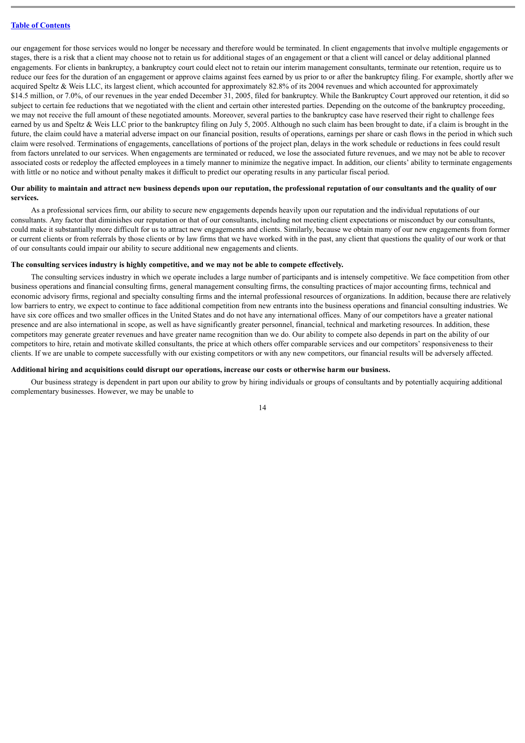our engagement for those services would no longer be necessary and therefore would be terminated. In client engagements that involve multiple engagements or stages, there is a risk that a client may choose not to retain us for additional stages of an engagement or that a client will cancel or delay additional planned engagements. For clients in bankruptcy, a bankruptcy court could elect not to retain our interim management consultants, terminate our retention, require us to reduce our fees for the duration of an engagement or approve claims against fees earned by us prior to or after the bankruptcy filing. For example, shortly after we acquired Speltz & Weis LLC, its largest client, which accounted for approximately 82.8% of its 2004 revenues and which accounted for approximately $14.5 million, or 7.0%, of our revenues in the year ended December 31, 2005, filed for bankruptcy. While the Bankruptcy Court approved our retention, it did so subject to certain fee reductions that we negotiated with the client and certain other interested parties. Depending on the outcome of the bankruptcy proceeding, we may not receive the full amount of these negotiated amounts. Moreover, several parties to the bankruptcy case have reserved their right to challenge fees earned by us and Speltz & Weis LLC prior to the bankruptcy filing on July 5, 2005. Although no such claim has been brought to date, if a claim is brought in the future, the claim could have a material adverse impact on our financial position, results of operations, earnings per share or cash flows in the period in which such claim were resolved. Terminations of engagements, cancellations of portions of the project plan, delays in the work schedule or reductions in fees could result from factors unrelated to our services. When engagements are terminated or reduced, we lose the associated future revenues, and we may not be able to recover associated costs or redeploy the affected employees in a timely manner to minimize the negative impact. In addition, our clients' ability to terminate engagements with little or no notice and without penalty makes it difficult to predict our operating results in any particular fiscal period.

**Our ability to maintain and attract new business depends upon our reputation, the professional reputation of our consultants and the quality of our services.**

As a professional services firm, our ability to secure new engagements depends heavily upon our reputation and the individual reputations of our consultants. Any factor that diminishes our reputation or that of our consultants, including not meeting client expectations or misconduct by our consultants, could make it substantially more difficult for us to attract new engagements and clients. Similarly, because we obtain many of our new engagements from former or current clients or from referrals by those clients or by law firms that we have worked with in the past, any client that questions the quality of our work or that of our consultants could impair our ability to secure additional new engagements and clients.

**The consulting services industry is highly competitive, and we may not be able to compete effectively.**

The consulting services industry in which we operate includes a large number of participants and is intensely competitive. We face competition from other business operations and financial consulting firms, general management consulting firms, the consulting practices of major accounting firms, technical and economic advisory firms, regional and specialty consulting firms and the internal professional resources of organizations. In addition, because there are relatively low barriers to entry, we expect to continue to face additional competition from new entrants into the business operations and financial consulting industries. We have six core offices and two smaller offices in the United States and do not have any international offices. Many of our competitors have a greater national presence and are also international in scope, as well as have significantly greater personnel, financial, technical and marketing resources. In addition, these competitors may generate greater revenues and have greater name recognition than we do. Our ability to compete also depends in part on the ability of our competitors to hire, retain and motivate skilled consultants, the price at which others offer comparable services and our competitors' responsiveness to their clients. If we are unable to compete successfully with our existing competitors or with any new competitors, our financial results will be adversely affected.

**Additional hiring and acquisitions could disrupt our operations, increase our costs or otherwise harm our business.**

Our business strategy is dependent in part upon our ability to grow by hiring individuals or groups of consultants and by potentially acquiring additional complementary businesses. However, we may be unable to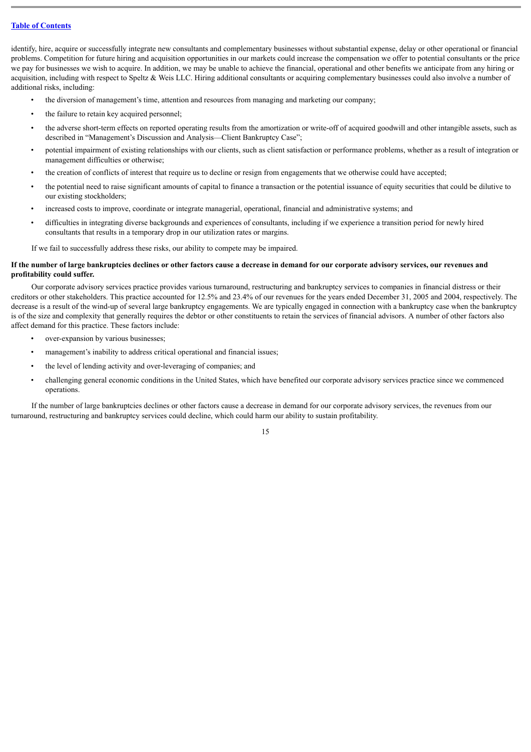identify, hire, acquire or successfully integrate new consultants and complementary businesses without substantial expense, delay or other operational or financial problems. Competition for future hiring and acquisition opportunities in our markets could increase the compensation we offer to potential consultants or the price we pay for businesses we wish to acquire. In addition, we may be unable to achieve the financial, operational and other benefits we anticipate from any hiring or acquisition, including with respect to Speltz & Weis LLC. Hiring additional consultants or acquiring complementary businesses could also involve a number of additional risks, including:

- the diversion of management's time, attention and resources from managing and marketing our company;
- the failure to retain key acquired personnel;
- the adverse short-term effects on reported operating results from the amortization or write-off of acquired goodwill and other intangible assets, such as described in "Management's Discussion and Analysis—Client Bankruptcy Case";
- potential impairment of existing relationships with our clients, such as client satisfaction or performance problems, whether as a result of integration or management difficulties or otherwise;
- the creation of conflicts of interest that require us to decline or resign from engagements that we otherwise could have accepted;
- the potential need to raise significant amounts of capital to finance a transaction or the potential issuance of equity securities that could be dilutive to our existing stockholders;
- increased costs to improve, coordinate or integrate managerial, operational, financial and administrative systems; and
- difficulties in integrating diverse backgrounds and experiences of consultants, including if we experience a transition period for newly hired consultants that results in a temporary drop in our utilization rates or margins.

If we fail to successfully address these risks, our ability to compete may be impaired.

**If the number of large bankruptcies declines or other factors cause a decrease in demand for our corporate advisory services, our revenues and profitability could suffer.**

Our corporate advisory services practice provides various turnaround, restructuring and bankruptcy services to companies in financial distress or their creditors or other stakeholders. This practice accounted for 12.5% and 23.4% of our revenues for the years ended December 31, 2005 and 2004, respectively. The decrease is a result of the wind-up of several large bankruptcy engagements. We are typically engaged in connection with a bankruptcy case when the bankruptcy is of the size and complexity that generally requires the debtor or other constituents to retain the services of financial advisors. A number of other factors also affect demand for this practice. These factors include:

- over-expansion by various businesses;
- management's inability to address critical operational and financial issues;
- the level of lending activity and over-leveraging of companies; and
- challenging general economic conditions in the United States, which have benefited our corporate advisory services practice since we commenced operations.

If the number of large bankruptcies declines or other factors cause a decrease in demand for our corporate advisory services, the revenues from our turnaround, restructuring and bankruptcy services could decline, which could harm our ability to sustain profitability.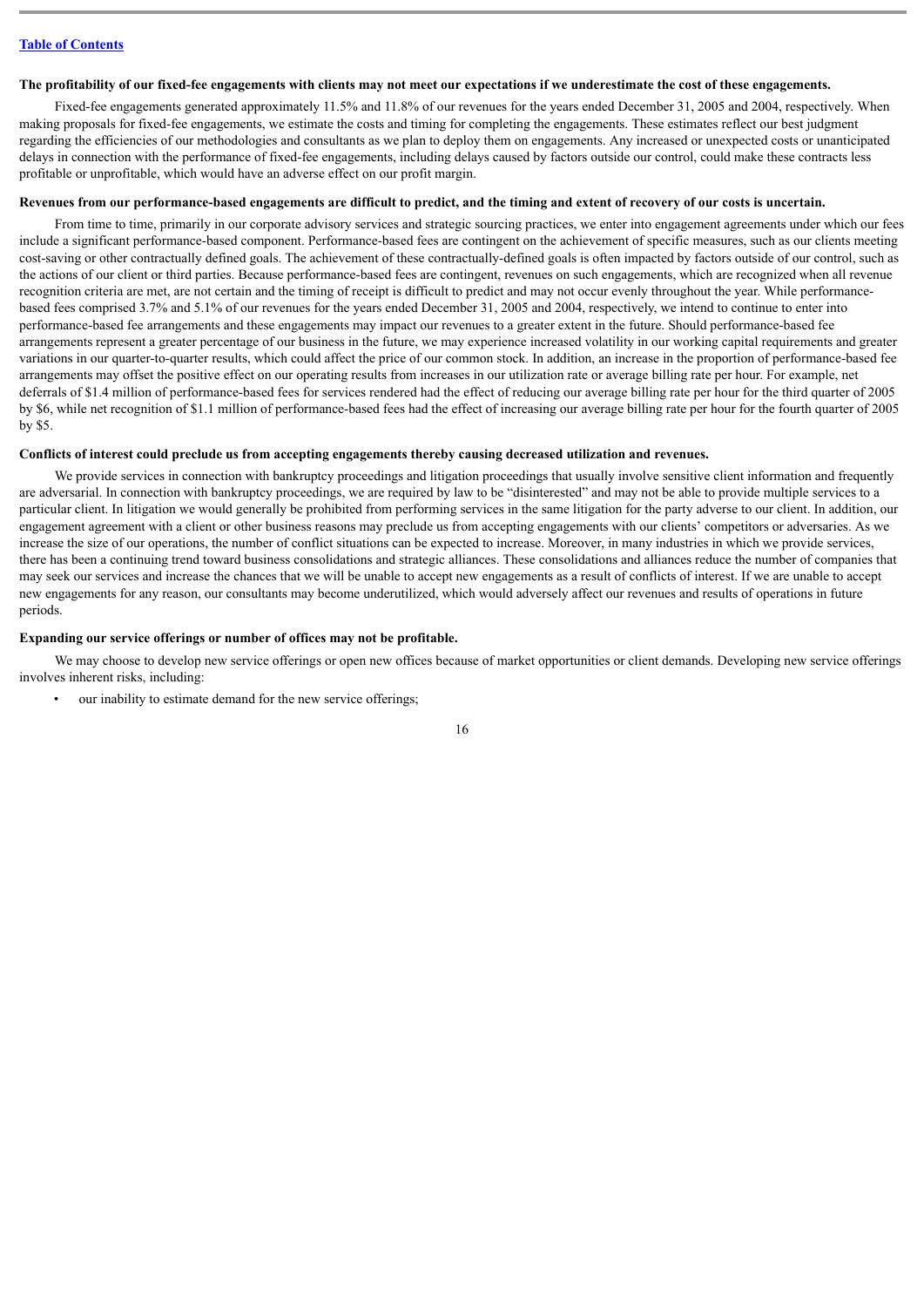**The profitability of our fixed-fee engagements with clients may not meet our expectations if we underestimate the cost of these engagements.**

Fixed-fee engagements generated approximately 11.5% and 11.8% of our revenues for the years ended December 31, 2005 and 2004, respectively. When making proposals for fixed-fee engagements, we estimate the costs and timing for completing the engagements. These estimates reflect our best judgment regarding the efficiencies of our methodologies and consultants as we plan to deploy them on engagements. Any increased or unexpected costs or unanticipated delays in connection with the performance of fixed-fee engagements, including delays caused by factors outside our control, could make these contracts less profitable or unprofitable, which would have an adverse effect on our profit margin.

**Revenues from our performance-based engagements are difficult to predict, and the timing and extent of recovery of our costs is uncertain.**

From time to time, primarily in our corporate advisory services and strategic sourcing practices, we enter into engagement agreements under which our fees include a significant performance-based component. Performance-based fees are contingent on the achievement of specific measures, such as our clients meeting cost-saving or other contractually defined goals. The achievement of these contractually-defined goals is often impacted by factors outside of our control, such as the actions of our client or third parties. Because performance-based fees are contingent, revenues on such engagements, which are recognized when all revenue recognition criteria are met, are not certain and the timing of receipt is difficult to predict and may not occur evenly throughout the year. While performance-based fees comprised 3.7% and 5.1% of our revenues for the years ended December 31, 2005 and 2004, respectively, we intend to continue to enter into performance-based fee arrangements and these engagements may impact our revenues to a greater extent in the future. Should performance-based fee arrangements represent a greater percentage of our business in the future, we may experience increased volatility in our working capital requirements and greater variations in our quarter-to-quarter results, which could affect the price of our common stock. In addition, an increase in the proportion of performance-based fee arrangements may offset the positive effect on our operating results from increases in our utilization rate or average billing rate per hour. For example, net deferrals of $1.4 million of performance-based fees for services rendered had the effect of reducing our average billing rate per hour for the third quarter of 2005 by $6, while net recognition of $1.1 million of performance-based fees had the effect of increasing our average billing rate per hour for the fourth quarter of 2005 by $5.

**Conflicts of interest could preclude us from accepting engagements thereby causing decreased utilization and revenues.**

We provide services in connection with bankruptcy proceedings and litigation proceedings that usually involve sensitive client information and frequently are adversarial. In connection with bankruptcy proceedings, we are required by law to be "disinterested" and may not be able to provide multiple services to a particular client. In litigation we would generally be prohibited from performing services in the same litigation for the party adverse to our client. In addition, our engagement agreement with a client or other business reasons may preclude us from accepting engagements with our clients' competitors or adversaries. As we increase the size of our operations, the number of conflict situations can be expected to increase. Moreover, in many industries in which we provide services, there has been a continuing trend toward business consolidations and strategic alliances. These consolidations and alliances reduce the number of companies that may seek our services and increase the chances that we will be unable to accept new engagements as a result of conflicts of interest. If we are unable to accept new engagements for any reason, our consultants may become underutilized, which would adversely affect our revenues and results of operations in future periods.

**Expanding our service offerings or number of offices may not be profitable.**

We may choose to develop new service offerings or open new offices because of market opportunities or client demands. Developing new service offerings involves inherent risks, including:

- our inability to estimate demand for the new service offerings;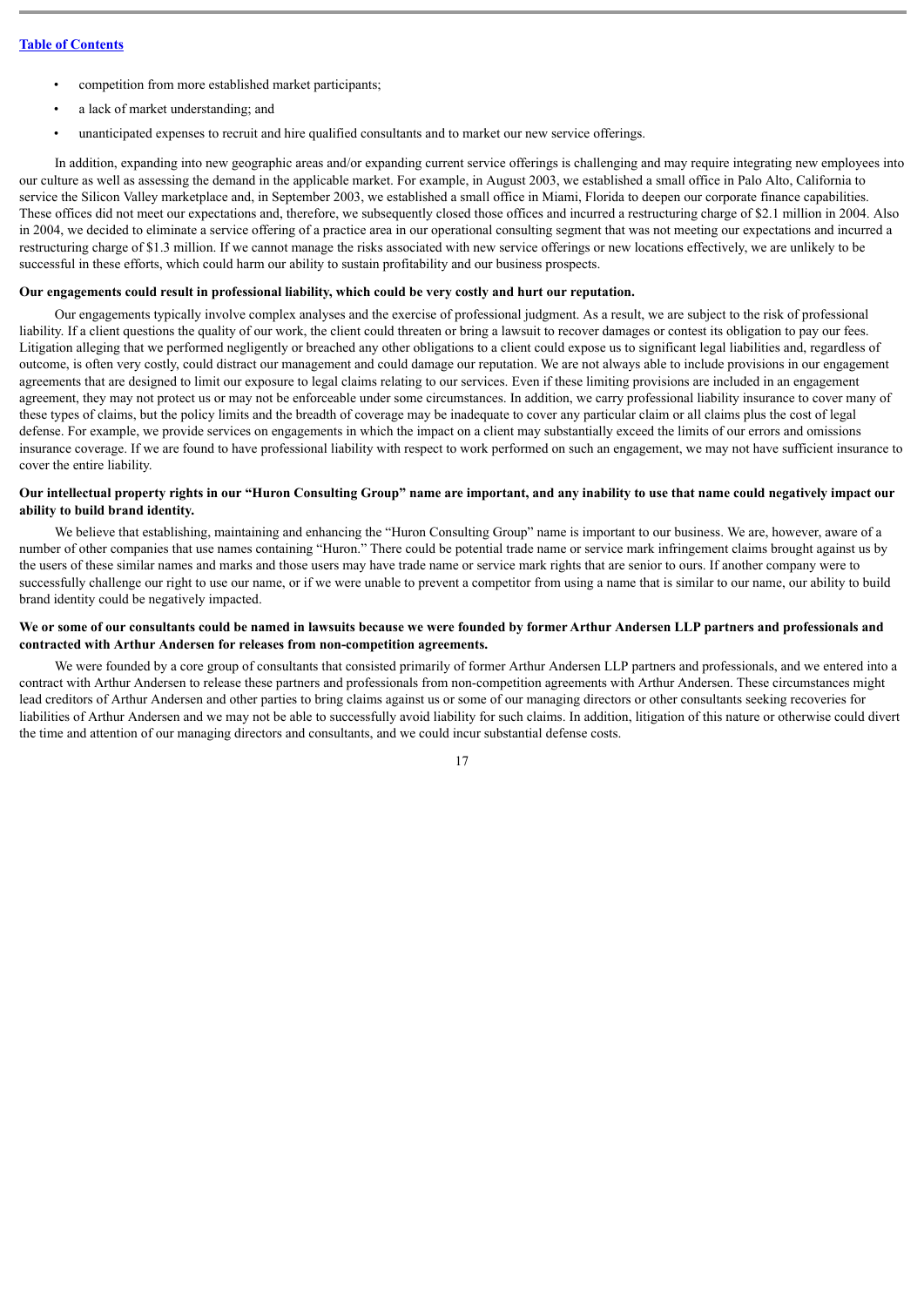- competition from more established market participants;
- a lack of market understanding; and
- unanticipated expenses to recruit and hire qualified consultants and to market our new service offerings.

In addition, expanding into new geographic areas and/or expanding current service offerings is challenging and may require integrating new employees into our culture as well as assessing the demand in the applicable market. For example, in August 2003, we established a small office in Palo Alto, California to service the Silicon Valley marketplace and, in September 2003, we established a small office in Miami, Florida to deepen our corporate finance capabilities. These offices did not meet our expectations and, therefore, we subsequently closed those offices and incurred a restructuring charge of $2.1 million in 2004. Also in 2004, we decided to eliminate a service offering of a practice area in our operational consulting segment that was not meeting our expectations and incurred a restructuring charge of $1.3 million. If we cannot manage the risks associated with new service offerings or new locations effectively, we are unlikely to be successful in these efforts, which could harm our ability to sustain profitability and our business prospects.

**Our engagements could result in professional liability, which could be very costly and hurt our reputation.**

Our engagements typically involve complex analyses and the exercise of professional judgment. As a result, we are subject to the risk of professional liability. If a client questions the quality of our work, the client could threaten or bring a lawsuit to recover damages or contest its obligation to pay our fees. Litigation alleging that we performed negligently or breached any other obligations to a client could expose us to significant legal liabilities and, regardless of outcome, is often very costly, could distract our management and could damage our reputation. We are not always able to include provisions in our engagement agreements that are designed to limit our exposure to legal claims relating to our services. Even if these limiting provisions are included in an engagement agreement, they may not protect us or may not be enforceable under some circumstances. In addition, we carry professional liability insurance to cover many of these types of claims, but the policy limits and the breadth of coverage may be inadequate to cover any particular claim or all claims plus the cost of legal defense. For example, we provide services on engagements in which the impact on a client may substantially exceed the limits of our errors and omissions insurance coverage. If we are found to have professional liability with respect to work performed on such an engagement, we may not have sufficient insurance to cover the entire liability.

**Our intellectual property rights in our "Huron Consulting Group" name are important, and any inability to use that name could negatively impact our ability to build brand identity.**

We believe that establishing, maintaining and enhancing the "Huron Consulting Group" name is important to our business. We are, however, aware of a number of other companies that use names containing "Huron." There could be potential trade name or service mark infringement claims brought against us by the users of these similar names and marks and those users may have trade name or service mark rights that are senior to ours. If another company were to successfully challenge our right to use our name, or if we were unable to prevent a competitor from using a name that is similar to our name, our ability to build brand identity could be negatively impacted.

**We or some of our consultants could be named in lawsuits because we were founded by former Arthur Andersen LLP partners and professionals and contracted with Arthur Andersen for releases from non-competition agreements.**

We were founded by a core group of consultants that consisted primarily of former Arthur Andersen LLP partners and professionals, and we entered into a contract with Arthur Andersen to release these partners and professionals from non-competition agreements with Arthur Andersen. These circumstances might lead creditors of Arthur Andersen and other parties to bring claims against us or some of our managing directors or other consultants seeking recoveries for liabilities of Arthur Andersen and we may not be able to successfully avoid liability for such claims. In addition, litigation of this nature or otherwise could divert the time and attention of our managing directors and consultants, and we could incur substantial defense costs.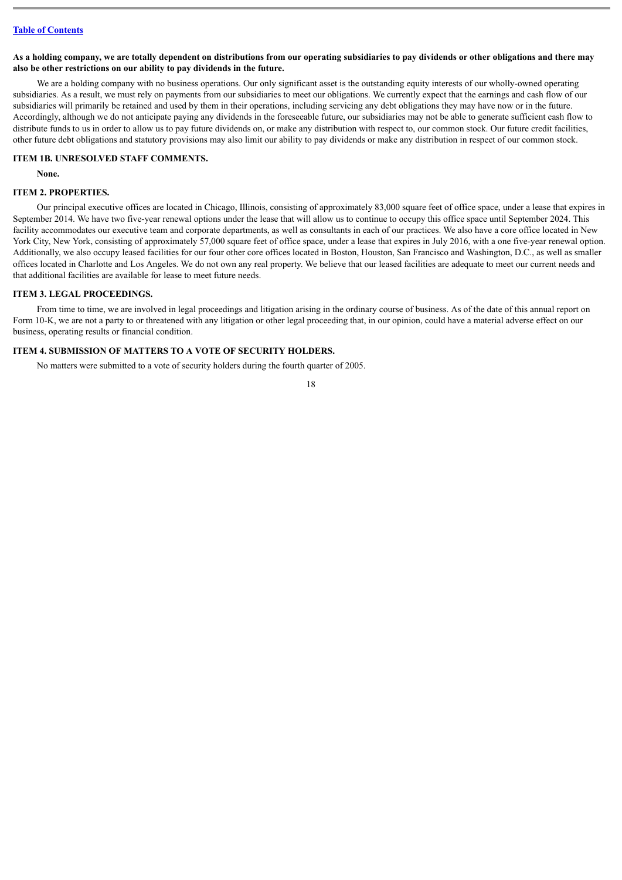**As a holding company, we are totally dependent on distributions from our operating subsidiaries to pay dividends or other obligations and there may also be other restrictions on our ability to pay dividends in the future.**

We are a holding company with no business operations. Our only significant asset is the outstanding equity interests of our wholly-owned operating subsidiaries. As a result, we must rely on payments from our subsidiaries to meet our obligations. We currently expect that the earnings and cash flow of our subsidiaries will primarily be retained and used by them in their operations, including servicing any debt obligations they may have now or in the future. Accordingly, although we do not anticipate paying any dividends in the foreseeable future, our subsidiaries may not be able to generate sufficient cash flow to distribute funds to us in order to allow us to pay future dividends on, or make any distribution with respect to, our common stock. Our future credit facilities, other future debt obligations and statutory provisions may also limit our ability to pay dividends or make any distribution in respect of our common stock.

## ITEM 1B. UNRESOLVED STAFF COMMENTS.

**None.**

## ITEM 2. PROPERTIES.

Our principal executive offices are located in Chicago, Illinois, consisting of approximately 83,000 square feet of office space, under a lease that expires in September 2014. We have two five-year renewal options under the lease that will allow us to continue to occupy this office space until September 2024. This facility accommodates our executive team and corporate departments, as well as consultants in each of our practices. We also have a core office located in New York City, New York, consisting of approximately 57,000 square feet of office space, under a lease that expires in July 2016, with a one five-year renewal option. Additionally, we also occupy leased facilities for our four other core offices located in Boston, Houston, San Francisco and Washington, D.C., as well as smaller offices located in Charlotte and Los Angeles. We do not own any real property. We believe that our leased facilities are adequate to meet our current needs and that additional facilities are available for lease to meet future needs.

## ITEM 3. LEGAL PROCEEDINGS.

From time to time, we are involved in legal proceedings and litigation arising in the ordinary course of business. As of the date of this annual report on Form 10-K, we are not a party to or threatened with any litigation or other legal proceeding that, in our opinion, could have a material adverse effect on our business, operating results or financial condition.

## ITEM 4. SUBMISSION OF MATTERS TO A VOTE OF SECURITY HOLDERS.

No matters were submitted to a vote of security holders during the fourth quarter of 2005.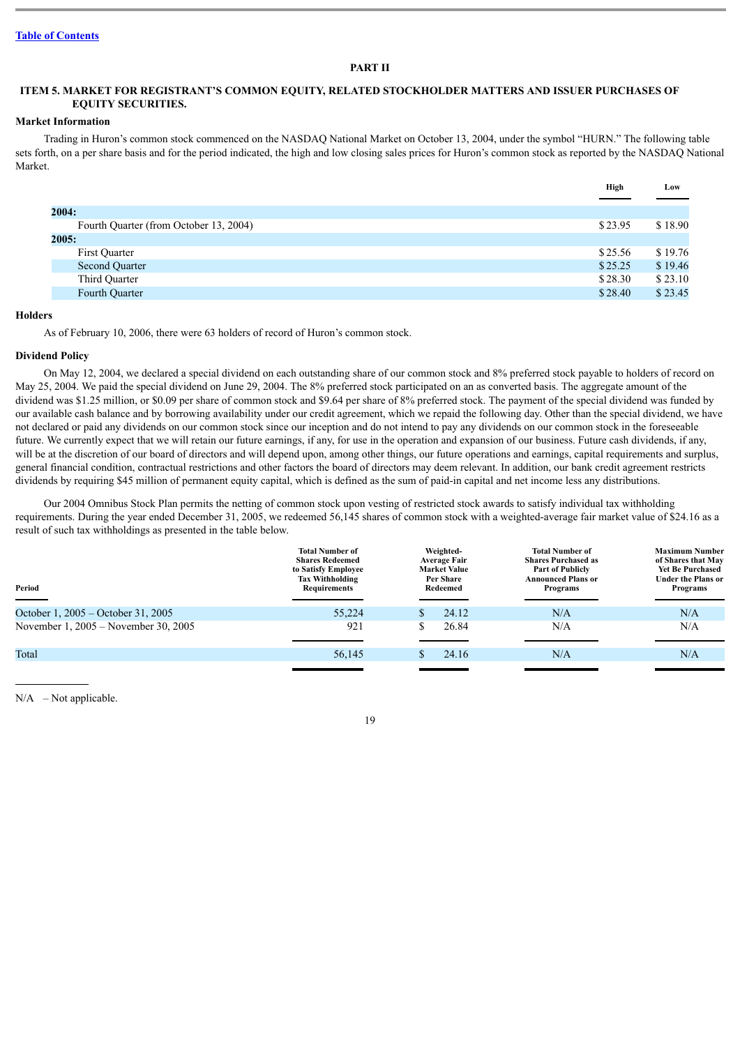[Table of Contents](#)

# PART II

## ITEM 5. MARKET FOR REGISTRANT'S COMMON EQUITY, RELATED STOCKHOLDER MATTERS AND ISSUER PURCHASES OF EQUITY SECURITIES.

### Market Information

Trading in Huron's common stock commenced on the NASDAQ National Market on October 13, 2004, under the symbol "HURN." The following table sets forth, on a per share basis and for the period indicated, the high and low closing sales prices for Huron's common stock as reported by the NASDAQ National Market.

| | High | Low |
|---|---|---|
| **2004:** | | |
| Fourth Quarter (from October 13, 2004) | $ 23.95 | $ 18.90 |
| **2005:** | | |
| First Quarter | $ 25.56 | $ 19.76 |
| Second Quarter | $ 25.25 | $ 19.46 |
| Third Quarter | $ 28.30 | $ 23.10 |
| Fourth Quarter | $ 28.40 | $ 23.45 |

### Holders

As of February 10, 2006, there were 63 holders of record of Huron's common stock.

### Dividend Policy

On May 12, 2004, we declared a special dividend on each outstanding share of our common stock and 8% preferred stock payable to holders of record on May 25, 2004. We paid the special dividend on June 29, 2004. The 8% preferred stock participated on an as converted basis. The aggregate amount of the dividend was $1.25 million, or $0.09 per share of common stock and $9.64 per share of 8% preferred stock. The payment of the special dividend was funded by our available cash balance and by borrowing availability under our credit agreement, which we repaid the following day. Other than the special dividend, we have not declared or paid any dividends on our common stock since our inception and do not intend to pay any dividends on our common stock in the foreseeable future. We currently expect that we will retain our future earnings, if any, for use in the operation and expansion of our business. Future cash dividends, if any, will be at the discretion of our board of directors and will depend upon, among other things, our future operations and earnings, capital requirements and surplus, general financial condition, contractual restrictions and other factors the board of directors may deem relevant. In addition, our bank credit agreement restricts dividends by requiring $45 million of permanent equity capital, which is defined as the sum of paid-in capital and net income less any distributions.

Our 2004 Omnibus Stock Plan permits the netting of common stock upon vesting of restricted stock awards to satisfy individual tax withholding requirements. During the year ended December 31, 2005, we redeemed 56,145 shares of common stock with a weighted-average fair market value of $24.16 as a result of such tax withholdings as presented in the table below.

| Period | Total Number of Shares Redeemed to Satisfy Employee Tax Withholding Requirements | Weighted-Average Fair Market Value Per Share Redeemed | Total Number of Shares Purchased as Part of Publicly Announced Plans or Programs | Maximum Number of Shares that May Yet Be Purchased Under the Plans or Programs |
|---|---|---|---|---|
| October 1, 2005 – October 31, 2005 | 55,224 | $ 24.12 | N/A | N/A |
| November 1, 2005 – November 30, 2005 | 921 | $ 26.84 | N/A | N/A |
| Total | 56,145 | $ 24.16 | N/A | N/A |

N/A – Not applicable.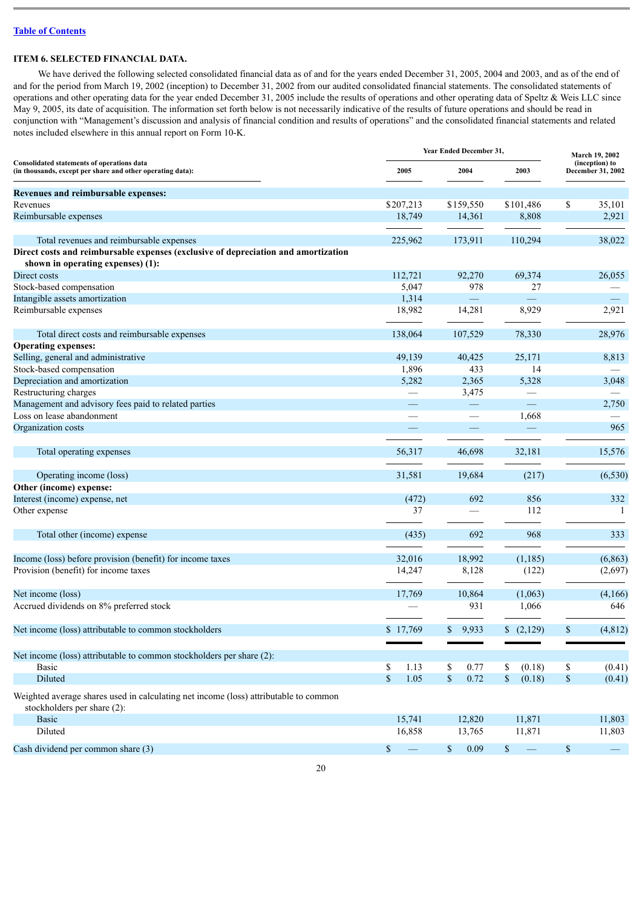[Table of Contents](#)

## ITEM 6. SELECTED FINANCIAL DATA.

We have derived the following selected consolidated financial data as of and for the years ended December 31, 2005, 2004 and 2003, and as of the end of and for the period from March 19, 2002 (inception) to December 31, 2002 from our audited consolidated financial statements. The consolidated statements of operations and other operating data for the year ended December 31, 2005 include the results of operations and other operating data of Speltz & Weis LLC since May 9, 2005, its date of acquisition. The information set forth below is not necessarily indicative of the results of future operations and should be read in conjunction with "Management's discussion and analysis of financial condition and results of operations" and the consolidated financial statements and related notes included elsewhere in this annual report on Form 10-K.

| Consolidated statements of operations data (in thousands, except per share and other operating data): | Year Ended December 31, 2005 | 2004 | 2003 | March 19, 2002 (inception) to December 31, 2002 |
|---|---|---|---|---|
| **Revenues and reimbursable expenses:** | | | | |
| Revenues | $207,213 | $159,550 | $101,486 | $ 35,101 |
| Reimbursable expenses | 18,749 | 14,361 | 8,808 | 2,921 |
| Total revenues and reimbursable expenses | 225,962 | 173,911 | 110,294 | 38,022 |
| **Direct costs and reimbursable expenses (exclusive of depreciation and amortization shown in operating expenses) (1):** | | | | |
| Direct costs | 112,721 | 92,270 | 69,374 | 26,055 |
| Stock-based compensation | 5,047 | 978 | 27 | — |
| Intangible assets amortization | 1,314 | — | — | — |
| Reimbursable expenses | 18,982 | 14,281 | 8,929 | 2,921 |
| Total direct costs and reimbursable expenses | 138,064 | 107,529 | 78,330 | 28,976 |
| **Operating expenses:** | | | | |
| Selling, general and administrative | 49,139 | 40,425 | 25,171 | 8,813 |
| Stock-based compensation | 1,896 | 433 | 14 | — |
| Depreciation and amortization | 5,282 | 2,365 | 5,328 | 3,048 |
| Restructuring charges | — | 3,475 | — | — |
| Management and advisory fees paid to related parties | — | — | — | 2,750 |
| Loss on lease abandonment | — | — | 1,668 | — |
| Organization costs | — | — | — | 965 |
| Total operating expenses | 56,317 | 46,698 | 32,181 | 15,576 |
| Operating income (loss) | 31,581 | 19,684 | (217) | (6,530) |
| **Other (income) expense:** | | | | |
| Interest (income) expense, net | (472) | 692 | 856 | 332 |
| Other expense | 37 | — | 112 | 1 |
| Total other (income) expense | (435) | 692 | 968 | 333 |
| Income (loss) before provision (benefit) for income taxes | 32,016 | 18,992 | (1,185) | (6,863) |
| Provision (benefit) for income taxes | 14,247 | 8,128 | (122) | (2,697) |
| Net income (loss) | 17,769 | 10,864 | (1,063) | (4,166) |
| Accrued dividends on 8% preferred stock | — | 931 | 1,066 | 646 |
| Net income (loss) attributable to common stockholders | $ 17,769 | $ 9,933 | $ (2,129) | $ (4,812) |
| Net income (loss) attributable to common stockholders per share (2): | | | | |
| Basic | $ 1.13 | $ 0.77 | $ (0.18) | $ (0.41) |
| Diluted | $ 1.05 | $ 0.72 | $ (0.18) | $ (0.41) |
| Weighted average shares used in calculating net income (loss) attributable to common stockholders per share (2): | | | | |
| Basic | 15,741 | 12,820 | 11,871 | 11,803 |
| Diluted | 16,858 | 13,765 | 11,871 | 11,803 |
| Cash dividend per common share (3) | $ — | $ 0.09 | $ — | $ — |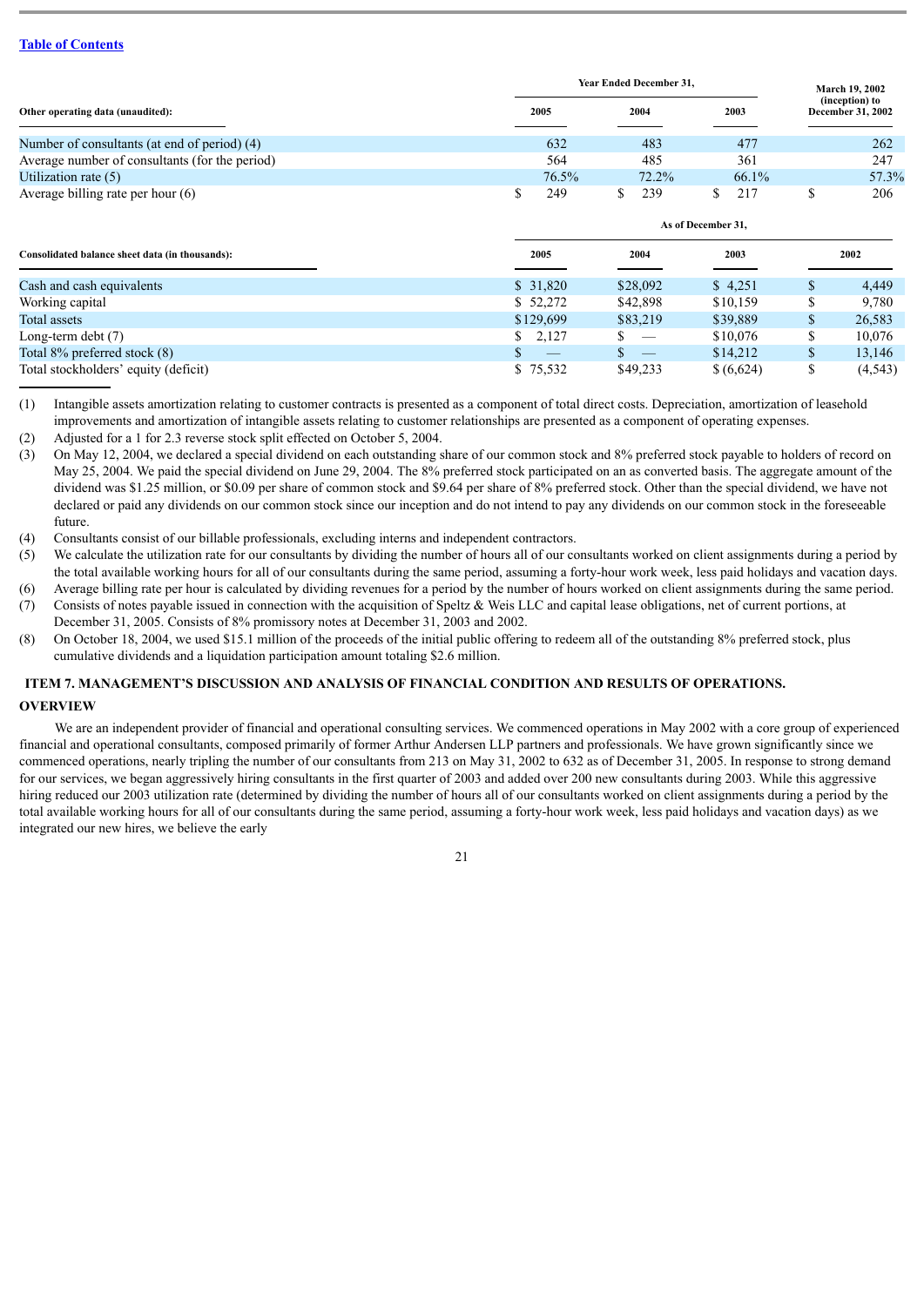[Table of Contents]

| Other operating data (unaudited): | Year Ended December 31, 2005 | Year Ended December 31, 2004 | Year Ended December 31, 2003 | March 19, 2002 (inception) to December 31, 2002 |
|---|---|---|---|---|
| Number of consultants (at end of period) (4) | 632 | 483 | 477 | 262 |
| Average number of consultants (for the period) | 564 | 485 | 361 | 247 |
| Utilization rate (5) | 76.5% | 72.2% | 66.1% | 57.3% |
| Average billing rate per hour (6) | $ 249 | $ 239 | $ 217 | $ 206 |

| Consolidated balance sheet data (in thousands): | As of December 31, 2005 | As of December 31, 2004 | As of December 31, 2003 | As of December 31, 2002 |
|---|---|---|---|---|
| Cash and cash equivalents | $ 31,820 | $28,092 | $ 4,251 | $ 4,449 |
| Working capital | $ 52,272 | $42,898 | $10,159 | $ 9,780 |
| Total assets | $129,699 | $83,219 | $39,889 | $ 26,583 |
| Long-term debt (7) | $ 2,127 | $ — | $10,076 | $ 10,076 |
| Total 8% preferred stock (8) | $ — | $ — | $14,212 | $ 13,146 |
| Total stockholders' equity (deficit) | $ 75,532 | $49,233 | $ (6,624) | $ (4,543) |

(1) Intangible assets amortization relating to customer contracts is presented as a component of total direct costs. Depreciation, amortization of leasehold improvements and amortization of intangible assets relating to customer relationships are presented as a component of operating expenses.

(2) Adjusted for a 1 for 2.3 reverse stock split effected on October 5, 2004.

(3) On May 12, 2004, we declared a special dividend on each outstanding share of our common stock and 8% preferred stock payable to holders of record on May 25, 2004. We paid the special dividend on June 29, 2004. The 8% preferred stock participated on an as converted basis. The aggregate amount of the dividend was $1.25 million, or $0.09 per share of common stock and $9.64 per share of 8% preferred stock. Other than the special dividend, we have not declared or paid any dividends on our common stock since our inception and do not intend to pay any dividends on our common stock in the foreseeable future.

(4) Consultants consist of our billable professionals, excluding interns and independent contractors.

(5) We calculate the utilization rate for our consultants by dividing the number of hours all of our consultants worked on client assignments during a period by the total available working hours for all of our consultants during the same period, assuming a forty-hour work week, less paid holidays and vacation days.

(6) Average billing rate per hour is calculated by dividing revenues for a period by the number of hours worked on client assignments during the same period.

(7) Consists of notes payable issued in connection with the acquisition of Speltz & Weis LLC and capital lease obligations, net of current portions, at December 31, 2005. Consists of 8% promissory notes at December 31, 2003 and 2002.

(8) On October 18, 2004, we used $15.1 million of the proceeds of the initial public offering to redeem all of the outstanding 8% preferred stock, plus cumulative dividends and a liquidation participation amount totaling $2.6 million.

## ITEM 7. MANAGEMENT'S DISCUSSION AND ANALYSIS OF FINANCIAL CONDITION AND RESULTS OF OPERATIONS.

### OVERVIEW

We are an independent provider of financial and operational consulting services. We commenced operations in May 2002 with a core group of experienced financial and operational consultants, composed primarily of former Arthur Andersen LLP partners and professionals. We have grown significantly since we commenced operations, nearly tripling the number of our consultants from 213 on May 31, 2002 to 632 as of December 31, 2005. In response to strong demand for our services, we began aggressively hiring consultants in the first quarter of 2003 and added over 200 new consultants during 2003. While this aggressive hiring reduced our 2003 utilization rate (determined by dividing the number of hours all of our consultants worked on client assignments during a period by the total available working hours for all of our consultants during the same period, assuming a forty-hour work week, less paid holidays and vacation days) as we integrated our new hires, we believe the early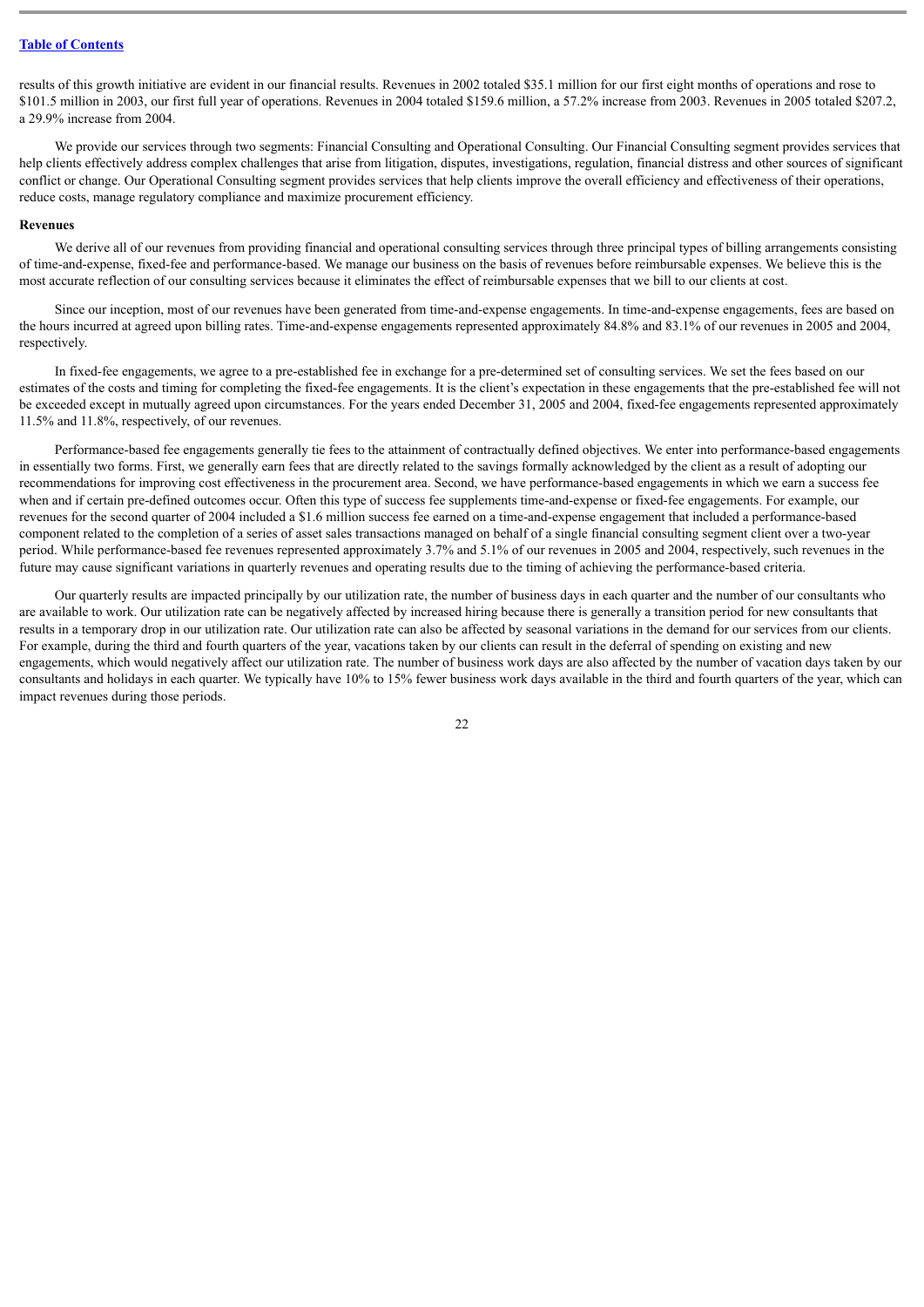results of this growth initiative are evident in our financial results. Revenues in 2002 totaled $35.1 million for our first eight months of operations and rose to $101.5 million in 2003, our first full year of operations. Revenues in 2004 totaled $159.6 million, a 57.2% increase from 2003. Revenues in 2005 totaled $207.2, a 29.9% increase from 2004.

We provide our services through two segments: Financial Consulting and Operational Consulting. Our Financial Consulting segment provides services that help clients effectively address complex challenges that arise from litigation, disputes, investigations, regulation, financial distress and other sources of significant conflict or change. Our Operational Consulting segment provides services that help clients improve the overall efficiency and effectiveness of their operations, reduce costs, manage regulatory compliance and maximize procurement efficiency.

**Revenues**

We derive all of our revenues from providing financial and operational consulting services through three principal types of billing arrangements consisting of time-and-expense, fixed-fee and performance-based. We manage our business on the basis of revenues before reimbursable expenses. We believe this is the most accurate reflection of our consulting services because it eliminates the effect of reimbursable expenses that we bill to our clients at cost.

Since our inception, most of our revenues have been generated from time-and-expense engagements. In time-and-expense engagements, fees are based on the hours incurred at agreed upon billing rates. Time-and-expense engagements represented approximately 84.8% and 83.1% of our revenues in 2005 and 2004, respectively.

In fixed-fee engagements, we agree to a pre-established fee in exchange for a pre-determined set of consulting services. We set the fees based on our estimates of the costs and timing for completing the fixed-fee engagements. It is the client's expectation in these engagements that the pre-established fee will not be exceeded except in mutually agreed upon circumstances. For the years ended December 31, 2005 and 2004, fixed-fee engagements represented approximately 11.5% and 11.8%, respectively, of our revenues.

Performance-based fee engagements generally tie fees to the attainment of contractually defined objectives. We enter into performance-based engagements in essentially two forms. First, we generally earn fees that are directly related to the savings formally acknowledged by the client as a result of adopting our recommendations for improving cost effectiveness in the procurement area. Second, we have performance-based engagements in which we earn a success fee when and if certain pre-defined outcomes occur. Often this type of success fee supplements time-and-expense or fixed-fee engagements. For example, our revenues for the second quarter of 2004 included a $1.6 million success fee earned on a time-and-expense engagement that included a performance-based component related to the completion of a series of asset sales transactions managed on behalf of a single financial consulting segment client over a two-year period. While performance-based fee revenues represented approximately 3.7% and 5.1% of our revenues in 2005 and 2004, respectively, such revenues in the future may cause significant variations in quarterly revenues and operating results due to the timing of achieving the performance-based criteria.

Our quarterly results are impacted principally by our utilization rate, the number of business days in each quarter and the number of our consultants who are available to work. Our utilization rate can be negatively affected by increased hiring because there is generally a transition period for new consultants that results in a temporary drop in our utilization rate. Our utilization rate can also be affected by seasonal variations in the demand for our services from our clients. For example, during the third and fourth quarters of the year, vacations taken by our clients can result in the deferral of spending on existing and new engagements, which would negatively affect our utilization rate. The number of business work days are also affected by the number of vacation days taken by our consultants and holidays in each quarter. We typically have 10% to 15% fewer business work days available in the third and fourth quarters of the year, which can impact revenues during those periods.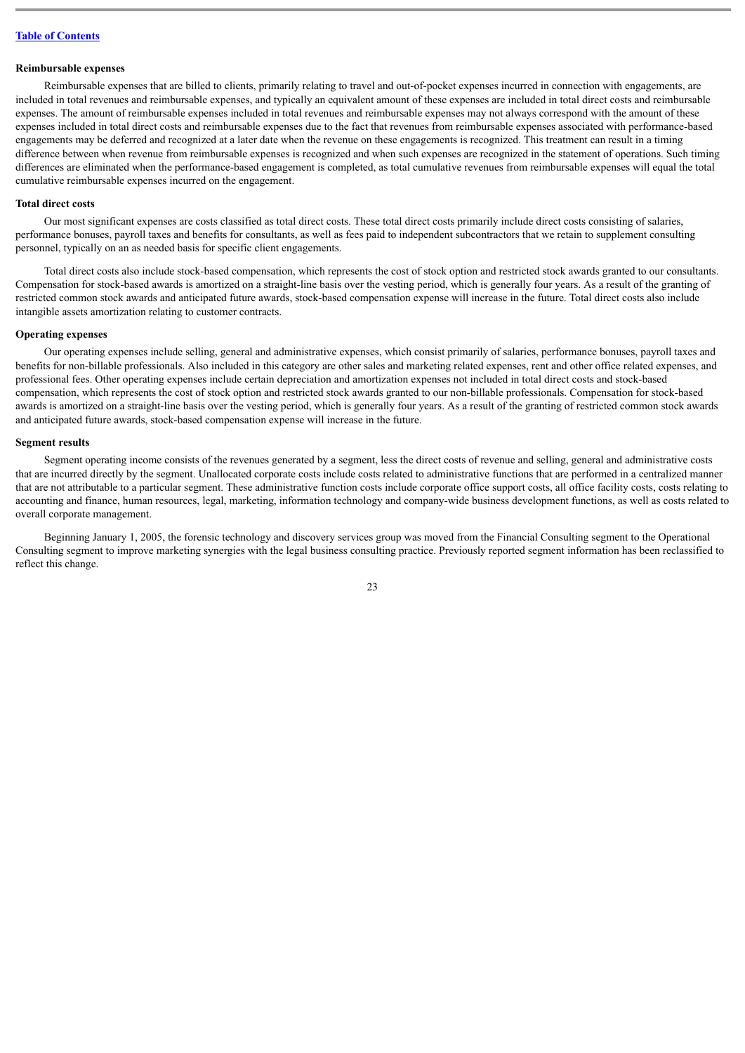**Reimbursable expenses**

Reimbursable expenses that are billed to clients, primarily relating to travel and out-of-pocket expenses incurred in connection with engagements, are included in total revenues and reimbursable expenses, and typically an equivalent amount of these expenses are included in total direct costs and reimbursable expenses. The amount of reimbursable expenses included in total revenues and reimbursable expenses may not always correspond with the amount of these expenses included in total direct costs and reimbursable expenses due to the fact that revenues from reimbursable expenses associated with performance-based engagements may be deferred and recognized at a later date when the revenue on these engagements is recognized. This treatment can result in a timing difference between when revenue from reimbursable expenses is recognized and when such expenses are recognized in the statement of operations. Such timing differences are eliminated when the performance-based engagement is completed, as total cumulative revenues from reimbursable expenses will equal the total cumulative reimbursable expenses incurred on the engagement.

**Total direct costs**

Our most significant expenses are costs classified as total direct costs. These total direct costs primarily include direct costs consisting of salaries, performance bonuses, payroll taxes and benefits for consultants, as well as fees paid to independent subcontractors that we retain to supplement consulting personnel, typically on an as needed basis for specific client engagements.

Total direct costs also include stock-based compensation, which represents the cost of stock option and restricted stock awards granted to our consultants. Compensation for stock-based awards is amortized on a straight-line basis over the vesting period, which is generally four years. As a result of the granting of restricted common stock awards and anticipated future awards, stock-based compensation expense will increase in the future. Total direct costs also include intangible assets amortization relating to customer contracts.

**Operating expenses**

Our operating expenses include selling, general and administrative expenses, which consist primarily of salaries, performance bonuses, payroll taxes and benefits for non-billable professionals. Also included in this category are other sales and marketing related expenses, rent and other office related expenses, and professional fees. Other operating expenses include certain depreciation and amortization expenses not included in total direct costs and stock-based compensation, which represents the cost of stock option and restricted stock awards granted to our non-billable professionals. Compensation for stock-based awards is amortized on a straight-line basis over the vesting period, which is generally four years. As a result of the granting of restricted common stock awards and anticipated future awards, stock-based compensation expense will increase in the future.

**Segment results**

Segment operating income consists of the revenues generated by a segment, less the direct costs of revenue and selling, general and administrative costs that are incurred directly by the segment. Unallocated corporate costs include costs related to administrative functions that are performed in a centralized manner that are not attributable to a particular segment. These administrative function costs include corporate office support costs, all office facility costs, costs relating to accounting and finance, human resources, legal, marketing, information technology and company-wide business development functions, as well as costs related to overall corporate management.

Beginning January 1, 2005, the forensic technology and discovery services group was moved from the Financial Consulting segment to the Operational Consulting segment to improve marketing synergies with the legal business consulting practice. Previously reported segment information has been reclassified to reflect this change.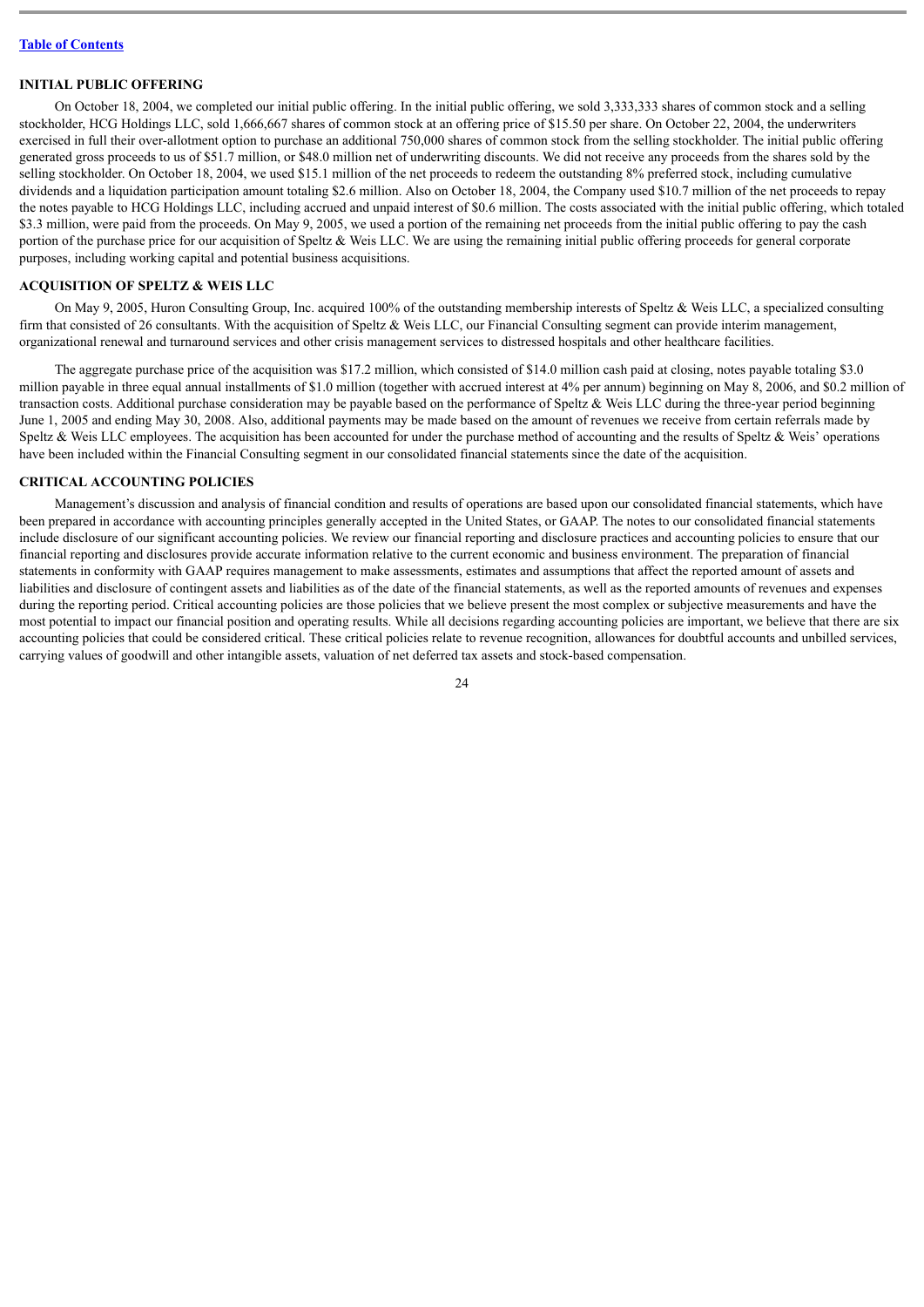## INITIAL PUBLIC OFFERING

On October 18, 2004, we completed our initial public offering. In the initial public offering, we sold 3,333,333 shares of common stock and a selling stockholder, HCG Holdings LLC, sold 1,666,667 shares of common stock at an offering price of $15.50 per share. On October 22, 2004, the underwriters exercised in full their over-allotment option to purchase an additional 750,000 shares of common stock from the selling stockholder. The initial public offering generated gross proceeds to us of $51.7 million, or $48.0 million net of underwriting discounts. We did not receive any proceeds from the shares sold by the selling stockholder. On October 18, 2004, we used $15.1 million of the net proceeds to redeem the outstanding 8% preferred stock, including cumulative dividends and a liquidation participation amount totaling $2.6 million. Also on October 18, 2004, the Company used $10.7 million of the net proceeds to repay the notes payable to HCG Holdings LLC, including accrued and unpaid interest of $0.6 million. The costs associated with the initial public offering, which totaled $3.3 million, were paid from the proceeds. On May 9, 2005, we used a portion of the remaining net proceeds from the initial public offering to pay the cash portion of the purchase price for our acquisition of Speltz & Weis LLC. We are using the remaining initial public offering proceeds for general corporate purposes, including working capital and potential business acquisitions.

## ACQUISITION OF SPELTZ & WEIS LLC

On May 9, 2005, Huron Consulting Group, Inc. acquired 100% of the outstanding membership interests of Speltz & Weis LLC, a specialized consulting firm that consisted of 26 consultants. With the acquisition of Speltz & Weis LLC, our Financial Consulting segment can provide interim management, organizational renewal and turnaround services and other crisis management services to distressed hospitals and other healthcare facilities.

The aggregate purchase price of the acquisition was $17.2 million, which consisted of $14.0 million cash paid at closing, notes payable totaling $3.0 million payable in three equal annual installments of $1.0 million (together with accrued interest at 4% per annum) beginning on May 8, 2006, and $0.2 million of transaction costs. Additional purchase consideration may be payable based on the performance of Speltz & Weis LLC during the three-year period beginning June 1, 2005 and ending May 30, 2008. Also, additional payments may be made based on the amount of revenues we receive from certain referrals made by Speltz & Weis LLC employees. The acquisition has been accounted for under the purchase method of accounting and the results of Speltz & Weis' operations have been included within the Financial Consulting segment in our consolidated financial statements since the date of the acquisition.

## CRITICAL ACCOUNTING POLICIES

Management's discussion and analysis of financial condition and results of operations are based upon our consolidated financial statements, which have been prepared in accordance with accounting principles generally accepted in the United States, or GAAP. The notes to our consolidated financial statements include disclosure of our significant accounting policies. We review our financial reporting and disclosure practices and accounting policies to ensure that our financial reporting and disclosures provide accurate information relative to the current economic and business environment. The preparation of financial statements in conformity with GAAP requires management to make assessments, estimates and assumptions that affect the reported amount of assets and liabilities and disclosure of contingent assets and liabilities as of the date of the financial statements, as well as the reported amounts of revenues and expenses during the reporting period. Critical accounting policies are those policies that we believe present the most complex or subjective measurements and have the most potential to impact our financial position and operating results. While all decisions regarding accounting policies are important, we believe that there are six accounting policies that could be considered critical. These critical policies relate to revenue recognition, allowances for doubtful accounts and unbilled services, carrying values of goodwill and other intangible assets, valuation of net deferred tax assets and stock-based compensation.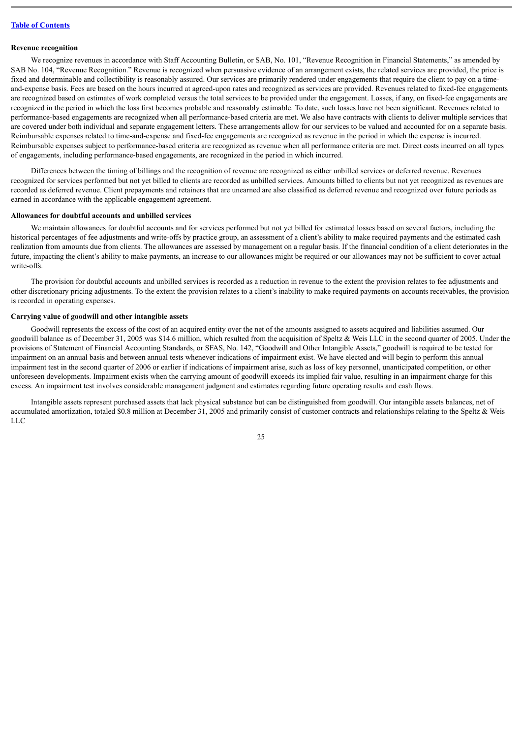#### Revenue recognition

We recognize revenues in accordance with Staff Accounting Bulletin, or SAB, No. 101, "Revenue Recognition in Financial Statements," as amended by SAB No. 104, "Revenue Recognition." Revenue is recognized when persuasive evidence of an arrangement exists, the related services are provided, the price is fixed and determinable and collectibility is reasonably assured. Our services are primarily rendered under engagements that require the client to pay on a time-and-expense basis. Fees are based on the hours incurred at agreed-upon rates and recognized as services are provided. Revenues related to fixed-fee engagements are recognized based on estimates of work completed versus the total services to be provided under the engagement. Losses, if any, on fixed-fee engagements are recognized in the period in which the loss first becomes probable and reasonably estimable. To date, such losses have not been significant. Revenues related to performance-based engagements are recognized when all performance-based criteria are met. We also have contracts with clients to deliver multiple services that are covered under both individual and separate engagement letters. These arrangements allow for our services to be valued and accounted for on a separate basis. Reimbursable expenses related to time-and-expense and fixed-fee engagements are recognized as revenue in the period in which the expense is incurred. Reimbursable expenses subject to performance-based criteria are recognized as revenue when all performance criteria are met. Direct costs incurred on all types of engagements, including performance-based engagements, are recognized in the period in which incurred.

Differences between the timing of billings and the recognition of revenue are recognized as either unbilled services or deferred revenue. Revenues recognized for services performed but not yet billed to clients are recorded as unbilled services. Amounts billed to clients but not yet recognized as revenues are recorded as deferred revenue. Client prepayments and retainers that are unearned are also classified as deferred revenue and recognized over future periods as earned in accordance with the applicable engagement agreement.

#### Allowances for doubtful accounts and unbilled services

We maintain allowances for doubtful accounts and for services performed but not yet billed for estimated losses based on several factors, including the historical percentages of fee adjustments and write-offs by practice group, an assessment of a client's ability to make required payments and the estimated cash realization from amounts due from clients. The allowances are assessed by management on a regular basis. If the financial condition of a client deteriorates in the future, impacting the client's ability to make payments, an increase to our allowances might be required or our allowances may not be sufficient to cover actual write-offs.

The provision for doubtful accounts and unbilled services is recorded as a reduction in revenue to the extent the provision relates to fee adjustments and other discretionary pricing adjustments. To the extent the provision relates to a client's inability to make required payments on accounts receivables, the provision is recorded in operating expenses.

#### Carrying value of goodwill and other intangible assets

Goodwill represents the excess of the cost of an acquired entity over the net of the amounts assigned to assets acquired and liabilities assumed. Our goodwill balance as of December 31, 2005 was $14.6 million, which resulted from the acquisition of Speltz & Weis LLC in the second quarter of 2005. Under the provisions of Statement of Financial Accounting Standards, or SFAS, No. 142, "Goodwill and Other Intangible Assets," goodwill is required to be tested for impairment on an annual basis and between annual tests whenever indications of impairment exist. We have elected and will begin to perform this annual impairment test in the second quarter of 2006 or earlier if indications of impairment arise, such as loss of key personnel, unanticipated competition, or other unforeseen developments. Impairment exists when the carrying amount of goodwill exceeds its implied fair value, resulting in an impairment charge for this excess. An impairment test involves considerable management judgment and estimates regarding future operating results and cash flows.

Intangible assets represent purchased assets that lack physical substance but can be distinguished from goodwill. Our intangible assets balances, net of accumulated amortization, totaled $0.8 million at December 31, 2005 and primarily consist of customer contracts and relationships relating to the Speltz & Weis LLC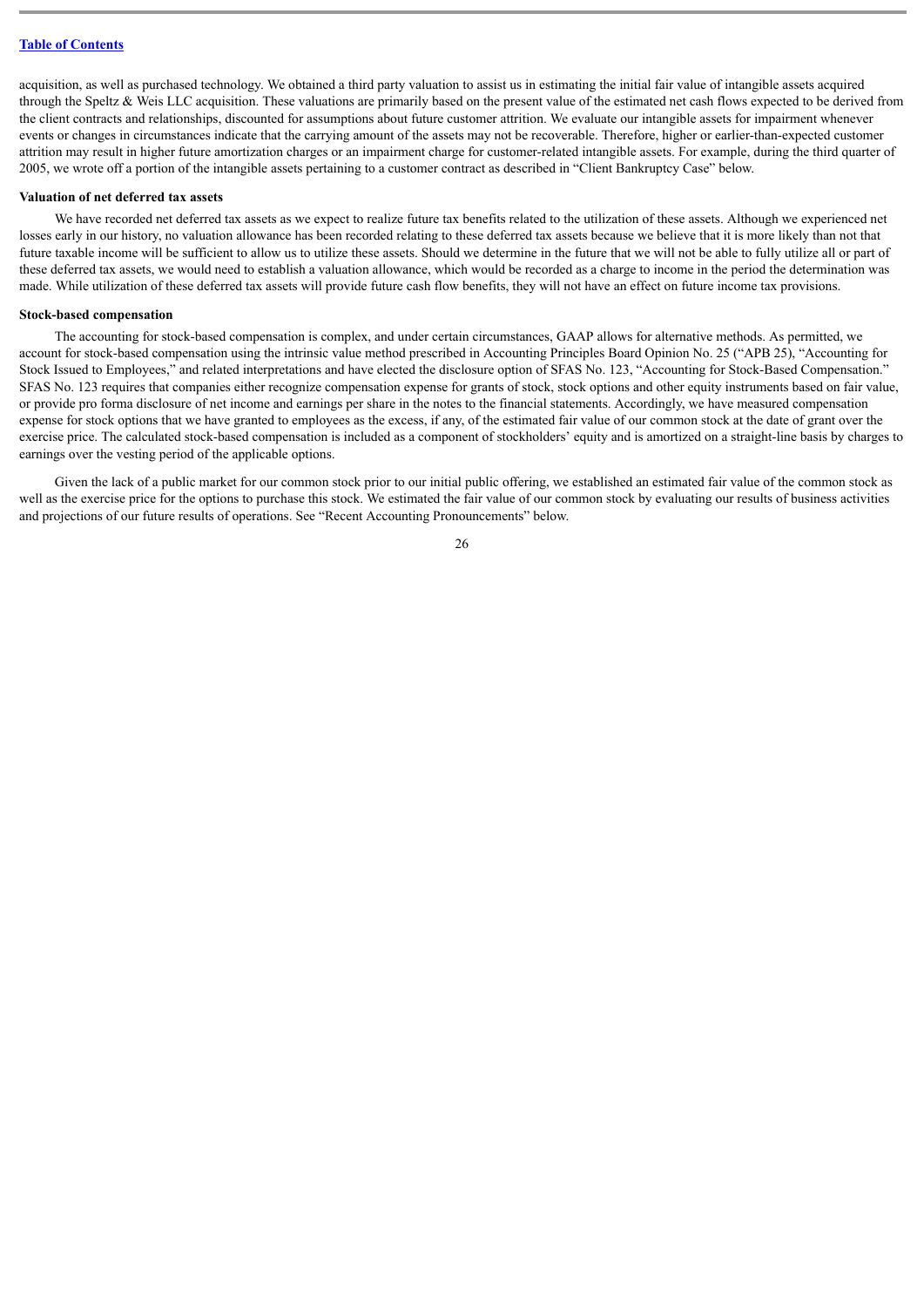acquisition, as well as purchased technology. We obtained a third party valuation to assist us in estimating the initial fair value of intangible assets acquired through the Speltz & Weis LLC acquisition. These valuations are primarily based on the present value of the estimated net cash flows expected to be derived from the client contracts and relationships, discounted for assumptions about future customer attrition. We evaluate our intangible assets for impairment whenever events or changes in circumstances indicate that the carrying amount of the assets may not be recoverable. Therefore, higher or earlier-than-expected customer attrition may result in higher future amortization charges or an impairment charge for customer-related intangible assets. For example, during the third quarter of 2005, we wrote off a portion of the intangible assets pertaining to a customer contract as described in "Client Bankruptcy Case" below.

**Valuation of net deferred tax assets**

We have recorded net deferred tax assets as we expect to realize future tax benefits related to the utilization of these assets. Although we experienced net losses early in our history, no valuation allowance has been recorded relating to these deferred tax assets because we believe that it is more likely than not that future taxable income will be sufficient to allow us to utilize these assets. Should we determine in the future that we will not be able to fully utilize all or part of these deferred tax assets, we would need to establish a valuation allowance, which would be recorded as a charge to income in the period the determination was made. While utilization of these deferred tax assets will provide future cash flow benefits, they will not have an effect on future income tax provisions.

**Stock-based compensation**

The accounting for stock-based compensation is complex, and under certain circumstances, GAAP allows for alternative methods. As permitted, we account for stock-based compensation using the intrinsic value method prescribed in Accounting Principles Board Opinion No. 25 ("APB 25), "Accounting for Stock Issued to Employees," and related interpretations and have elected the disclosure option of SFAS No. 123, "Accounting for Stock-Based Compensation." SFAS No. 123 requires that companies either recognize compensation expense for grants of stock, stock options and other equity instruments based on fair value, or provide pro forma disclosure of net income and earnings per share in the notes to the financial statements. Accordingly, we have measured compensation expense for stock options that we have granted to employees as the excess, if any, of the estimated fair value of our common stock at the date of grant over the exercise price. The calculated stock-based compensation is included as a component of stockholders' equity and is amortized on a straight-line basis by charges to earnings over the vesting period of the applicable options.

Given the lack of a public market for our common stock prior to our initial public offering, we established an estimated fair value of the common stock as well as the exercise price for the options to purchase this stock. We estimated the fair value of our common stock by evaluating our results of business activities and projections of our future results of operations. See "Recent Accounting Pronouncements" below.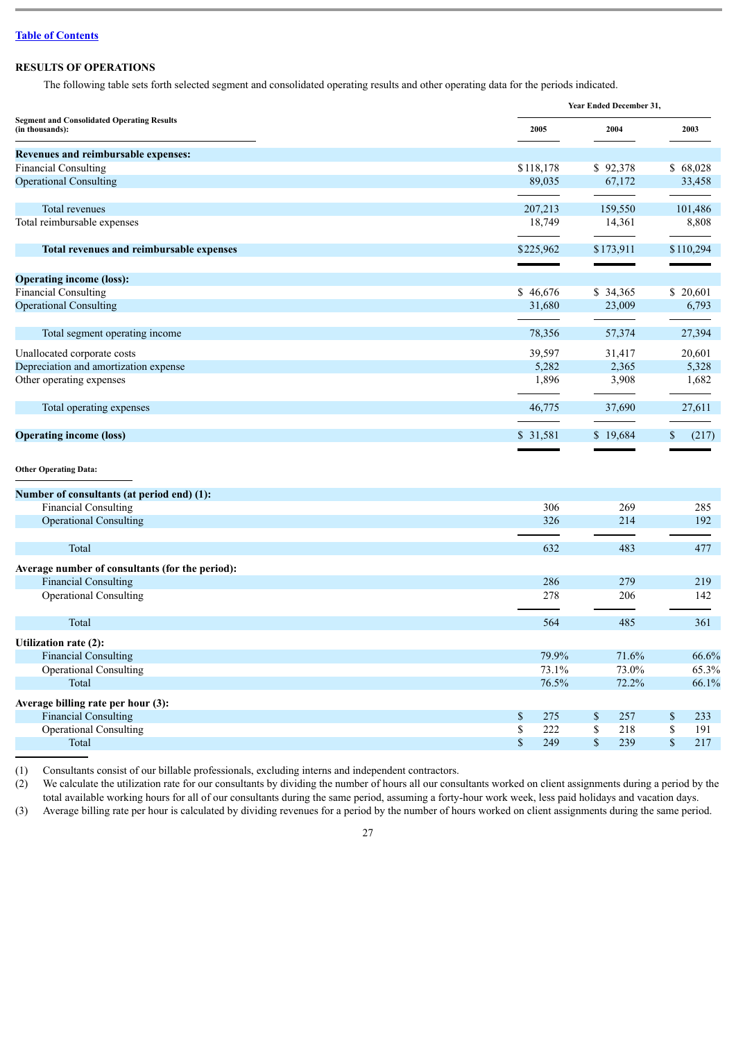[Table of Contents](#)

## RESULTS OF OPERATIONS

The following table sets forth selected segment and consolidated operating results and other operating data for the periods indicated.

| Segment and Consolidated Operating Results (in thousands): | Year Ended December 31, 2005 | 2004 | 2003 |
|---|---|---|---|
| **Revenues and reimbursable expenses:** | | | |
| Financial Consulting | $118,178 | $ 92,378 | $ 68,028 |
| Operational Consulting | 89,035 | 67,172 | 33,458 |
| Total revenues | 207,213 | 159,550 | 101,486 |
| Total reimbursable expenses | 18,749 | 14,361 | 8,808 |
| **Total revenues and reimbursable expenses** | $225,962 | $173,911 | $110,294 |
| **Operating income (loss):** | | | |
| Financial Consulting | $ 46,676 | $ 34,365 | $ 20,601 |
| Operational Consulting | 31,680 | 23,009 | 6,793 |
| Total segment operating income | 78,356 | 57,374 | 27,394 |
| Unallocated corporate costs | 39,597 | 31,417 | 20,601 |
| Depreciation and amortization expense | 5,282 | 2,365 | 5,328 |
| Other operating expenses | 1,896 | 3,908 | 1,682 |
| Total operating expenses | 46,775 | 37,690 | 27,611 |
| **Operating income (loss)** | $ 31,581 | $ 19,684 | $ (217) |
| **Other Operating Data:** | | | |
| **Number of consultants (at period end) (1):** | | | |
| Financial Consulting | 306 | 269 | 285 |
| Operational Consulting | 326 | 214 | 192 |
| Total | 632 | 483 | 477 |
| **Average number of consultants (for the period):** | | | |
| Financial Consulting | 286 | 279 | 219 |
| Operational Consulting | 278 | 206 | 142 |
| Total | 564 | 485 | 361 |
| **Utilization rate (2):** | | | |
| Financial Consulting | 79.9% | 71.6% | 66.6% |
| Operational Consulting | 73.1% | 73.0% | 65.3% |
| Total | 76.5% | 72.2% | 66.1% |
| **Average billing rate per hour (3):** | | | |
| Financial Consulting | $ 275 | $ 257 | $ 233 |
| Operational Consulting | $ 222 | $ 218 | $ 191 |
| Total | $ 249 | $ 239 | $ 217 |

(1) Consultants consist of our billable professionals, excluding interns and independent contractors.

(2) We calculate the utilization rate for our consultants by dividing the number of hours all our consultants worked on client assignments during a period by the total available working hours for all of our consultants during the same period, assuming a forty-hour work week, less paid holidays and vacation days.

(3) Average billing rate per hour is calculated by dividing revenues for a period by the number of hours worked on client assignments during the same period.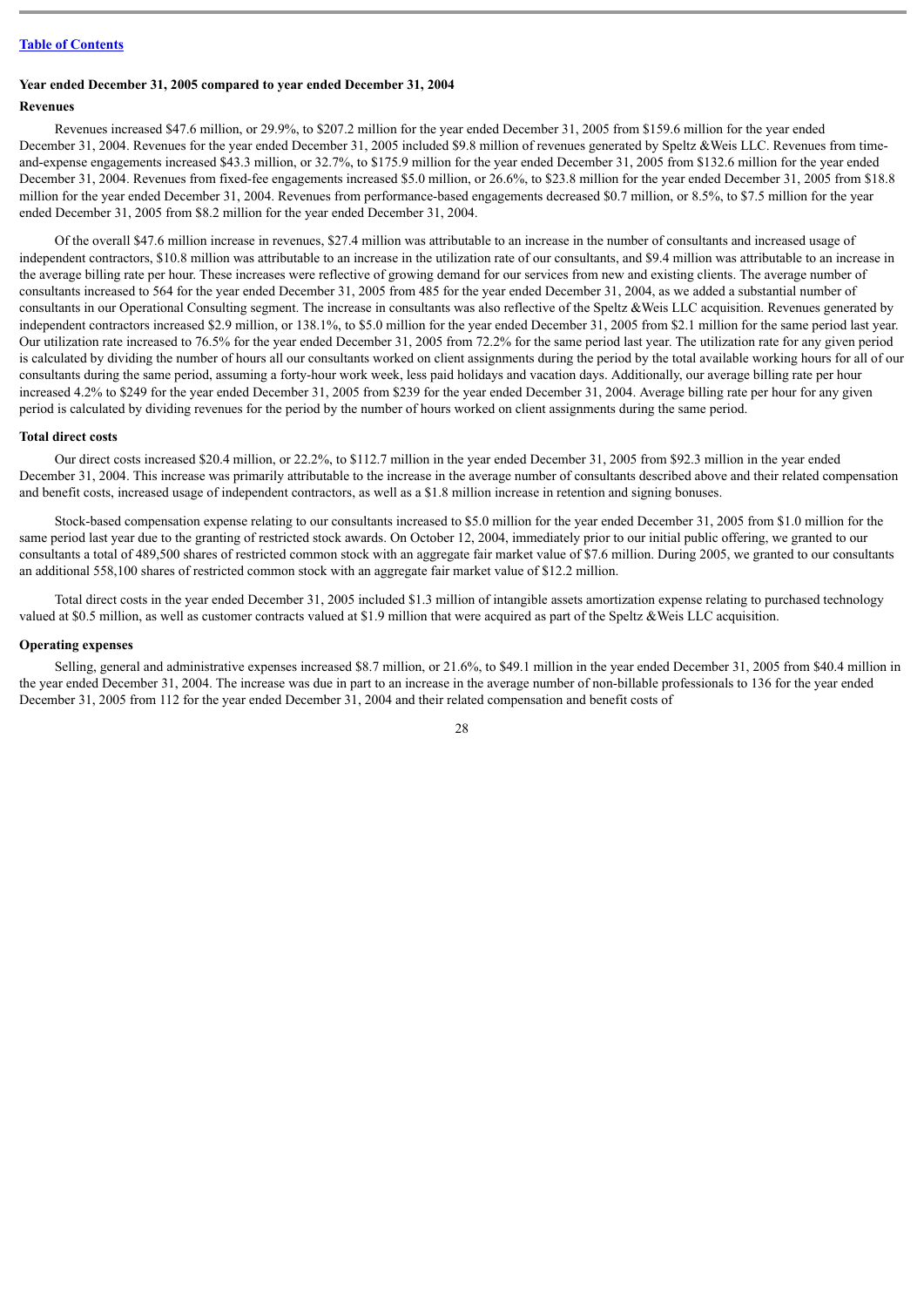### Year ended December 31, 2005 compared to year ended December 31, 2004

#### Revenues

Revenues increased $47.6 million, or 29.9%, to $207.2 million for the year ended December 31, 2005 from $159.6 million for the year ended December 31, 2004. Revenues for the year ended December 31, 2005 included $9.8 million of revenues generated by Speltz &Weis LLC. Revenues from time-and-expense engagements increased $43.3 million, or 32.7%, to $175.9 million for the year ended December 31, 2005 from $132.6 million for the year ended December 31, 2004. Revenues from fixed-fee engagements increased $5.0 million, or 26.6%, to $23.8 million for the year ended December 31, 2005 from $18.8 million for the year ended December 31, 2004. Revenues from performance-based engagements decreased $0.7 million, or 8.5%, to $7.5 million for the year ended December 31, 2005 from $8.2 million for the year ended December 31, 2004.

Of the overall $47.6 million increase in revenues, $27.4 million was attributable to an increase in the number of consultants and increased usage of independent contractors, $10.8 million was attributable to an increase in the utilization rate of our consultants, and $9.4 million was attributable to an increase in the average billing rate per hour. These increases were reflective of growing demand for our services from new and existing clients. The average number of consultants increased to 564 for the year ended December 31, 2005 from 485 for the year ended December 31, 2004, as we added a substantial number of consultants in our Operational Consulting segment. The increase in consultants was also reflective of the Speltz &Weis LLC acquisition. Revenues generated by independent contractors increased $2.9 million, or 138.1%, to $5.0 million for the year ended December 31, 2005 from $2.1 million for the same period last year. Our utilization rate increased to 76.5% for the year ended December 31, 2005 from 72.2% for the same period last year. The utilization rate for any given period is calculated by dividing the number of hours all our consultants worked on client assignments during the period by the total available working hours for all of our consultants during the same period, assuming a forty-hour work week, less paid holidays and vacation days. Additionally, our average billing rate per hour increased 4.2% to $249 for the year ended December 31, 2005 from $239 for the year ended December 31, 2004. Average billing rate per hour for any given period is calculated by dividing revenues for the period by the number of hours worked on client assignments during the same period.

#### Total direct costs

Our direct costs increased $20.4 million, or 22.2%, to $112.7 million in the year ended December 31, 2005 from $92.3 million in the year ended December 31, 2004. This increase was primarily attributable to the increase in the average number of consultants described above and their related compensation and benefit costs, increased usage of independent contractors, as well as a $1.8 million increase in retention and signing bonuses.

Stock-based compensation expense relating to our consultants increased to $5.0 million for the year ended December 31, 2005 from $1.0 million for the same period last year due to the granting of restricted stock awards. On October 12, 2004, immediately prior to our initial public offering, we granted to our consultants a total of 489,500 shares of restricted common stock with an aggregate fair market value of $7.6 million. During 2005, we granted to our consultants an additional 558,100 shares of restricted common stock with an aggregate fair market value of $12.2 million.

Total direct costs in the year ended December 31, 2005 included $1.3 million of intangible assets amortization expense relating to purchased technology valued at $0.5 million, as well as customer contracts valued at $1.9 million that were acquired as part of the Speltz &Weis LLC acquisition.

#### Operating expenses

Selling, general and administrative expenses increased $8.7 million, or 21.6%, to $49.1 million in the year ended December 31, 2005 from $40.4 million in the year ended December 31, 2004. The increase was due in part to an increase in the average number of non-billable professionals to 136 for the year ended December 31, 2005 from 112 for the year ended December 31, 2004 and their related compensation and benefit costs of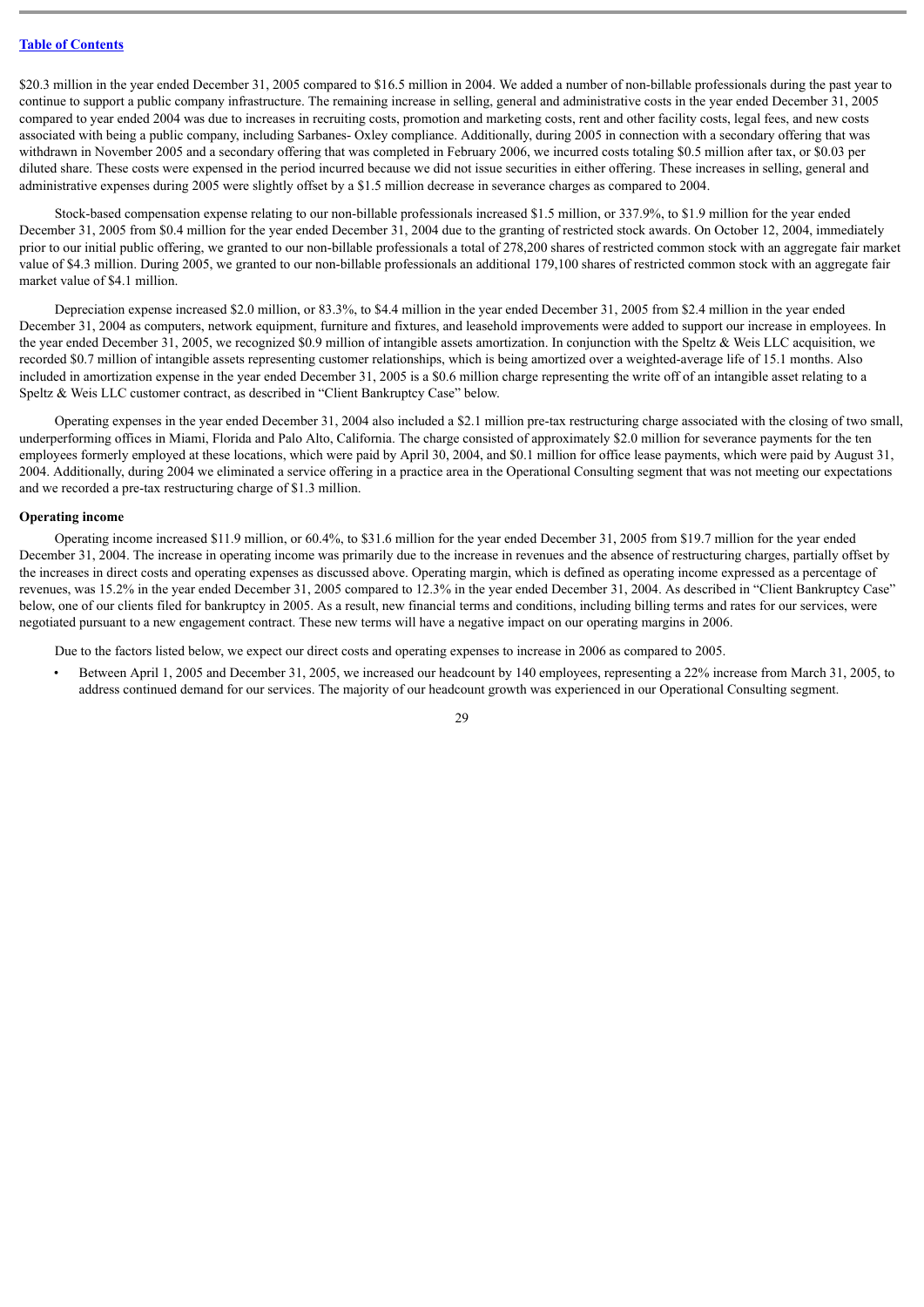$20.3 million in the year ended December 31, 2005 compared to $16.5 million in 2004. We added a number of non-billable professionals during the past year to continue to support a public company infrastructure. The remaining increase in selling, general and administrative costs in the year ended December 31, 2005 compared to year ended 2004 was due to increases in recruiting costs, promotion and marketing costs, rent and other facility costs, legal fees, and new costs associated with being a public company, including Sarbanes- Oxley compliance. Additionally, during 2005 in connection with a secondary offering that was withdrawn in November 2005 and a secondary offering that was completed in February 2006, we incurred costs totaling $0.5 million after tax, or $0.03 per diluted share. These costs were expensed in the period incurred because we did not issue securities in either offering. These increases in selling, general and administrative expenses during 2005 were slightly offset by a $1.5 million decrease in severance charges as compared to 2004.

Stock-based compensation expense relating to our non-billable professionals increased $1.5 million, or 337.9%, to $1.9 million for the year ended December 31, 2005 from $0.4 million for the year ended December 31, 2004 due to the granting of restricted stock awards. On October 12, 2004, immediately prior to our initial public offering, we granted to our non-billable professionals a total of 278,200 shares of restricted common stock with an aggregate fair market value of $4.3 million. During 2005, we granted to our non-billable professionals an additional 179,100 shares of restricted common stock with an aggregate fair market value of $4.1 million.

Depreciation expense increased $2.0 million, or 83.3%, to $4.4 million in the year ended December 31, 2005 from $2.4 million in the year ended December 31, 2004 as computers, network equipment, furniture and fixtures, and leasehold improvements were added to support our increase in employees. In the year ended December 31, 2005, we recognized $0.9 million of intangible assets amortization. In conjunction with the Speltz & Weis LLC acquisition, we recorded $0.7 million of intangible assets representing customer relationships, which is being amortized over a weighted-average life of 15.1 months. Also included in amortization expense in the year ended December 31, 2005 is a $0.6 million charge representing the write off of an intangible asset relating to a Speltz & Weis LLC customer contract, as described in "Client Bankruptcy Case" below.

Operating expenses in the year ended December 31, 2004 also included a $2.1 million pre-tax restructuring charge associated with the closing of two small, underperforming offices in Miami, Florida and Palo Alto, California. The charge consisted of approximately $2.0 million for severance payments for the ten employees formerly employed at these locations, which were paid by April 30, 2004, and $0.1 million for office lease payments, which were paid by August 31, 2004. Additionally, during 2004 we eliminated a service offering in a practice area in the Operational Consulting segment that was not meeting our expectations and we recorded a pre-tax restructuring charge of $1.3 million.

**Operating income**

Operating income increased $11.9 million, or 60.4%, to $31.6 million for the year ended December 31, 2005 from $19.7 million for the year ended December 31, 2004. The increase in operating income was primarily due to the increase in revenues and the absence of restructuring charges, partially offset by the increases in direct costs and operating expenses as discussed above. Operating margin, which is defined as operating income expressed as a percentage of revenues, was 15.2% in the year ended December 31, 2005 compared to 12.3% in the year ended December 31, 2004. As described in "Client Bankruptcy Case" below, one of our clients filed for bankruptcy in 2005. As a result, new financial terms and conditions, including billing terms and rates for our services, were negotiated pursuant to a new engagement contract. These new terms will have a negative impact on our operating margins in 2006.

Due to the factors listed below, we expect our direct costs and operating expenses to increase in 2006 as compared to 2005.

- Between April 1, 2005 and December 31, 2005, we increased our headcount by 140 employees, representing a 22% increase from March 31, 2005, to address continued demand for our services. The majority of our headcount growth was experienced in our Operational Consulting segment.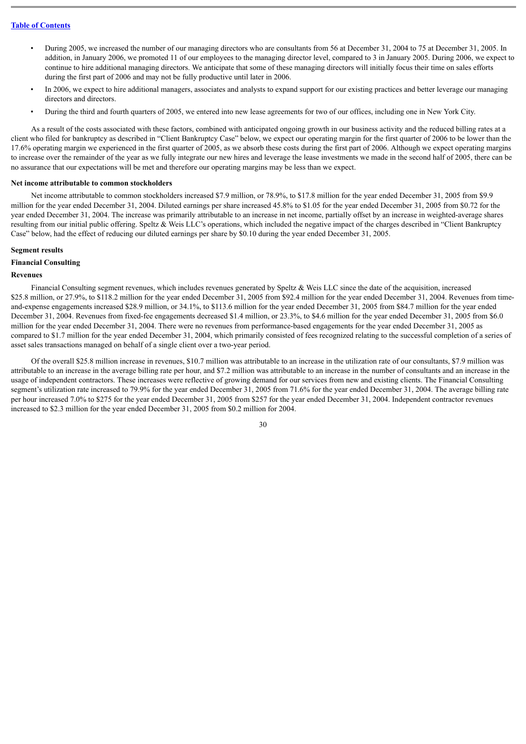- During 2005, we increased the number of our managing directors who are consultants from 56 at December 31, 2004 to 75 at December 31, 2005. In addition, in January 2006, we promoted 11 of our employees to the managing director level, compared to 3 in January 2005. During 2006, we expect to continue to hire additional managing directors. We anticipate that some of these managing directors will initially focus their time on sales efforts during the first part of 2006 and may not be fully productive until later in 2006.
- In 2006, we expect to hire additional managers, associates and analysts to expand support for our existing practices and better leverage our managing directors and directors.
- During the third and fourth quarters of 2005, we entered into new lease agreements for two of our offices, including one in New York City.

As a result of the costs associated with these factors, combined with anticipated ongoing growth in our business activity and the reduced billing rates at a client who filed for bankruptcy as described in "Client Bankruptcy Case" below, we expect our operating margin for the first quarter of 2006 to be lower than the 17.6% operating margin we experienced in the first quarter of 2005, as we absorb these costs during the first part of 2006. Although we expect operating margins to increase over the remainder of the year as we fully integrate our new hires and leverage the lease investments we made in the second half of 2005, there can be no assurance that our expectations will be met and therefore our operating margins may be less than we expect.

**Net income attributable to common stockholders**

Net income attributable to common stockholders increased $7.9 million, or 78.9%, to $17.8 million for the year ended December 31, 2005 from $9.9 million for the year ended December 31, 2004. Diluted earnings per share increased 45.8% to $1.05 for the year ended December 31, 2005 from $0.72 for the year ended December 31, 2004. The increase was primarily attributable to an increase in net income, partially offset by an increase in weighted-average shares resulting from our initial public offering. Speltz & Weis LLC's operations, which included the negative impact of the charges described in "Client Bankruptcy Case" below, had the effect of reducing our diluted earnings per share by $0.10 during the year ended December 31, 2005.

**Segment results**

**Financial Consulting**

**Revenues**

Financial Consulting segment revenues, which includes revenues generated by Speltz & Weis LLC since the date of the acquisition, increased $25.8 million, or 27.9%, to $118.2 million for the year ended December 31, 2005 from $92.4 million for the year ended December 31, 2004. Revenues from time-and-expense engagements increased $28.9 million, or 34.1%, to $113.6 million for the year ended December 31, 2005 from $84.7 million for the year ended December 31, 2004. Revenues from fixed-fee engagements decreased $1.4 million, or 23.3%, to $4.6 million for the year ended December 31, 2005 from $6.0 million for the year ended December 31, 2004. There were no revenues from performance-based engagements for the year ended December 31, 2005 as compared to $1.7 million for the year ended December 31, 2004, which primarily consisted of fees recognized relating to the successful completion of a series of asset sales transactions managed on behalf of a single client over a two-year period.

Of the overall $25.8 million increase in revenues, $10.7 million was attributable to an increase in the utilization rate of our consultants, $7.9 million was attributable to an increase in the average billing rate per hour, and $7.2 million was attributable to an increase in the number of consultants and an increase in the usage of independent contractors. These increases were reflective of growing demand for our services from new and existing clients. The Financial Consulting segment's utilization rate increased to 79.9% for the year ended December 31, 2005 from 71.6% for the year ended December 31, 2004. The average billing rate per hour increased 7.0% to $275 for the year ended December 31, 2005 from $257 for the year ended December 31, 2004. Independent contractor revenues increased to $2.3 million for the year ended December 31, 2005 from $0.2 million for 2004.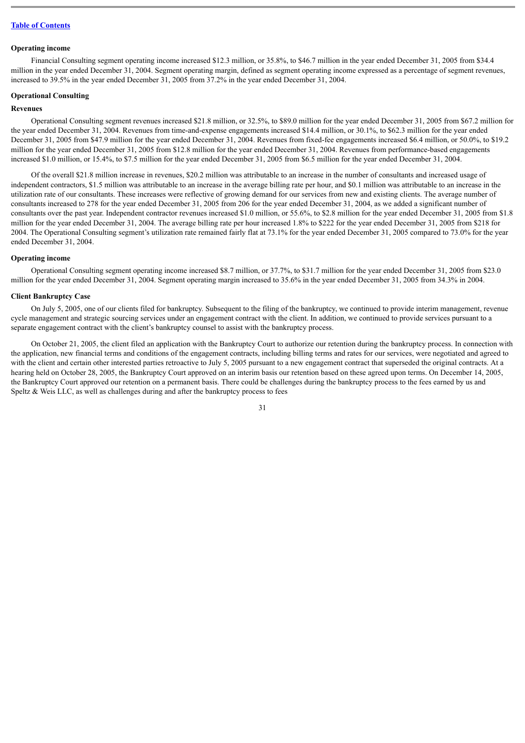**Operating income**

Financial Consulting segment operating income increased $12.3 million, or 35.8%, to $46.7 million in the year ended December 31, 2005 from $34.4 million in the year ended December 31, 2004. Segment operating margin, defined as segment operating income expressed as a percentage of segment revenues, increased to 39.5% in the year ended December 31, 2005 from 37.2% in the year ended December 31, 2004.

**Operational Consulting**

**Revenues**

Operational Consulting segment revenues increased $21.8 million, or 32.5%, to $89.0 million for the year ended December 31, 2005 from $67.2 million for the year ended December 31, 2004. Revenues from time-and-expense engagements increased $14.4 million, or 30.1%, to $62.3 million for the year ended December 31, 2005 from $47.9 million for the year ended December 31, 2004. Revenues from fixed-fee engagements increased $6.4 million, or 50.0%, to $19.2 million for the year ended December 31, 2005 from $12.8 million for the year ended December 31, 2004. Revenues from performance-based engagements increased $1.0 million, or 15.4%, to $7.5 million for the year ended December 31, 2005 from $6.5 million for the year ended December 31, 2004.

Of the overall $21.8 million increase in revenues, $20.2 million was attributable to an increase in the number of consultants and increased usage of independent contractors, $1.5 million was attributable to an increase in the average billing rate per hour, and $0.1 million was attributable to an increase in the utilization rate of our consultants. These increases were reflective of growing demand for our services from new and existing clients. The average number of consultants increased to 278 for the year ended December 31, 2005 from 206 for the year ended December 31, 2004, as we added a significant number of consultants over the past year. Independent contractor revenues increased $1.0 million, or 55.6%, to $2.8 million for the year ended December 31, 2005 from $1.8 million for the year ended December 31, 2004. The average billing rate per hour increased 1.8% to $222 for the year ended December 31, 2005 from $218 for 2004. The Operational Consulting segment's utilization rate remained fairly flat at 73.1% for the year ended December 31, 2005 compared to 73.0% for the year ended December 31, 2004.

**Operating income**

Operational Consulting segment operating income increased $8.7 million, or 37.7%, to $31.7 million for the year ended December 31, 2005 from $23.0 million for the year ended December 31, 2004. Segment operating margin increased to 35.6% in the year ended December 31, 2005 from 34.3% in 2004.

**Client Bankruptcy Case**

On July 5, 2005, one of our clients filed for bankruptcy. Subsequent to the filing of the bankruptcy, we continued to provide interim management, revenue cycle management and strategic sourcing services under an engagement contract with the client. In addition, we continued to provide services pursuant to a separate engagement contract with the client's bankruptcy counsel to assist with the bankruptcy process.

On October 21, 2005, the client filed an application with the Bankruptcy Court to authorize our retention during the bankruptcy process. In connection with the application, new financial terms and conditions of the engagement contracts, including billing terms and rates for our services, were negotiated and agreed to with the client and certain other interested parties retroactive to July 5, 2005 pursuant to a new engagement contract that superseded the original contracts. At a hearing held on October 28, 2005, the Bankruptcy Court approved on an interim basis our retention based on these agreed upon terms. On December 14, 2005, the Bankruptcy Court approved our retention on a permanent basis. There could be challenges during the bankruptcy process to the fees earned by us and Speltz & Weis LLC, as well as challenges during and after the bankruptcy process to fees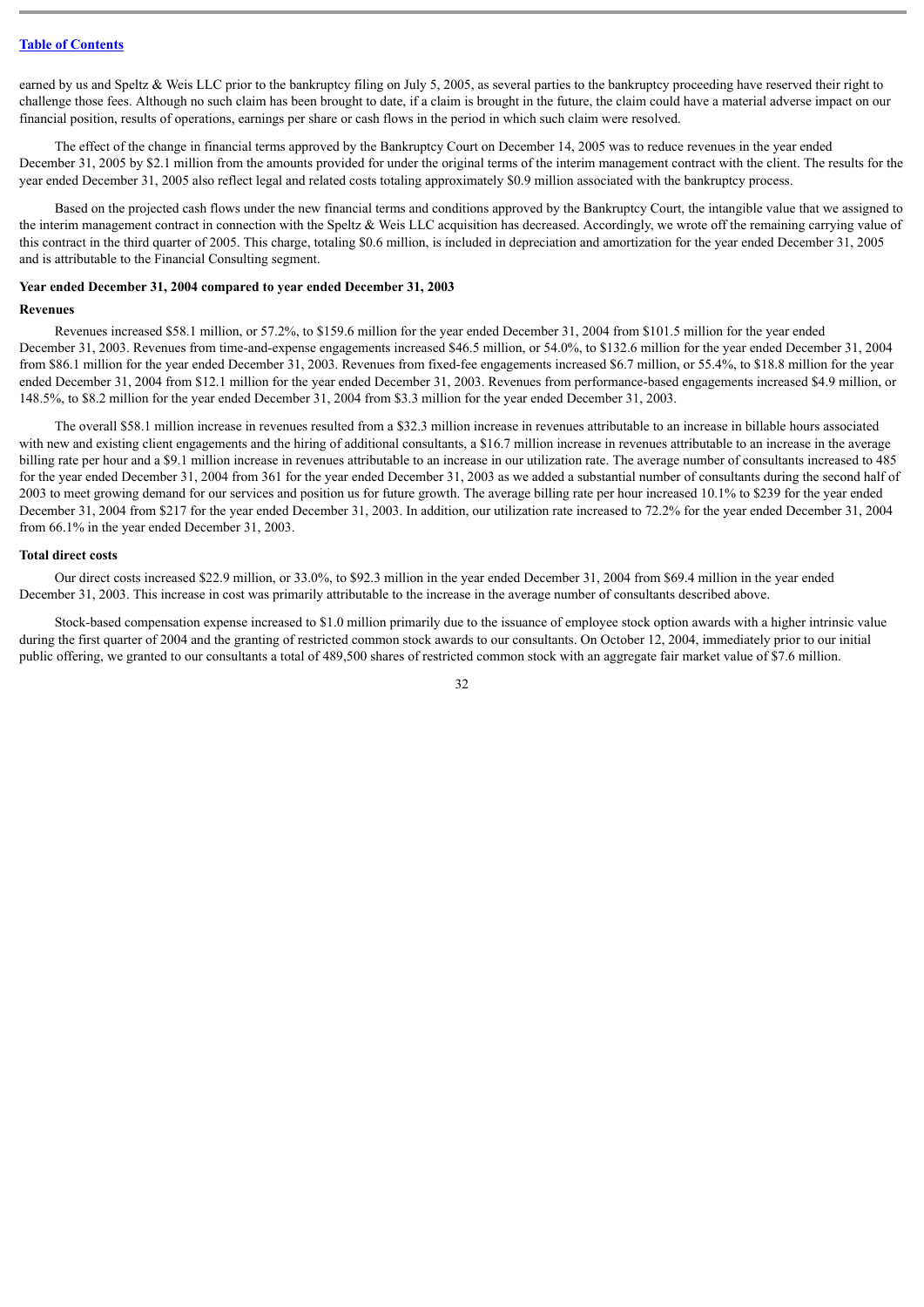earned by us and Speltz & Weis LLC prior to the bankruptcy filing on July 5, 2005, as several parties to the bankruptcy proceeding have reserved their right to challenge those fees. Although no such claim has been brought to date, if a claim is brought in the future, the claim could have a material adverse impact on our financial position, results of operations, earnings per share or cash flows in the period in which such claim were resolved.

The effect of the change in financial terms approved by the Bankruptcy Court on December 14, 2005 was to reduce revenues in the year ended December 31, 2005 by $2.1 million from the amounts provided for under the original terms of the interim management contract with the client. The results for the year ended December 31, 2005 also reflect legal and related costs totaling approximately $0.9 million associated with the bankruptcy process.

Based on the projected cash flows under the new financial terms and conditions approved by the Bankruptcy Court, the intangible value that we assigned to the interim management contract in connection with the Speltz & Weis LLC acquisition has decreased. Accordingly, we wrote off the remaining carrying value of this contract in the third quarter of 2005. This charge, totaling $0.6 million, is included in depreciation and amortization for the year ended December 31, 2005 and is attributable to the Financial Consulting segment.

**Year ended December 31, 2004 compared to year ended December 31, 2003**

**Revenues**

Revenues increased $58.1 million, or 57.2%, to $159.6 million for the year ended December 31, 2004 from $101.5 million for the year ended December 31, 2003. Revenues from time-and-expense engagements increased $46.5 million, or 54.0%, to $132.6 million for the year ended December 31, 2004 from $86.1 million for the year ended December 31, 2003. Revenues from fixed-fee engagements increased $6.7 million, or 55.4%, to $18.8 million for the year ended December 31, 2004 from $12.1 million for the year ended December 31, 2003. Revenues from performance-based engagements increased $4.9 million, or 148.5%, to $8.2 million for the year ended December 31, 2004 from $3.3 million for the year ended December 31, 2003.

The overall $58.1 million increase in revenues resulted from a $32.3 million increase in revenues attributable to an increase in billable hours associated with new and existing client engagements and the hiring of additional consultants, a $16.7 million increase in revenues attributable to an increase in the average billing rate per hour and a $9.1 million increase in revenues attributable to an increase in our utilization rate. The average number of consultants increased to 485 for the year ended December 31, 2004 from 361 for the year ended December 31, 2003 as we added a substantial number of consultants during the second half of 2003 to meet growing demand for our services and position us for future growth. The average billing rate per hour increased 10.1% to $239 for the year ended December 31, 2004 from $217 for the year ended December 31, 2003. In addition, our utilization rate increased to 72.2% for the year ended December 31, 2004 from 66.1% in the year ended December 31, 2003.

**Total direct costs**

Our direct costs increased $22.9 million, or 33.0%, to $92.3 million in the year ended December 31, 2004 from $69.4 million in the year ended December 31, 2003. This increase in cost was primarily attributable to the increase in the average number of consultants described above.

Stock-based compensation expense increased to $1.0 million primarily due to the issuance of employee stock option awards with a higher intrinsic value during the first quarter of 2004 and the granting of restricted common stock awards to our consultants. On October 12, 2004, immediately prior to our initial public offering, we granted to our consultants a total of 489,500 shares of restricted common stock with an aggregate fair market value of $7.6 million.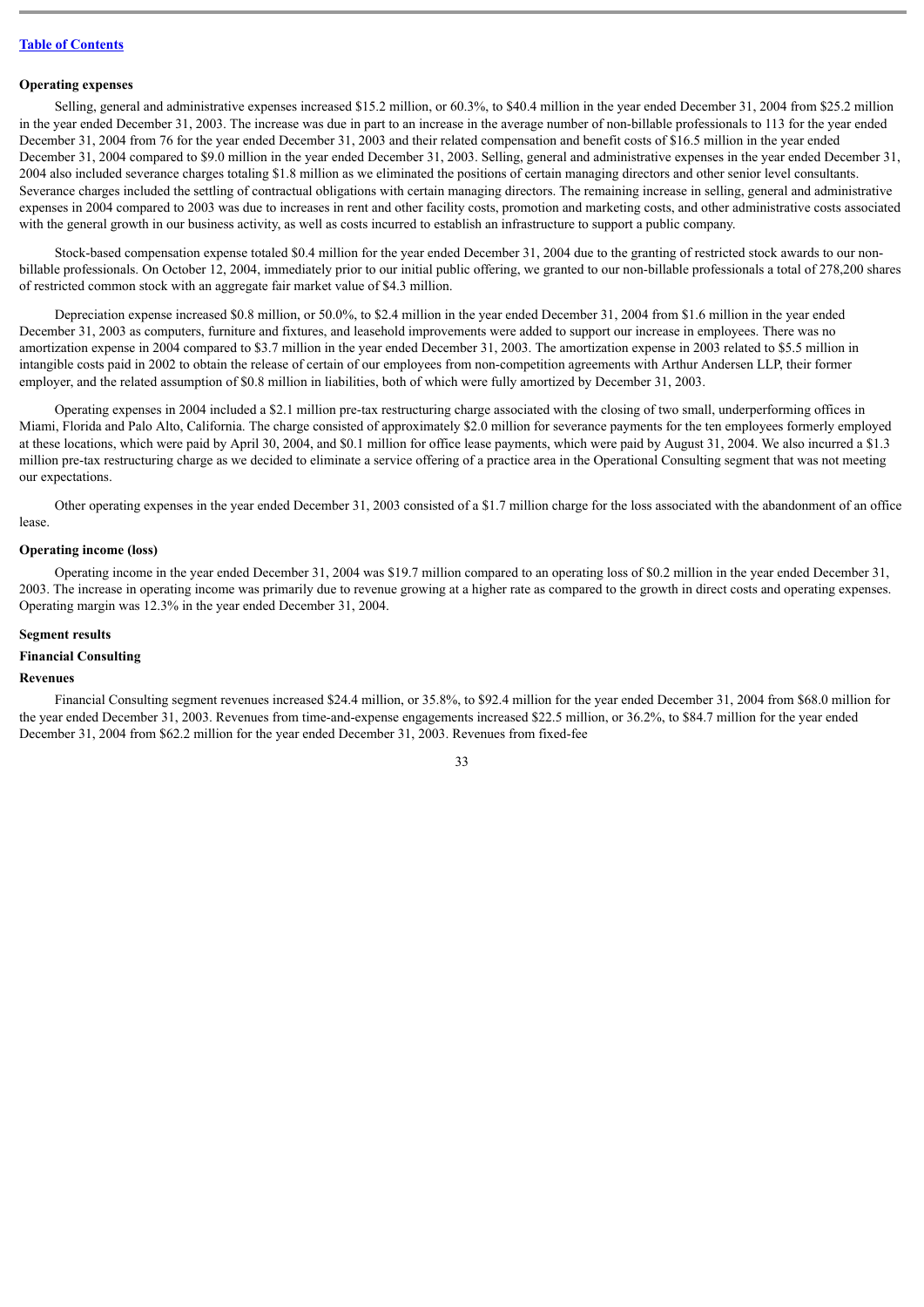### Operating expenses

Selling, general and administrative expenses increased $15.2 million, or 60.3%, to $40.4 million in the year ended December 31, 2004 from $25.2 million in the year ended December 31, 2003. The increase was due in part to an increase in the average number of non-billable professionals to 113 for the year ended December 31, 2004 from 76 for the year ended December 31, 2003 and their related compensation and benefit costs of $16.5 million in the year ended December 31, 2004 compared to $9.0 million in the year ended December 31, 2003. Selling, general and administrative expenses in the year ended December 31, 2004 also included severance charges totaling $1.8 million as we eliminated the positions of certain managing directors and other senior level consultants. Severance charges included the settling of contractual obligations with certain managing directors. The remaining increase in selling, general and administrative expenses in 2004 compared to 2003 was due to increases in rent and other facility costs, promotion and marketing costs, and other administrative costs associated with the general growth in our business activity, as well as costs incurred to establish an infrastructure to support a public company.

Stock-based compensation expense totaled $0.4 million for the year ended December 31, 2004 due to the granting of restricted stock awards to our non-billable professionals. On October 12, 2004, immediately prior to our initial public offering, we granted to our non-billable professionals a total of 278,200 shares of restricted common stock with an aggregate fair market value of $4.3 million.

Depreciation expense increased $0.8 million, or 50.0%, to $2.4 million in the year ended December 31, 2004 from $1.6 million in the year ended December 31, 2003 as computers, furniture and fixtures, and leasehold improvements were added to support our increase in employees. There was no amortization expense in 2004 compared to $3.7 million in the year ended December 31, 2003. The amortization expense in 2003 related to $5.5 million in intangible costs paid in 2002 to obtain the release of certain of our employees from non-competition agreements with Arthur Andersen LLP, their former employer, and the related assumption of $0.8 million in liabilities, both of which were fully amortized by December 31, 2003.

Operating expenses in 2004 included a $2.1 million pre-tax restructuring charge associated with the closing of two small, underperforming offices in Miami, Florida and Palo Alto, California. The charge consisted of approximately $2.0 million for severance payments for the ten employees formerly employed at these locations, which were paid by April 30, 2004, and $0.1 million for office lease payments, which were paid by August 31, 2004. We also incurred a $1.3 million pre-tax restructuring charge as we decided to eliminate a service offering of a practice area in the Operational Consulting segment that was not meeting our expectations.

Other operating expenses in the year ended December 31, 2003 consisted of a $1.7 million charge for the loss associated with the abandonment of an office lease.

### Operating income (loss)

Operating income in the year ended December 31, 2004 was $19.7 million compared to an operating loss of $0.2 million in the year ended December 31, 2003. The increase in operating income was primarily due to revenue growing at a higher rate as compared to the growth in direct costs and operating expenses. Operating margin was 12.3% in the year ended December 31, 2004.

### Segment results

### Financial Consulting

### Revenues

Financial Consulting segment revenues increased $24.4 million, or 35.8%, to $92.4 million for the year ended December 31, 2004 from $68.0 million for the year ended December 31, 2003. Revenues from time-and-expense engagements increased $22.5 million, or 36.2%, to $84.7 million for the year ended December 31, 2004 from $62.2 million for the year ended December 31, 2003. Revenues from fixed-fee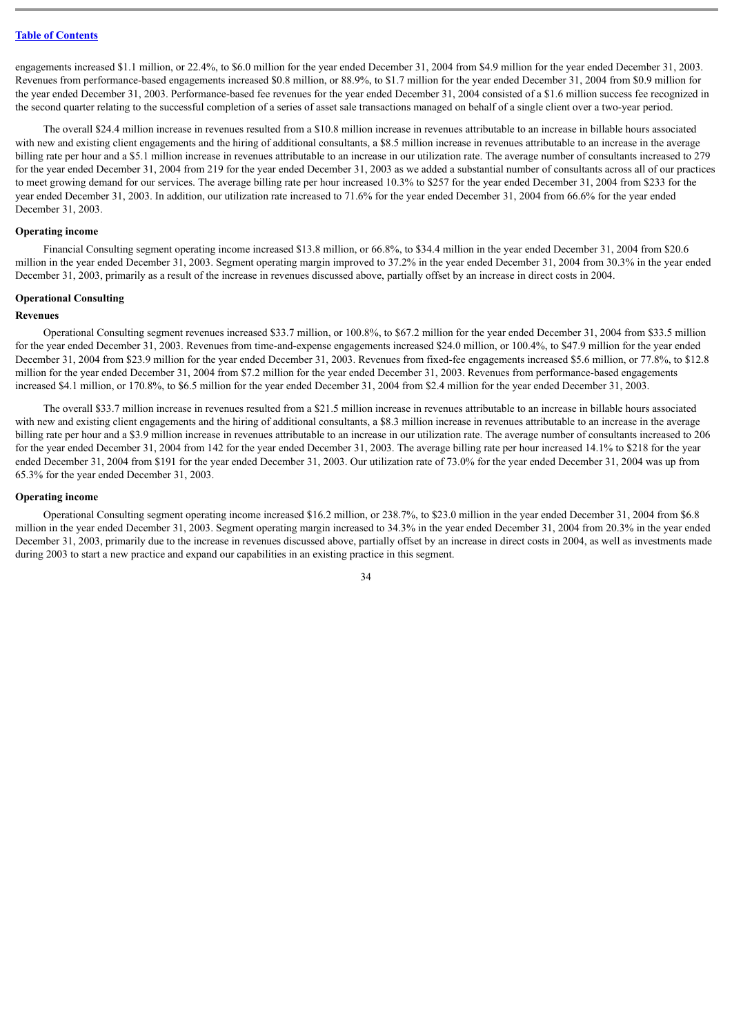engagements increased $1.1 million, or 22.4%, to $6.0 million for the year ended December 31, 2004 from $4.9 million for the year ended December 31, 2003. Revenues from performance-based engagements increased $0.8 million, or 88.9%, to $1.7 million for the year ended December 31, 2004 from $0.9 million for the year ended December 31, 2003. Performance-based fee revenues for the year ended December 31, 2004 consisted of a $1.6 million success fee recognized in the second quarter relating to the successful completion of a series of asset sale transactions managed on behalf of a single client over a two-year period.

The overall $24.4 million increase in revenues resulted from a $10.8 million increase in revenues attributable to an increase in billable hours associated with new and existing client engagements and the hiring of additional consultants, a $8.5 million increase in revenues attributable to an increase in the average billing rate per hour and a $5.1 million increase in revenues attributable to an increase in our utilization rate. The average number of consultants increased to 279 for the year ended December 31, 2004 from 219 for the year ended December 31, 2003 as we added a substantial number of consultants across all of our practices to meet growing demand for our services. The average billing rate per hour increased 10.3% to $257 for the year ended December 31, 2004 from $233 for the year ended December 31, 2003. In addition, our utilization rate increased to 71.6% for the year ended December 31, 2004 from 66.6% for the year ended December 31, 2003.

**Operating income**

Financial Consulting segment operating income increased $13.8 million, or 66.8%, to $34.4 million in the year ended December 31, 2004 from $20.6 million in the year ended December 31, 2003. Segment operating margin improved to 37.2% in the year ended December 31, 2004 from 30.3% in the year ended December 31, 2003, primarily as a result of the increase in revenues discussed above, partially offset by an increase in direct costs in 2004.

**Operational Consulting**

**Revenues**

Operational Consulting segment revenues increased $33.7 million, or 100.8%, to $67.2 million for the year ended December 31, 2004 from $33.5 million for the year ended December 31, 2003. Revenues from time-and-expense engagements increased $24.0 million, or 100.4%, to $47.9 million for the year ended December 31, 2004 from $23.9 million for the year ended December 31, 2003. Revenues from fixed-fee engagements increased $5.6 million, or 77.8%, to $12.8 million for the year ended December 31, 2004 from $7.2 million for the year ended December 31, 2003. Revenues from performance-based engagements increased $4.1 million, or 170.8%, to $6.5 million for the year ended December 31, 2004 from $2.4 million for the year ended December 31, 2003.

The overall $33.7 million increase in revenues resulted from a $21.5 million increase in revenues attributable to an increase in billable hours associated with new and existing client engagements and the hiring of additional consultants, a $8.3 million increase in revenues attributable to an increase in the average billing rate per hour and a $3.9 million increase in revenues attributable to an increase in our utilization rate. The average number of consultants increased to 206 for the year ended December 31, 2004 from 142 for the year ended December 31, 2003. The average billing rate per hour increased 14.1% to $218 for the year ended December 31, 2004 from $191 for the year ended December 31, 2003. Our utilization rate of 73.0% for the year ended December 31, 2004 was up from 65.3% for the year ended December 31, 2003.

**Operating income**

Operational Consulting segment operating income increased $16.2 million, or 238.7%, to $23.0 million in the year ended December 31, 2004 from $6.8 million in the year ended December 31, 2003. Segment operating margin increased to 34.3% in the year ended December 31, 2004 from 20.3% in the year ended December 31, 2003, primarily due to the increase in revenues discussed above, partially offset by an increase in direct costs in 2004, as well as investments made during 2003 to start a new practice and expand our capabilities in an existing practice in this segment.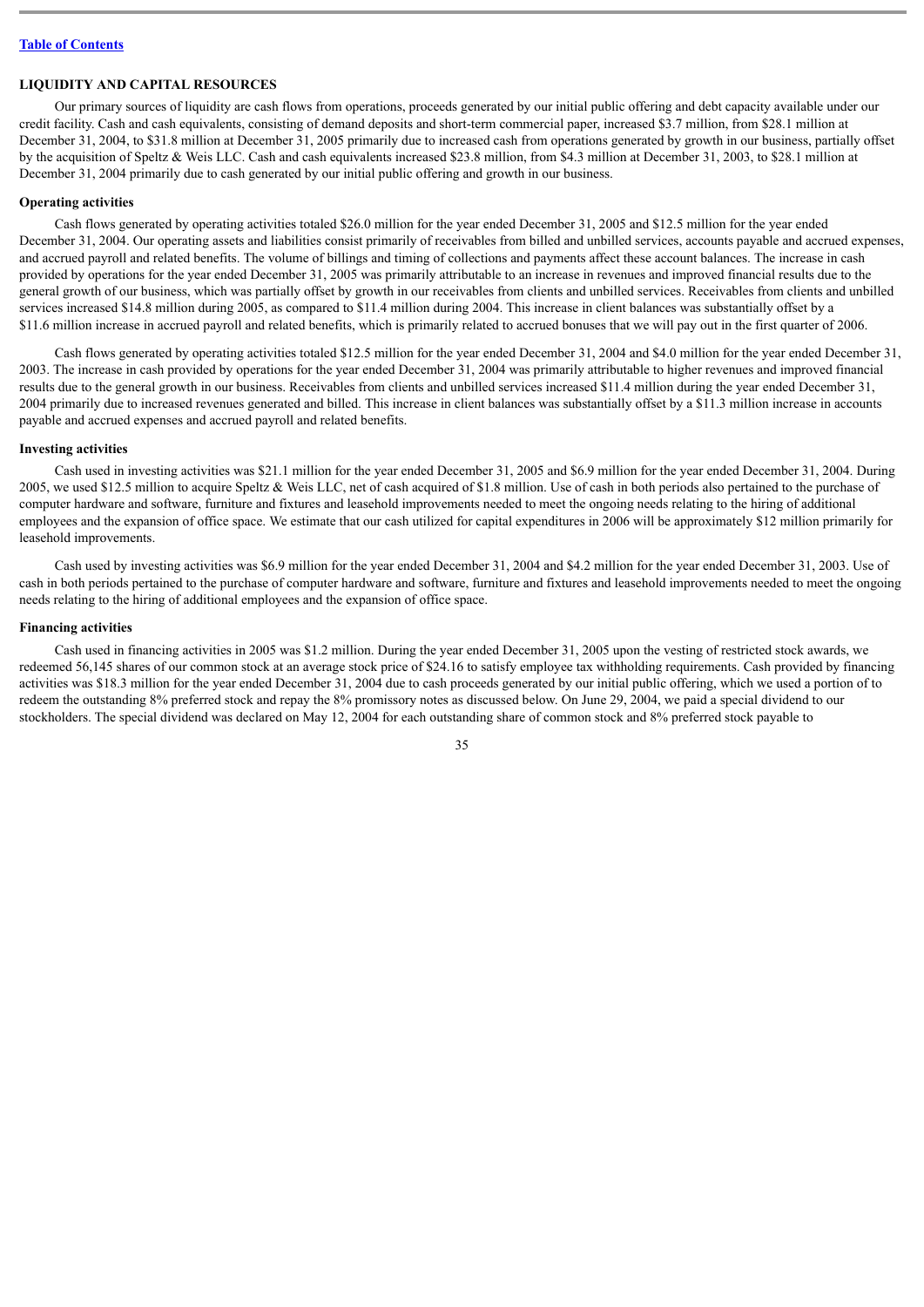## LIQUIDITY AND CAPITAL RESOURCES

Our primary sources of liquidity are cash flows from operations, proceeds generated by our initial public offering and debt capacity available under our credit facility. Cash and cash equivalents, consisting of demand deposits and short-term commercial paper, increased \$3.7 million, from \$28.1 million at December 31, 2004, to \$31.8 million at December 31, 2005 primarily due to increased cash from operations generated by growth in our business, partially offset by the acquisition of Speltz & Weis LLC. Cash and cash equivalents increased \$23.8 million, from \$4.3 million at December 31, 2003, to \$28.1 million at December 31, 2004 primarily due to cash generated by our initial public offering and growth in our business.

### Operating activities

Cash flows generated by operating activities totaled \$26.0 million for the year ended December 31, 2005 and \$12.5 million for the year ended December 31, 2004. Our operating assets and liabilities consist primarily of receivables from billed and unbilled services, accounts payable and accrued expenses, and accrued payroll and related benefits. The volume of billings and timing of collections and payments affect these account balances. The increase in cash provided by operations for the year ended December 31, 2005 was primarily attributable to an increase in revenues and improved financial results due to the general growth of our business, which was partially offset by growth in our receivables from clients and unbilled services. Receivables from clients and unbilled services increased \$14.8 million during 2005, as compared to \$11.4 million during 2004. This increase in client balances was substantially offset by a \$11.6 million increase in accrued payroll and related benefits, which is primarily related to accrued bonuses that we will pay out in the first quarter of 2006.

Cash flows generated by operating activities totaled \$12.5 million for the year ended December 31, 2004 and \$4.0 million for the year ended December 31, 2003. The increase in cash provided by operations for the year ended December 31, 2004 was primarily attributable to higher revenues and improved financial results due to the general growth in our business. Receivables from clients and unbilled services increased \$11.4 million during the year ended December 31, 2004 primarily due to increased revenues generated and billed. This increase in client balances was substantially offset by a \$11.3 million increase in accounts payable and accrued expenses and accrued payroll and related benefits.

### Investing activities

Cash used in investing activities was \$21.1 million for the year ended December 31, 2005 and \$6.9 million for the year ended December 31, 2004. During 2005, we used \$12.5 million to acquire Speltz & Weis LLC, net of cash acquired of \$1.8 million. Use of cash in both periods also pertained to the purchase of computer hardware and software, furniture and fixtures and leasehold improvements needed to meet the ongoing needs relating to the hiring of additional employees and the expansion of office space. We estimate that our cash utilized for capital expenditures in 2006 will be approximately \$12 million primarily for leasehold improvements.

Cash used by investing activities was \$6.9 million for the year ended December 31, 2004 and \$4.2 million for the year ended December 31, 2003. Use of cash in both periods pertained to the purchase of computer hardware and software, furniture and fixtures and leasehold improvements needed to meet the ongoing needs relating to the hiring of additional employees and the expansion of office space.

### Financing activities

Cash used in financing activities in 2005 was \$1.2 million. During the year ended December 31, 2005 upon the vesting of restricted stock awards, we redeemed 56,145 shares of our common stock at an average stock price of \$24.16 to satisfy employee tax withholding requirements. Cash provided by financing activities was \$18.3 million for the year ended December 31, 2004 due to cash proceeds generated by our initial public offering, which we used a portion of to redeem the outstanding 8% preferred stock and repay the 8% promissory notes as discussed below. On June 29, 2004, we paid a special dividend to our stockholders. The special dividend was declared on May 12, 2004 for each outstanding share of common stock and 8% preferred stock payable to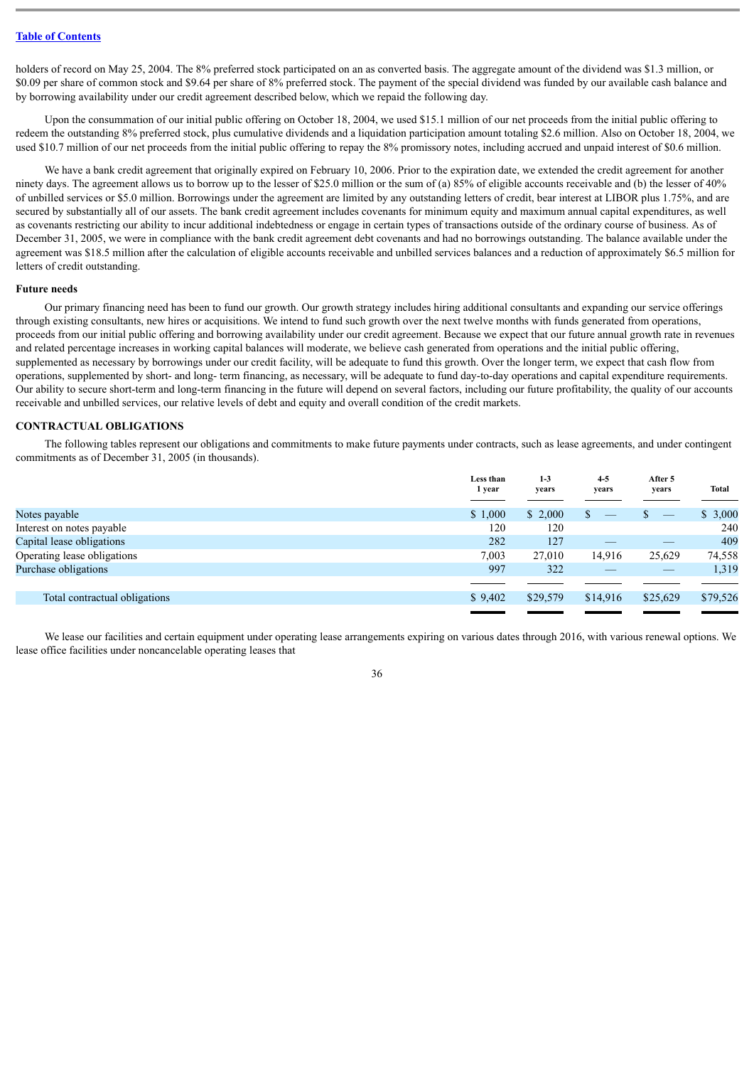holders of record on May 25, 2004. The 8% preferred stock participated on an as converted basis. The aggregate amount of the dividend was $1.3 million, or $0.09 per share of common stock and $9.64 per share of 8% preferred stock. The payment of the special dividend was funded by our available cash balance and by borrowing availability under our credit agreement described below, which we repaid the following day.

Upon the consummation of our initial public offering on October 18, 2004, we used $15.1 million of our net proceeds from the initial public offering to redeem the outstanding 8% preferred stock, plus cumulative dividends and a liquidation participation amount totaling $2.6 million. Also on October 18, 2004, we used $10.7 million of our net proceeds from the initial public offering to repay the 8% promissory notes, including accrued and unpaid interest of $0.6 million.

We have a bank credit agreement that originally expired on February 10, 2006. Prior to the expiration date, we extended the credit agreement for another ninety days. The agreement allows us to borrow up to the lesser of $25.0 million or the sum of (a) 85% of eligible accounts receivable and (b) the lesser of 40% of unbilled services or $5.0 million. Borrowings under the agreement are limited by any outstanding letters of credit, bear interest at LIBOR plus 1.75%, and are secured by substantially all of our assets. The bank credit agreement includes covenants for minimum equity and maximum annual capital expenditures, as well as covenants restricting our ability to incur additional indebtedness or engage in certain types of transactions outside of the ordinary course of business. As of December 31, 2005, we were in compliance with the bank credit agreement debt covenants and had no borrowings outstanding. The balance available under the agreement was $18.5 million after the calculation of eligible accounts receivable and unbilled services balances and a reduction of approximately $6.5 million for letters of credit outstanding.

**Future needs**

Our primary financing need has been to fund our growth. Our growth strategy includes hiring additional consultants and expanding our service offerings through existing consultants, new hires or acquisitions. We intend to fund such growth over the next twelve months with funds generated from operations, proceeds from our initial public offering and borrowing availability under our credit agreement. Because we expect that our future annual growth rate in revenues and related percentage increases in working capital balances will moderate, we believe cash generated from operations and the initial public offering, supplemented as necessary by borrowings under our credit facility, will be adequate to fund this growth. Over the longer term, we expect that cash flow from operations, supplemented by short- and long- term financing, as necessary, will be adequate to fund day-to-day operations and capital expenditure requirements. Our ability to secure short-term and long-term financing in the future will depend on several factors, including our future profitability, the quality of our accounts receivable and unbilled services, our relative levels of debt and equity and overall condition of the credit markets.

## CONTRACTUAL OBLIGATIONS

The following tables represent our obligations and commitments to make future payments under contracts, such as lease agreements, and under contingent commitments as of December 31, 2005 (in thousands).

| | Less than 1 year | 1-3 years | 4-5 years | After 5 years | Total |
|---|---|---|---|---|---|
| Notes payable | $ 1,000 | $ 2,000 | $ — | $ — | $ 3,000 |
| Interest on notes payable | 120 | 120 | | | 240 |
| Capital lease obligations | 282 | 127 | — | — | 409 |
| Operating lease obligations | 7,003 | 27,010 | 14,916 | 25,629 | 74,558 |
| Purchase obligations | 997 | 322 | — | — | 1,319 |
| Total contractual obligations | $ 9,402 | $29,579 | $14,916 | $25,629 | $79,526 |

We lease our facilities and certain equipment under operating lease arrangements expiring on various dates through 2016, with various renewal options. We lease office facilities under noncancelable operating leases that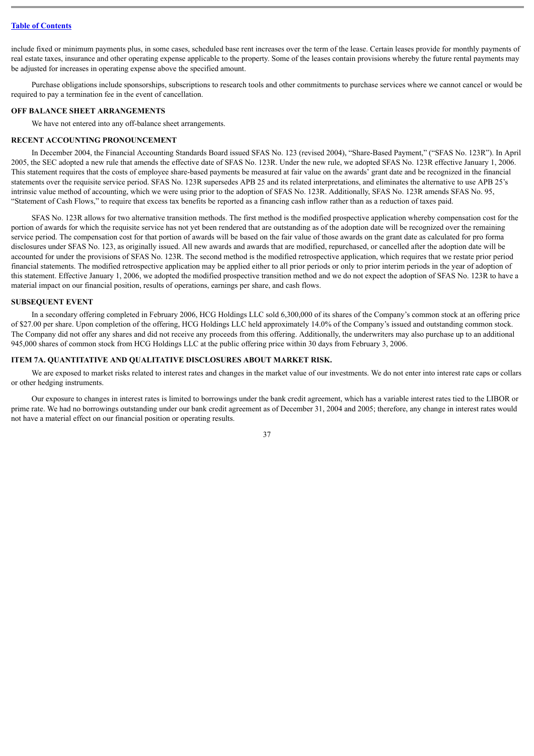include fixed or minimum payments plus, in some cases, scheduled base rent increases over the term of the lease. Certain leases provide for monthly payments of real estate taxes, insurance and other operating expense applicable to the property. Some of the leases contain provisions whereby the future rental payments may be adjusted for increases in operating expense above the specified amount.

Purchase obligations include sponsorships, subscriptions to research tools and other commitments to purchase services where we cannot cancel or would be required to pay a termination fee in the event of cancellation.

### OFF BALANCE SHEET ARRANGEMENTS

We have not entered into any off-balance sheet arrangements.

### RECENT ACCOUNTING PRONOUNCEMENT

In December 2004, the Financial Accounting Standards Board issued SFAS No. 123 (revised 2004), "Share-Based Payment," ("SFAS No. 123R"). In April 2005, the SEC adopted a new rule that amends the effective date of SFAS No. 123R. Under the new rule, we adopted SFAS No. 123R effective January 1, 2006. This statement requires that the costs of employee share-based payments be measured at fair value on the awards' grant date and be recognized in the financial statements over the requisite service period. SFAS No. 123R supersedes APB 25 and its related interpretations, and eliminates the alternative to use APB 25's intrinsic value method of accounting, which we were using prior to the adoption of SFAS No. 123R. Additionally, SFAS No. 123R amends SFAS No. 95, "Statement of Cash Flows," to require that excess tax benefits be reported as a financing cash inflow rather than as a reduction of taxes paid.

SFAS No. 123R allows for two alternative transition methods. The first method is the modified prospective application whereby compensation cost for the portion of awards for which the requisite service has not yet been rendered that are outstanding as of the adoption date will be recognized over the remaining service period. The compensation cost for that portion of awards will be based on the fair value of those awards on the grant date as calculated for pro forma disclosures under SFAS No. 123, as originally issued. All new awards and awards that are modified, repurchased, or cancelled after the adoption date will be accounted for under the provisions of SFAS No. 123R. The second method is the modified retrospective application, which requires that we restate prior period financial statements. The modified retrospective application may be applied either to all prior periods or only to prior interim periods in the year of adoption of this statement. Effective January 1, 2006, we adopted the modified prospective transition method and we do not expect the adoption of SFAS No. 123R to have a material impact on our financial position, results of operations, earnings per share, and cash flows.

### SUBSEQUENT EVENT

In a secondary offering completed in February 2006, HCG Holdings LLC sold 6,300,000 of its shares of the Company's common stock at an offering price of $27.00 per share. Upon completion of the offering, HCG Holdings LLC held approximately 14.0% of the Company's issued and outstanding common stock. The Company did not offer any shares and did not receive any proceeds from this offering. Additionally, the underwriters may also purchase up to an additional 945,000 shares of common stock from HCG Holdings LLC at the public offering price within 30 days from February 3, 2006.

## ITEM 7A. QUANTITATIVE AND QUALITATIVE DISCLOSURES ABOUT MARKET RISK.

We are exposed to market risks related to interest rates and changes in the market value of our investments. We do not enter into interest rate caps or collars or other hedging instruments.

Our exposure to changes in interest rates is limited to borrowings under the bank credit agreement, which has a variable interest rates tied to the LIBOR or prime rate. We had no borrowings outstanding under our bank credit agreement as of December 31, 2004 and 2005; therefore, any change in interest rates would not have a material effect on our financial position or operating results.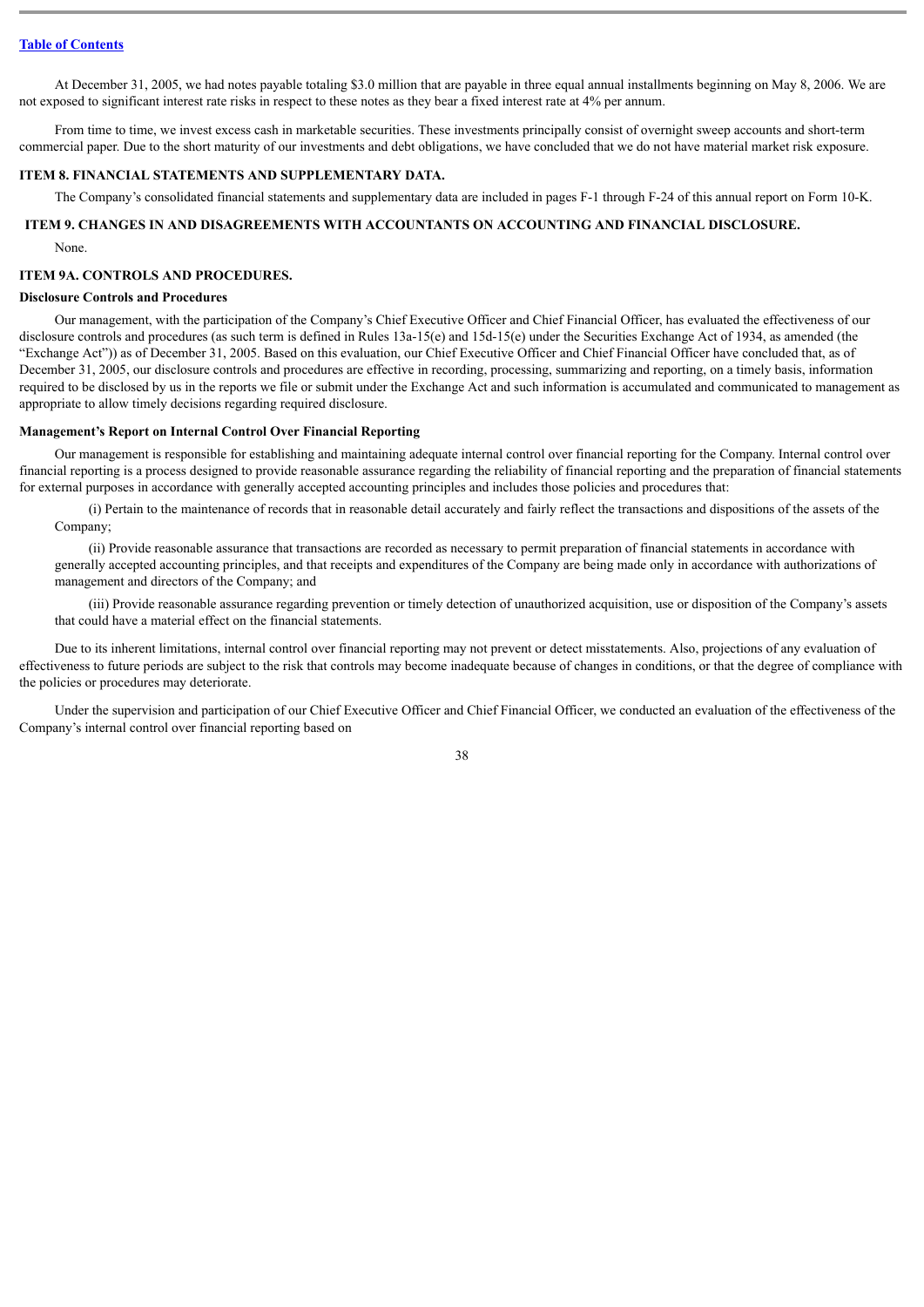At December 31, 2005, we had notes payable totaling $3.0 million that are payable in three equal annual installments beginning on May 8, 2006. We are not exposed to significant interest rate risks in respect to these notes as they bear a fixed interest rate at 4% per annum.

From time to time, we invest excess cash in marketable securities. These investments principally consist of overnight sweep accounts and short-term commercial paper. Due to the short maturity of our investments and debt obligations, we have concluded that we do not have material market risk exposure.

## ITEM 8. FINANCIAL STATEMENTS AND SUPPLEMENTARY DATA.

The Company's consolidated financial statements and supplementary data are included in pages F-1 through F-24 of this annual report on Form 10-K.

## ITEM 9. CHANGES IN AND DISAGREEMENTS WITH ACCOUNTANTS ON ACCOUNTING AND FINANCIAL DISCLOSURE.

None.

## ITEM 9A. CONTROLS AND PROCEDURES.

### Disclosure Controls and Procedures

Our management, with the participation of the Company's Chief Executive Officer and Chief Financial Officer, has evaluated the effectiveness of our disclosure controls and procedures (as such term is defined in Rules 13a-15(e) and 15d-15(e) under the Securities Exchange Act of 1934, as amended (the "Exchange Act")) as of December 31, 2005. Based on this evaluation, our Chief Executive Officer and Chief Financial Officer have concluded that, as of December 31, 2005, our disclosure controls and procedures are effective in recording, processing, summarizing and reporting, on a timely basis, information required to be disclosed by us in the reports we file or submit under the Exchange Act and such information is accumulated and communicated to management as appropriate to allow timely decisions regarding required disclosure.

### Management's Report on Internal Control Over Financial Reporting

Our management is responsible for establishing and maintaining adequate internal control over financial reporting for the Company. Internal control over financial reporting is a process designed to provide reasonable assurance regarding the reliability of financial reporting and the preparation of financial statements for external purposes in accordance with generally accepted accounting principles and includes those policies and procedures that:

(i) Pertain to the maintenance of records that in reasonable detail accurately and fairly reflect the transactions and dispositions of the assets of the Company;

(ii) Provide reasonable assurance that transactions are recorded as necessary to permit preparation of financial statements in accordance with generally accepted accounting principles, and that receipts and expenditures of the Company are being made only in accordance with authorizations of management and directors of the Company; and

(iii) Provide reasonable assurance regarding prevention or timely detection of unauthorized acquisition, use or disposition of the Company's assets that could have a material effect on the financial statements.

Due to its inherent limitations, internal control over financial reporting may not prevent or detect misstatements. Also, projections of any evaluation of effectiveness to future periods are subject to the risk that controls may become inadequate because of changes in conditions, or that the degree of compliance with the policies or procedures may deteriorate.

Under the supervision and participation of our Chief Executive Officer and Chief Financial Officer, we conducted an evaluation of the effectiveness of the Company's internal control over financial reporting based on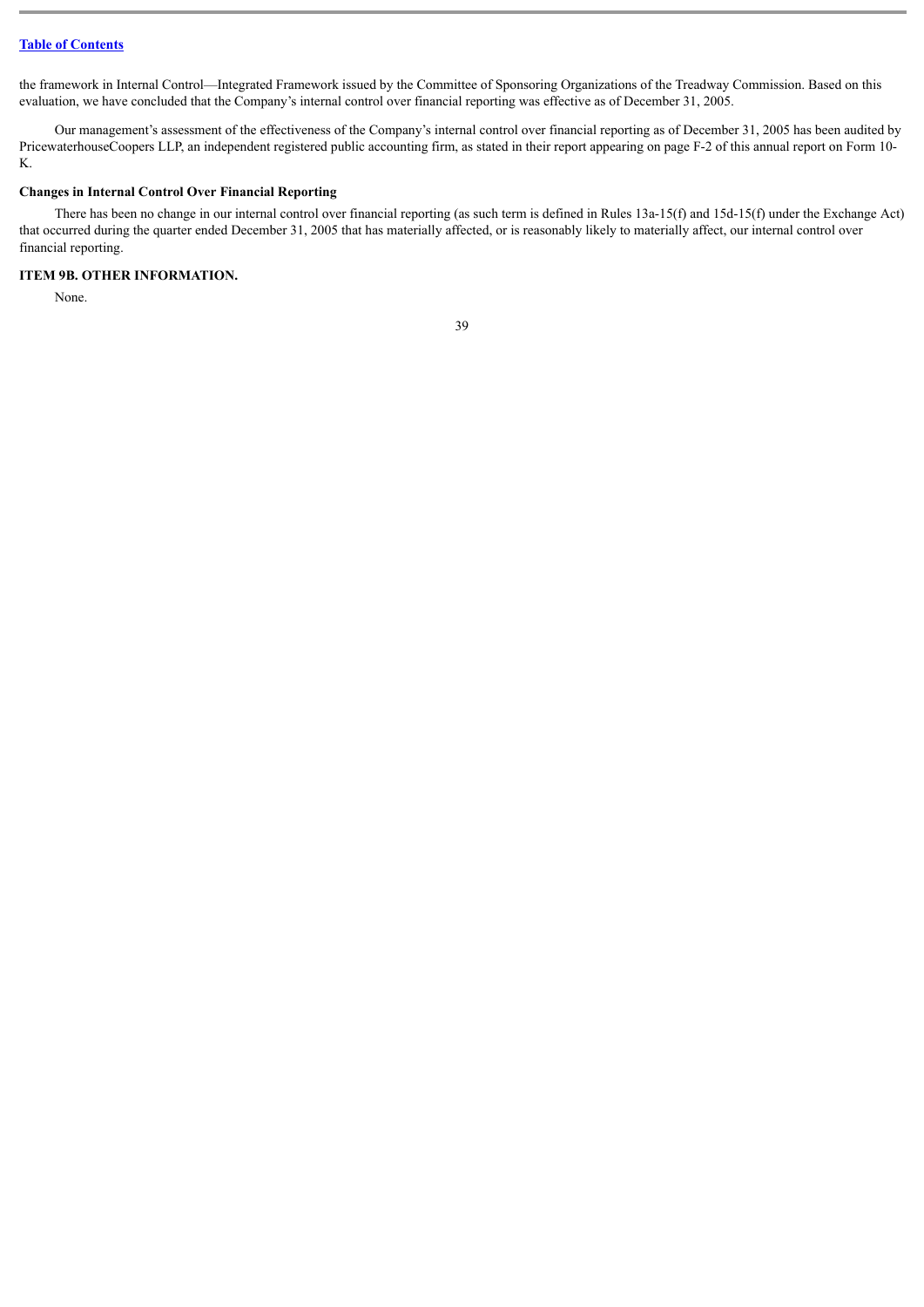the framework in Internal Control—Integrated Framework issued by the Committee of Sponsoring Organizations of the Treadway Commission. Based on this evaluation, we have concluded that the Company's internal control over financial reporting was effective as of December 31, 2005.

Our management's assessment of the effectiveness of the Company's internal control over financial reporting as of December 31, 2005 has been audited by PricewaterhouseCoopers LLP, an independent registered public accounting firm, as stated in their report appearing on page F-2 of this annual report on Form 10-K.

**Changes in Internal Control Over Financial Reporting**

There has been no change in our internal control over financial reporting (as such term is defined in Rules 13a-15(f) and 15d-15(f) under the Exchange Act) that occurred during the quarter ended December 31, 2005 that has materially affected, or is reasonably likely to materially affect, our internal control over financial reporting.

**ITEM 9B. OTHER INFORMATION.**

None.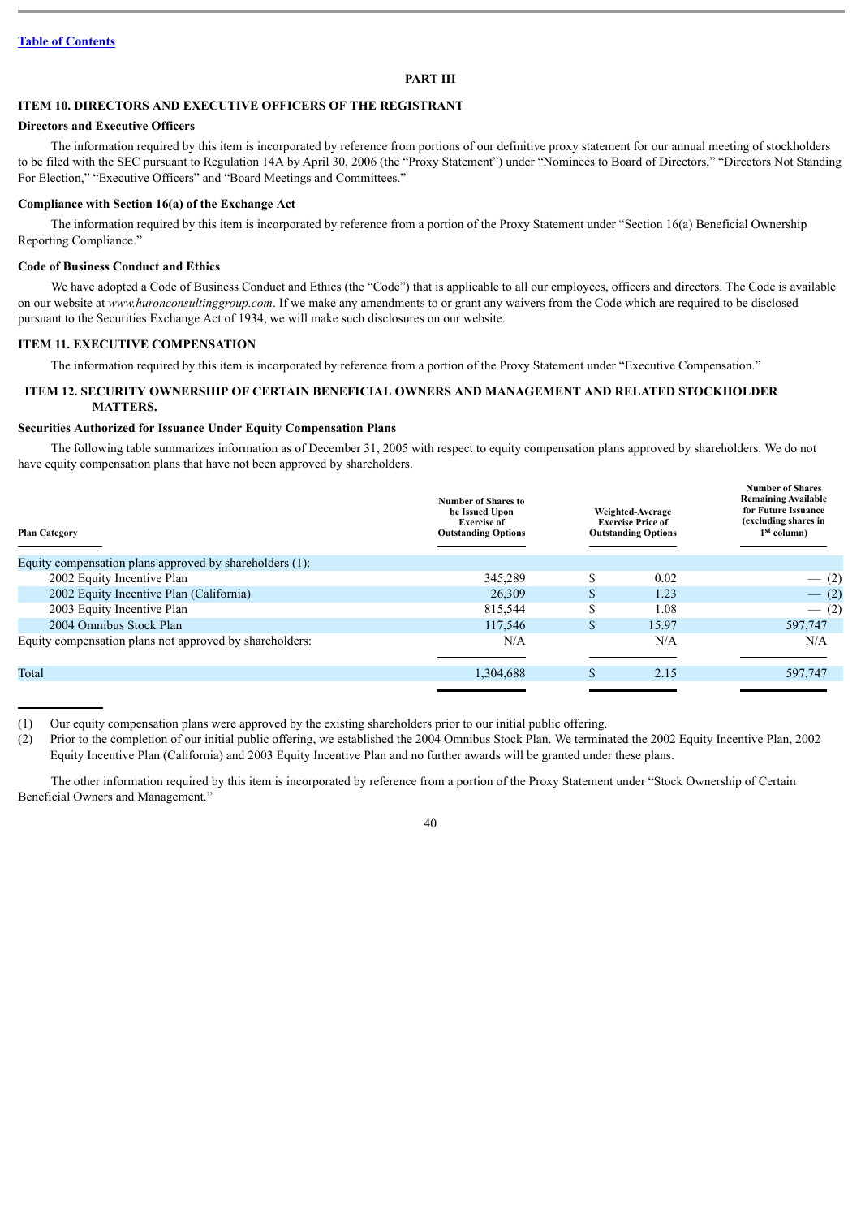[Table of Contents](#)

# PART III

## ITEM 10. DIRECTORS AND EXECUTIVE OFFICERS OF THE REGISTRANT

### Directors and Executive Officers

The information required by this item is incorporated by reference from portions of our definitive proxy statement for our annual meeting of stockholders to be filed with the SEC pursuant to Regulation 14A by April 30, 2006 (the "Proxy Statement") under "Nominees to Board of Directors," "Directors Not Standing For Election," "Executive Officers" and "Board Meetings and Committees."

### Compliance with Section 16(a) of the Exchange Act

The information required by this item is incorporated by reference from a portion of the Proxy Statement under "Section 16(a) Beneficial Ownership Reporting Compliance."

### Code of Business Conduct and Ethics

We have adopted a Code of Business Conduct and Ethics (the "Code") that is applicable to all our employees, officers and directors. The Code is available on our website at *www.huronconsultinggroup.com*. If we make any amendments to or grant any waivers from the Code which are required to be disclosed pursuant to the Securities Exchange Act of 1934, we will make such disclosures on our website.

## ITEM 11. EXECUTIVE COMPENSATION

The information required by this item is incorporated by reference from a portion of the Proxy Statement under "Executive Compensation."

## ITEM 12. SECURITY OWNERSHIP OF CERTAIN BENEFICIAL OWNERS AND MANAGEMENT AND RELATED STOCKHOLDER MATTERS.

### Securities Authorized for Issuance Under Equity Compensation Plans

The following table summarizes information as of December 31, 2005 with respect to equity compensation plans approved by shareholders. We do not have equity compensation plans that have not been approved by shareholders.

| Plan Category | Number of Shares to be Issued Upon Exercise of Outstanding Options | Weighted-Average Exercise Price of Outstanding Options | Number of Shares Remaining Available for Future Issuance (excluding shares in 1st column) |
|---|---|---|---|
| Equity compensation plans approved by shareholders (1): | | | |
| 2002 Equity Incentive Plan | 345,289 | $ 0.02 | — (2) |
| 2002 Equity Incentive Plan (California) | 26,309 | $ 1.23 | — (2) |
| 2003 Equity Incentive Plan | 815,544 | $ 1.08 | — (2) |
| 2004 Omnibus Stock Plan | 117,546 | $ 15.97 | 597,747 |
| Equity compensation plans not approved by shareholders: | N/A | N/A | N/A |
| Total | 1,304,688 | $ 2.15 | 597,747 |

(1) Our equity compensation plans were approved by the existing shareholders prior to our initial public offering.

(2) Prior to the completion of our initial public offering, we established the 2004 Omnibus Stock Plan. We terminated the 2002 Equity Incentive Plan, 2002 Equity Incentive Plan (California) and 2003 Equity Incentive Plan and no further awards will be granted under these plans.

The other information required by this item is incorporated by reference from a portion of the Proxy Statement under "Stock Ownership of Certain Beneficial Owners and Management."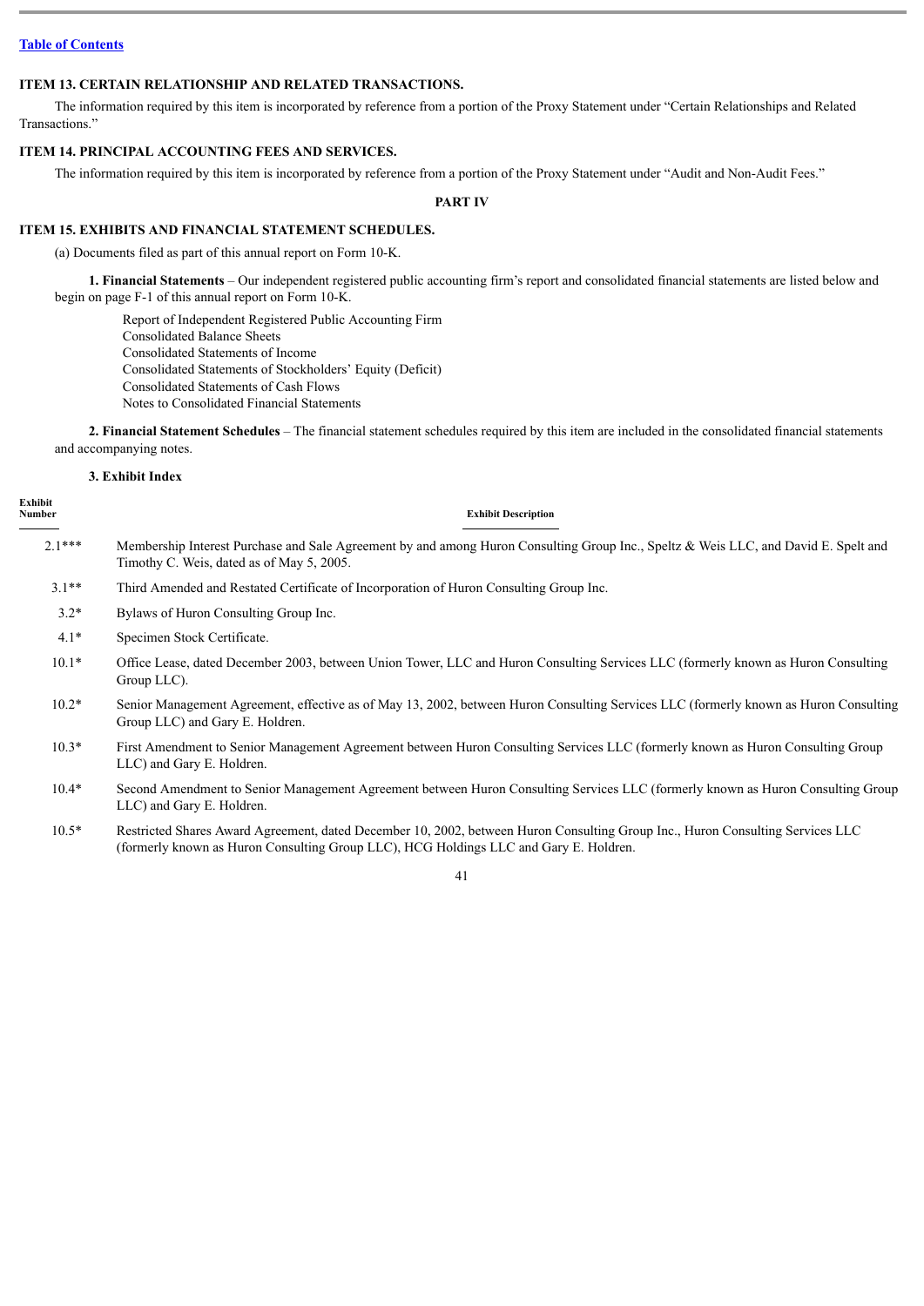[Table of Contents](#)

### ITEM 13. CERTAIN RELATIONSHIP AND RELATED TRANSACTIONS.

The information required by this item is incorporated by reference from a portion of the Proxy Statement under "Certain Relationships and Related Transactions."

### ITEM 14. PRINCIPAL ACCOUNTING FEES AND SERVICES.

The information required by this item is incorporated by reference from a portion of the Proxy Statement under "Audit and Non-Audit Fees."

## PART IV

### ITEM 15. EXHIBITS AND FINANCIAL STATEMENT SCHEDULES.

(a) Documents filed as part of this annual report on Form 10-K.

**1. Financial Statements** – Our independent registered public accounting firm's report and consolidated financial statements are listed below and begin on page F-1 of this annual report on Form 10-K.

Report of Independent Registered Public Accounting Firm
Consolidated Balance Sheets
Consolidated Statements of Income
Consolidated Statements of Stockholders' Equity (Deficit)
Consolidated Statements of Cash Flows
Notes to Consolidated Financial Statements

**2. Financial Statement Schedules** – The financial statement schedules required by this item are included in the consolidated financial statements and accompanying notes.

**3. Exhibit Index**

| Exhibit Number | Exhibit Description |
|---|---|
| 2.1*** | Membership Interest Purchase and Sale Agreement by and among Huron Consulting Group Inc., Speltz & Weis LLC, and David E. Spelt and Timothy C. Weis, dated as of May 5, 2005. |
| 3.1** | Third Amended and Restated Certificate of Incorporation of Huron Consulting Group Inc. |
| 3.2* | Bylaws of Huron Consulting Group Inc. |
| 4.1* | Specimen Stock Certificate. |
| 10.1* | Office Lease, dated December 2003, between Union Tower, LLC and Huron Consulting Services LLC (formerly known as Huron Consulting Group LLC). |
| 10.2* | Senior Management Agreement, effective as of May 13, 2002, between Huron Consulting Services LLC (formerly known as Huron Consulting Group LLC) and Gary E. Holdren. |
| 10.3* | First Amendment to Senior Management Agreement between Huron Consulting Services LLC (formerly known as Huron Consulting Group LLC) and Gary E. Holdren. |
| 10.4* | Second Amendment to Senior Management Agreement between Huron Consulting Services LLC (formerly known as Huron Consulting Group LLC) and Gary E. Holdren. |
| 10.5* | Restricted Shares Award Agreement, dated December 10, 2002, between Huron Consulting Group Inc., Huron Consulting Services LLC (formerly known as Huron Consulting Group LLC), HCG Holdings LLC and Gary E. Holdren. |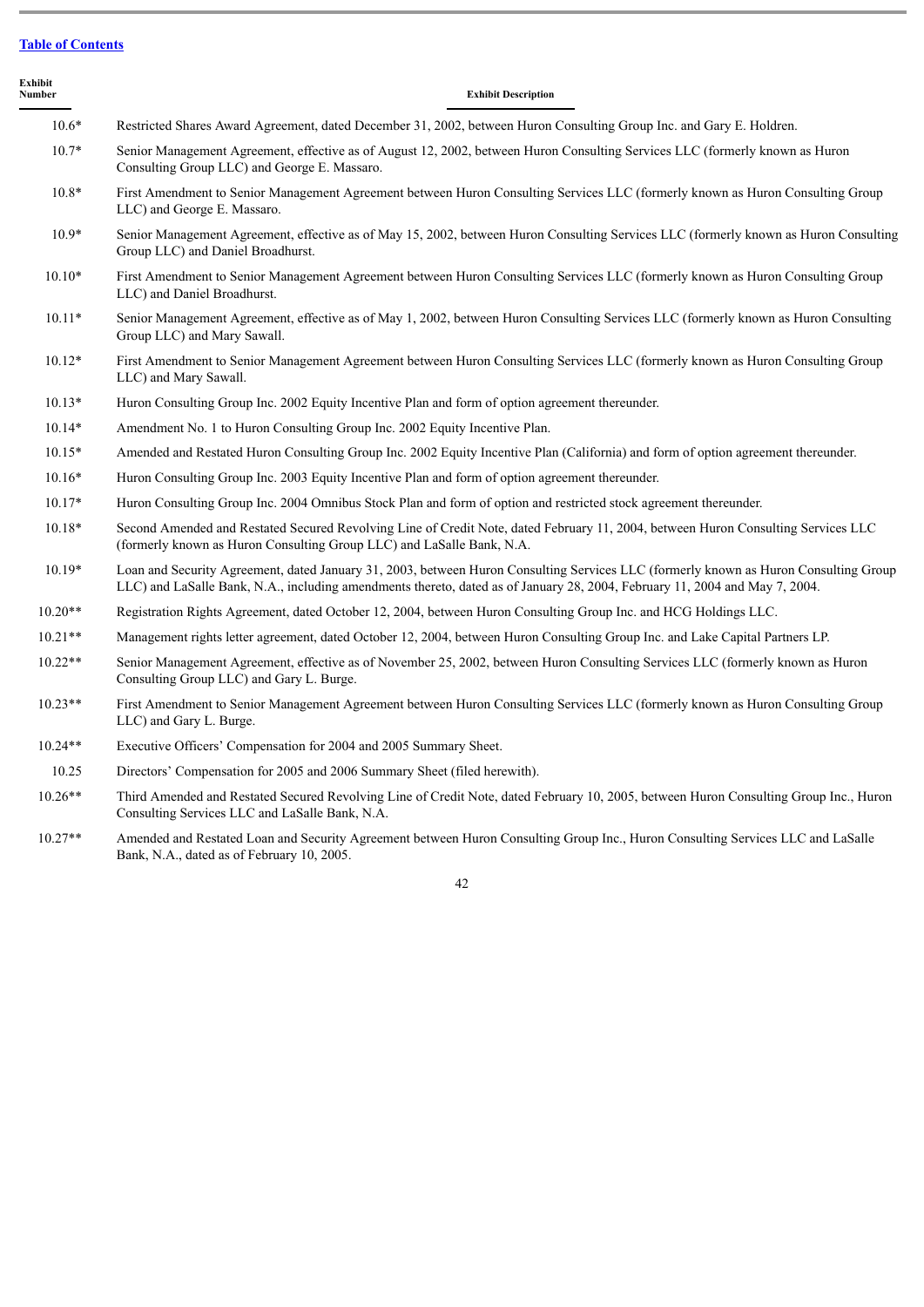[Table of Contents](#)

| Exhibit Number | Exhibit Description |
|---|---|
| 10.6* | Restricted Shares Award Agreement, dated December 31, 2002, between Huron Consulting Group Inc. and Gary E. Holdren. |
| 10.7* | Senior Management Agreement, effective as of August 12, 2002, between Huron Consulting Services LLC (formerly known as Huron Consulting Group LLC) and George E. Massaro. |
| 10.8* | First Amendment to Senior Management Agreement between Huron Consulting Services LLC (formerly known as Huron Consulting Group LLC) and George E. Massaro. |
| 10.9* | Senior Management Agreement, effective as of May 15, 2002, between Huron Consulting Services LLC (formerly known as Huron Consulting Group LLC) and Daniel Broadhurst. |
| 10.10* | First Amendment to Senior Management Agreement between Huron Consulting Services LLC (formerly known as Huron Consulting Group LLC) and Daniel Broadhurst. |
| 10.11* | Senior Management Agreement, effective as of May 1, 2002, between Huron Consulting Services LLC (formerly known as Huron Consulting Group LLC) and Mary Sawall. |
| 10.12* | First Amendment to Senior Management Agreement between Huron Consulting Services LLC (formerly known as Huron Consulting Group LLC) and Mary Sawall. |
| 10.13* | Huron Consulting Group Inc. 2002 Equity Incentive Plan and form of option agreement thereunder. |
| 10.14* | Amendment No. 1 to Huron Consulting Group Inc. 2002 Equity Incentive Plan. |
| 10.15* | Amended and Restated Huron Consulting Group Inc. 2002 Equity Incentive Plan (California) and form of option agreement thereunder. |
| 10.16* | Huron Consulting Group Inc. 2003 Equity Incentive Plan and form of option agreement thereunder. |
| 10.17* | Huron Consulting Group Inc. 2004 Omnibus Stock Plan and form of option and restricted stock agreement thereunder. |
| 10.18* | Second Amended and Restated Secured Revolving Line of Credit Note, dated February 11, 2004, between Huron Consulting Services LLC (formerly known as Huron Consulting Group LLC) and LaSalle Bank, N.A. |
| 10.19* | Loan and Security Agreement, dated January 31, 2003, between Huron Consulting Services LLC (formerly known as Huron Consulting Group LLC) and LaSalle Bank, N.A., including amendments thereto, dated as of January 28, 2004, February 11, 2004 and May 7, 2004. |
| 10.20** | Registration Rights Agreement, dated October 12, 2004, between Huron Consulting Group Inc. and HCG Holdings LLC. |
| 10.21** | Management rights letter agreement, dated October 12, 2004, between Huron Consulting Group Inc. and Lake Capital Partners LP. |
| 10.22** | Senior Management Agreement, effective as of November 25, 2002, between Huron Consulting Services LLC (formerly known as Huron Consulting Group LLC) and Gary L. Burge. |
| 10.23** | First Amendment to Senior Management Agreement between Huron Consulting Services LLC (formerly known as Huron Consulting Group LLC) and Gary L. Burge. |
| 10.24** | Executive Officers' Compensation for 2004 and 2005 Summary Sheet. |
| 10.25 | Directors' Compensation for 2005 and 2006 Summary Sheet (filed herewith). |
| 10.26** | Third Amended and Restated Secured Revolving Line of Credit Note, dated February 10, 2005, between Huron Consulting Group Inc., Huron Consulting Services LLC and LaSalle Bank, N.A. |
| 10.27** | Amended and Restated Loan and Security Agreement between Huron Consulting Group Inc., Huron Consulting Services LLC and LaSalle Bank, N.A., dated as of February 10, 2005. |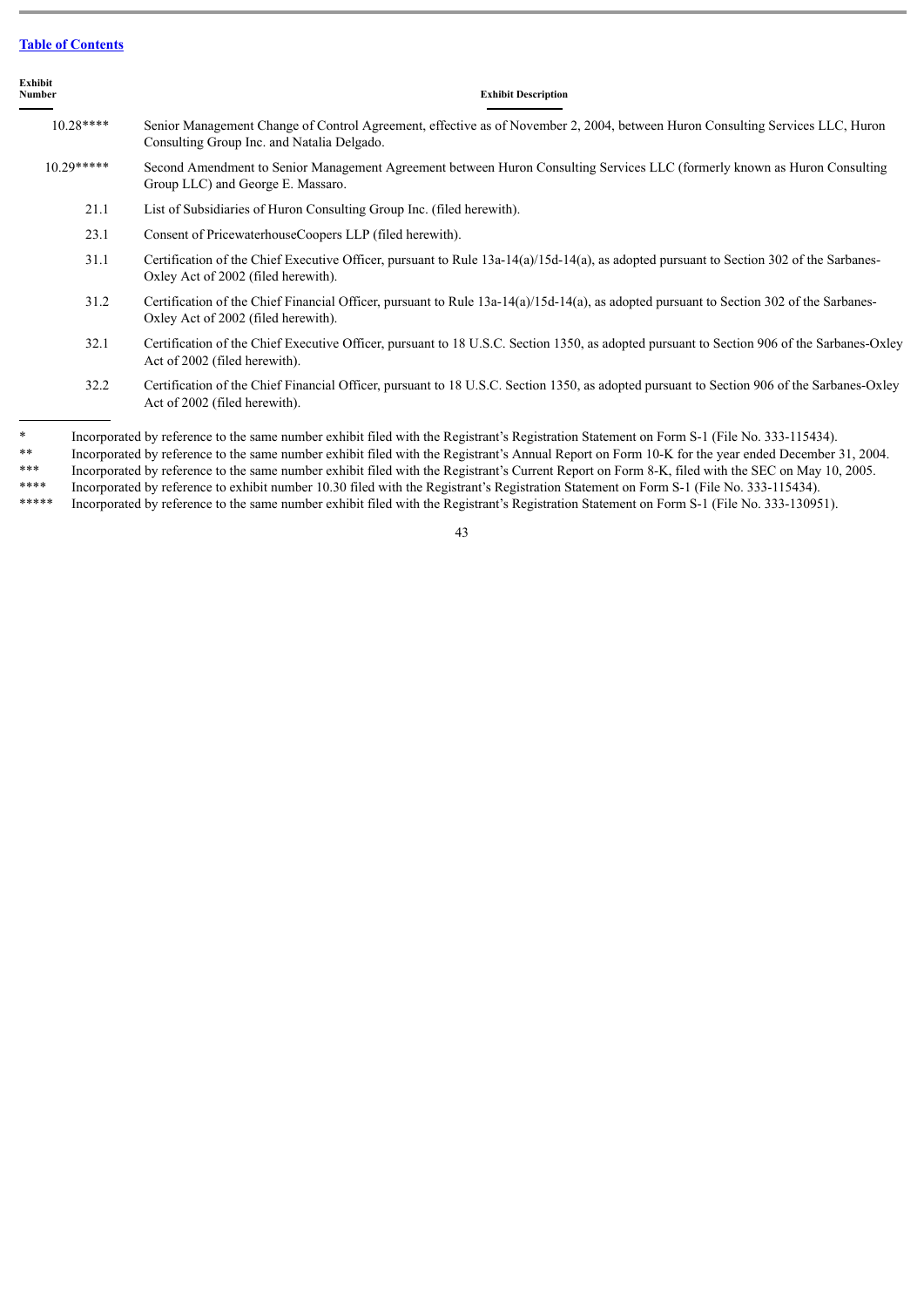[Table of Contents](#)

| Exhibit Number | Exhibit Description |
|---|---|
| 10.28**** | Senior Management Change of Control Agreement, effective as of November 2, 2004, between Huron Consulting Services LLC, Huron Consulting Group Inc. and Natalia Delgado. |
| 10.29***** | Second Amendment to Senior Management Agreement between Huron Consulting Services LLC (formerly known as Huron Consulting Group LLC) and George E. Massaro. |
| 21.1 | List of Subsidiaries of Huron Consulting Group Inc. (filed herewith). |
| 23.1 | Consent of PricewaterhouseCoopers LLP (filed herewith). |
| 31.1 | Certification of the Chief Executive Officer, pursuant to Rule 13a-14(a)/15d-14(a), as adopted pursuant to Section 302 of the Sarbanes-Oxley Act of 2002 (filed herewith). |
| 31.2 | Certification of the Chief Financial Officer, pursuant to Rule 13a-14(a)/15d-14(a), as adopted pursuant to Section 302 of the Sarbanes-Oxley Act of 2002 (filed herewith). |
| 32.1 | Certification of the Chief Executive Officer, pursuant to 18 U.S.C. Section 1350, as adopted pursuant to Section 906 of the Sarbanes-Oxley Act of 2002 (filed herewith). |
| 32.2 | Certification of the Chief Financial Officer, pursuant to 18 U.S.C. Section 1350, as adopted pursuant to Section 906 of the Sarbanes-Oxley Act of 2002 (filed herewith). |

\* Incorporated by reference to the same number exhibit filed with the Registrant's Registration Statement on Form S-1 (File No. 333-115434).

** Incorporated by reference to the same number exhibit filed with the Registrant's Annual Report on Form 10-K for the year ended December 31, 2004.

*** Incorporated by reference to the same number exhibit filed with the Registrant's Current Report on Form 8-K, filed with the SEC on May 10, 2005.

**** Incorporated by reference to exhibit number 10.30 filed with the Registrant's Registration Statement on Form S-1 (File No. 333-115434).

***** Incorporated by reference to the same number exhibit filed with the Registrant's Registration Statement on Form S-1 (File No. 333-130951).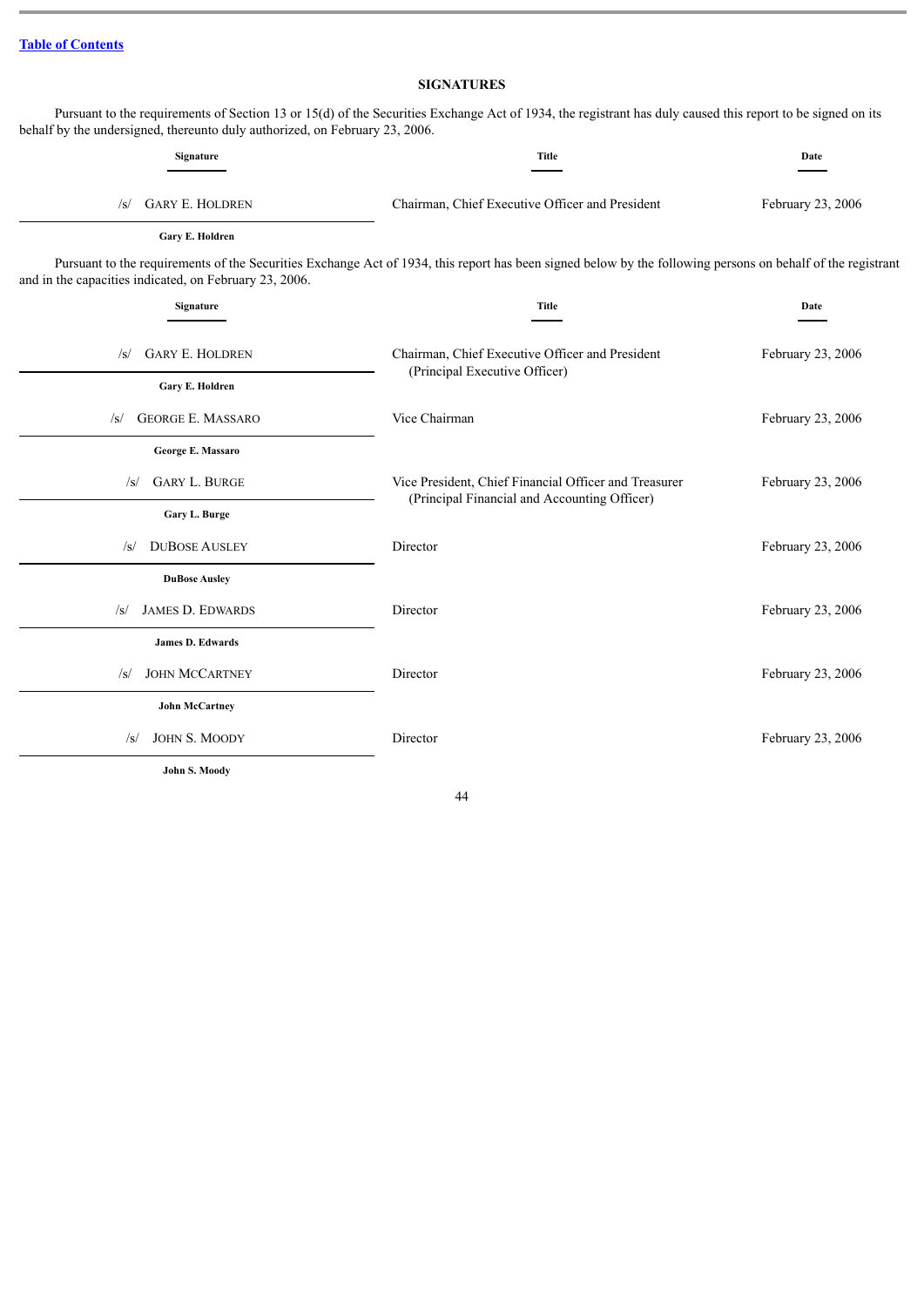[Table of Contents](#)

## SIGNATURES

Pursuant to the requirements of Section 13 or 15(d) of the Securities Exchange Act of 1934, the registrant has duly caused this report to be signed on its behalf by the undersigned, thereunto duly authorized, on February 23, 2006.

| Signature | Title | Date |
|---|---|---|
| /s/ GARY E. HOLDREN<br>Gary E. Holdren | Chairman, Chief Executive Officer and President | February 23, 2006 |

Pursuant to the requirements of the Securities Exchange Act of 1934, this report has been signed below by the following persons on behalf of the registrant and in the capacities indicated, on February 23, 2006.

| Signature | Title | Date |
|---|---|---|
| /s/ GARY E. HOLDREN<br>Gary E. Holdren | Chairman, Chief Executive Officer and President (Principal Executive Officer) | February 23, 2006 |
| /s/ GEORGE E. MASSARO<br>George E. Massaro | Vice Chairman | February 23, 2006 |
| /s/ GARY L. BURGE<br>Gary L. Burge | Vice President, Chief Financial Officer and Treasurer (Principal Financial and Accounting Officer) | February 23, 2006 |
| /s/ DUBOSE AUSLEY<br>DuBose Ausley | Director | February 23, 2006 |
| /s/ JAMES D. EDWARDS<br>James D. Edwards | Director | February 23, 2006 |
| /s/ JOHN MCCARTNEY<br>John McCartney | Director | February 23, 2006 |
| /s/ JOHN S. MOODY<br>John S. Moody | Director | February 23, 2006 |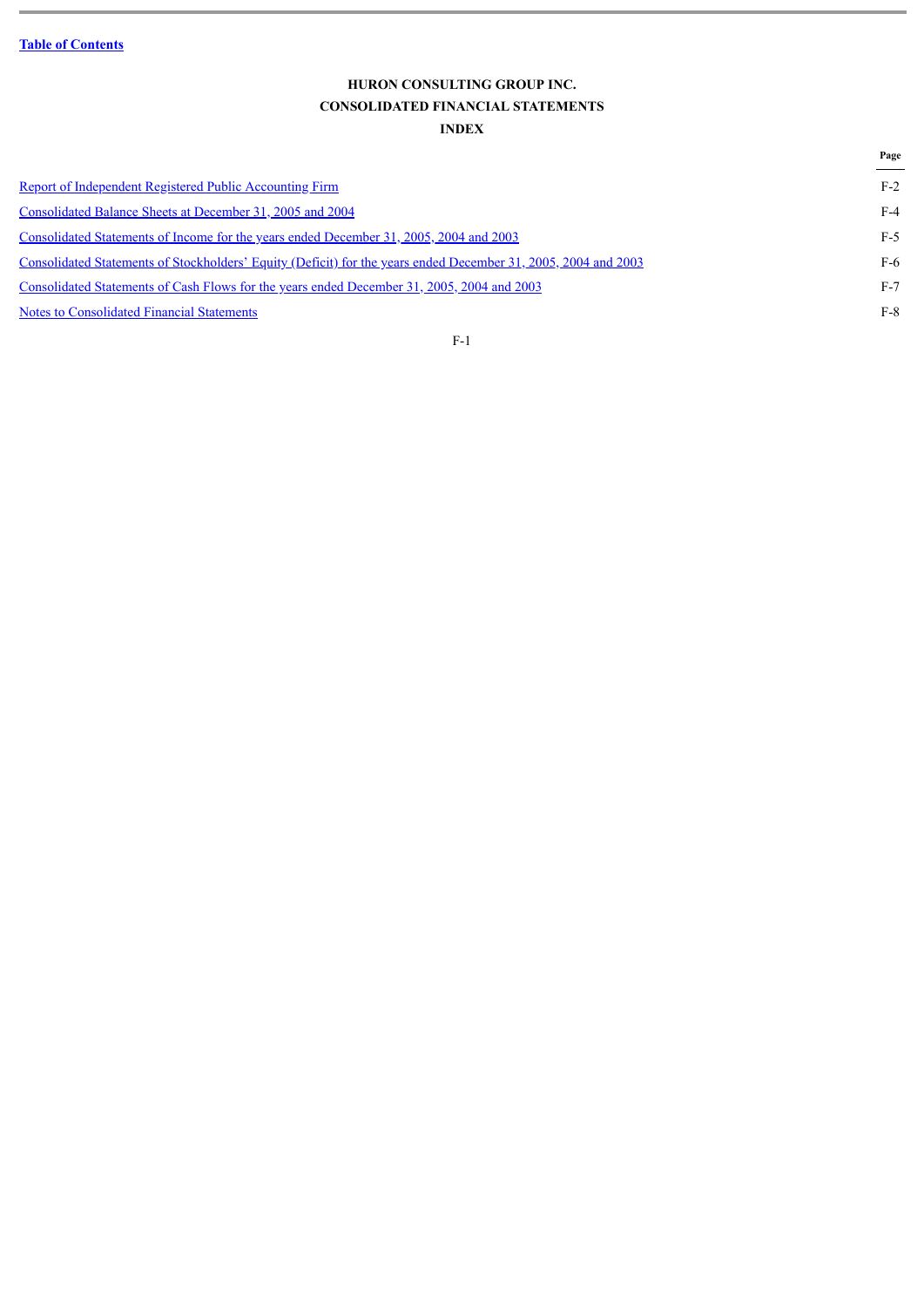Table of Contents

# HURON CONSULTING GROUP INC.
## CONSOLIDATED FINANCIAL STATEMENTS
### INDEX

| | Page |
|---|---|
| Report of Independent Registered Public Accounting Firm | F-2 |
| Consolidated Balance Sheets at December 31, 2005 and 2004 | F-4 |
| Consolidated Statements of Income for the years ended December 31, 2005, 2004 and 2003 | F-5 |
| Consolidated Statements of Stockholders' Equity (Deficit) for the years ended December 31, 2005, 2004 and 2003 | F-6 |
| Consolidated Statements of Cash Flows for the years ended December 31, 2005, 2004 and 2003 | F-7 |
| Notes to Consolidated Financial Statements | F-8 |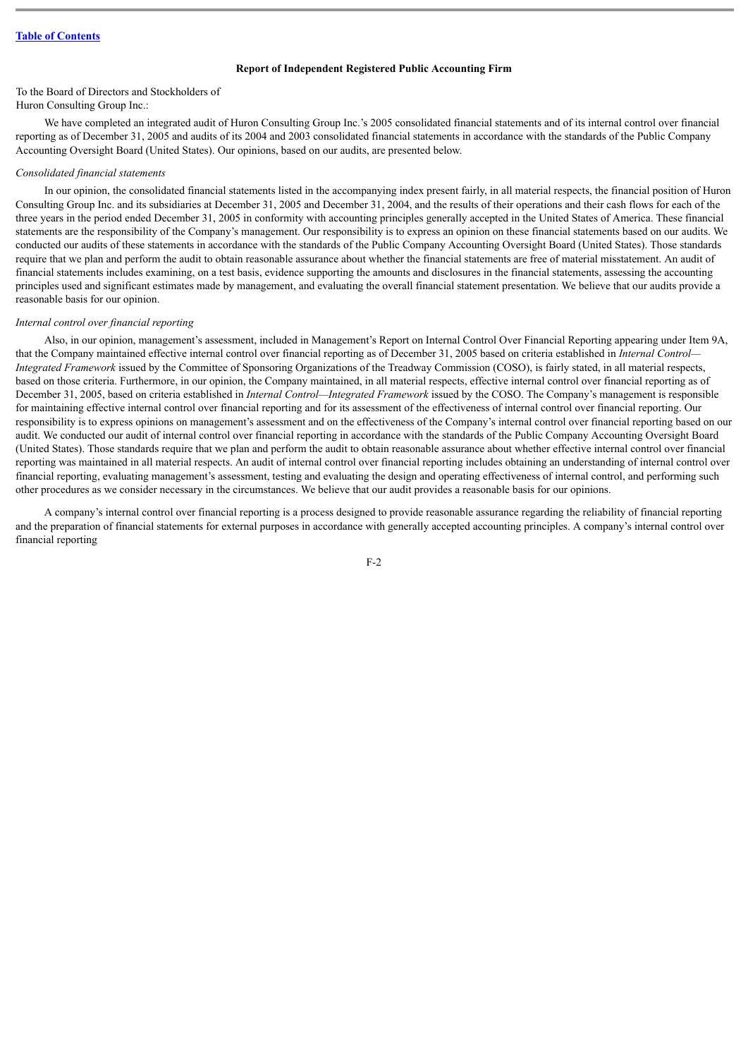**Report of Independent Registered Public Accounting Firm**

To the Board of Directors and Stockholders of
Huron Consulting Group Inc.:

We have completed an integrated audit of Huron Consulting Group Inc.'s 2005 consolidated financial statements and of its internal control over financial reporting as of December 31, 2005 and audits of its 2004 and 2003 consolidated financial statements in accordance with the standards of the Public Company Accounting Oversight Board (United States). Our opinions, based on our audits, are presented below.

*Consolidated financial statements*

In our opinion, the consolidated financial statements listed in the accompanying index present fairly, in all material respects, the financial position of Huron Consulting Group Inc. and its subsidiaries at December 31, 2005 and December 31, 2004, and the results of their operations and their cash flows for each of the three years in the period ended December 31, 2005 in conformity with accounting principles generally accepted in the United States of America. These financial statements are the responsibility of the Company's management. Our responsibility is to express an opinion on these financial statements based on our audits. We conducted our audits of these statements in accordance with the standards of the Public Company Accounting Oversight Board (United States). Those standards require that we plan and perform the audit to obtain reasonable assurance about whether the financial statements are free of material misstatement. An audit of financial statements includes examining, on a test basis, evidence supporting the amounts and disclosures in the financial statements, assessing the accounting principles used and significant estimates made by management, and evaluating the overall financial statement presentation. We believe that our audits provide a reasonable basis for our opinion.

*Internal control over financial reporting*

Also, in our opinion, management's assessment, included in Management's Report on Internal Control Over Financial Reporting appearing under Item 9A, that the Company maintained effective internal control over financial reporting as of December 31, 2005 based on criteria established in *Internal Control—Integrated Framework* issued by the Committee of Sponsoring Organizations of the Treadway Commission (COSO), is fairly stated, in all material respects, based on those criteria. Furthermore, in our opinion, the Company maintained, in all material respects, effective internal control over financial reporting as of December 31, 2005, based on criteria established in *Internal Control—Integrated Framework* issued by the COSO. The Company's management is responsible for maintaining effective internal control over financial reporting and for its assessment of the effectiveness of internal control over financial reporting. Our responsibility is to express opinions on management's assessment and on the effectiveness of the Company's internal control over financial reporting based on our audit. We conducted our audit of internal control over financial reporting in accordance with the standards of the Public Company Accounting Oversight Board (United States). Those standards require that we plan and perform the audit to obtain reasonable assurance about whether effective internal control over financial reporting was maintained in all material respects. An audit of internal control over financial reporting includes obtaining an understanding of internal control over financial reporting, evaluating management's assessment, testing and evaluating the design and operating effectiveness of internal control, and performing such other procedures as we consider necessary in the circumstances. We believe that our audit provides a reasonable basis for our opinions.

A company's internal control over financial reporting is a process designed to provide reasonable assurance regarding the reliability of financial reporting and the preparation of financial statements for external purposes in accordance with generally accepted accounting principles. A company's internal control over financial reporting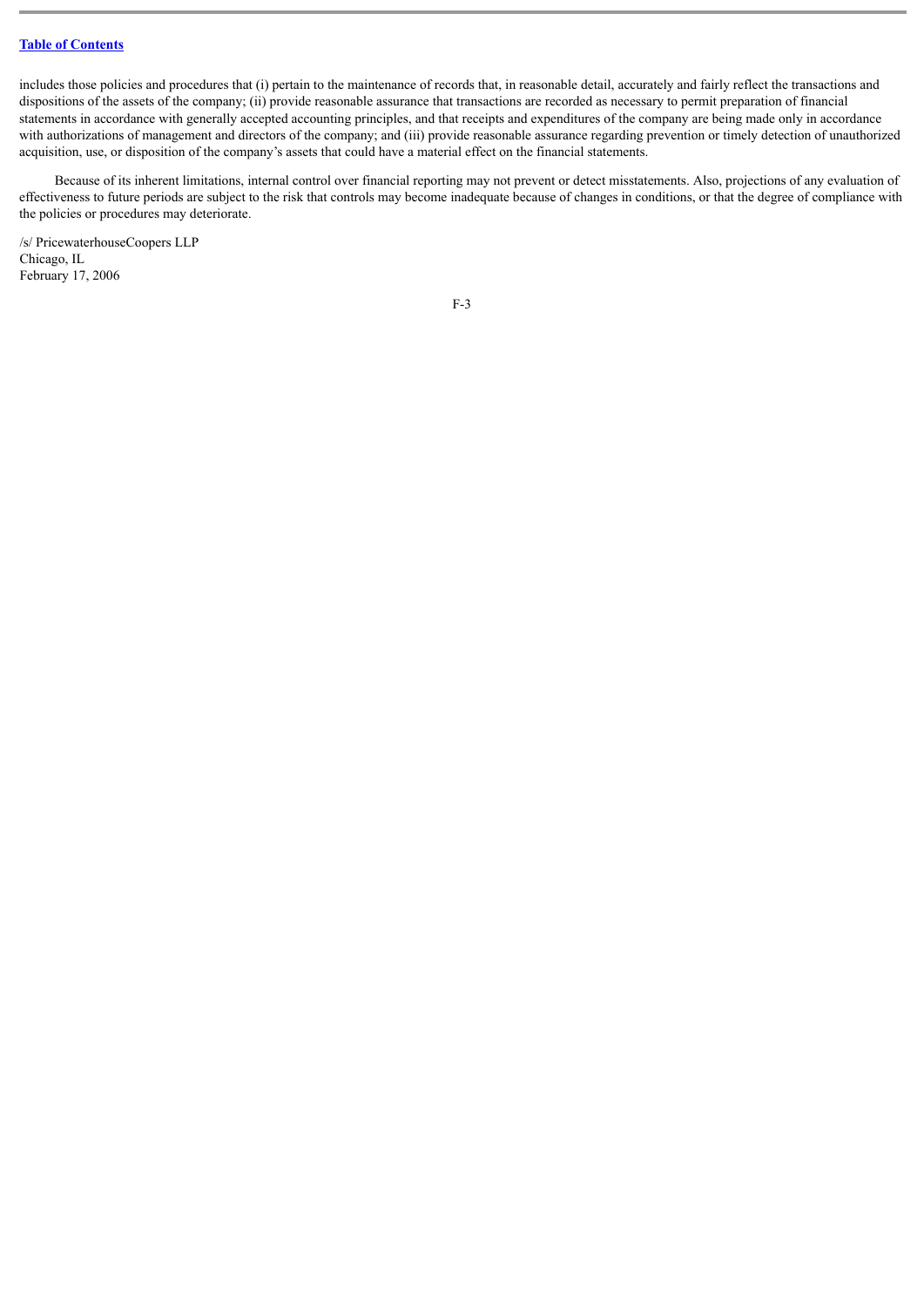includes those policies and procedures that (i) pertain to the maintenance of records that, in reasonable detail, accurately and fairly reflect the transactions and dispositions of the assets of the company; (ii) provide reasonable assurance that transactions are recorded as necessary to permit preparation of financial statements in accordance with generally accepted accounting principles, and that receipts and expenditures of the company are being made only in accordance with authorizations of management and directors of the company; and (iii) provide reasonable assurance regarding prevention or timely detection of unauthorized acquisition, use, or disposition of the company's assets that could have a material effect on the financial statements.

Because of its inherent limitations, internal control over financial reporting may not prevent or detect misstatements. Also, projections of any evaluation of effectiveness to future periods are subject to the risk that controls may become inadequate because of changes in conditions, or that the degree of compliance with the policies or procedures may deteriorate.

/s/ PricewaterhouseCoopers LLP
Chicago, IL
February 17, 2006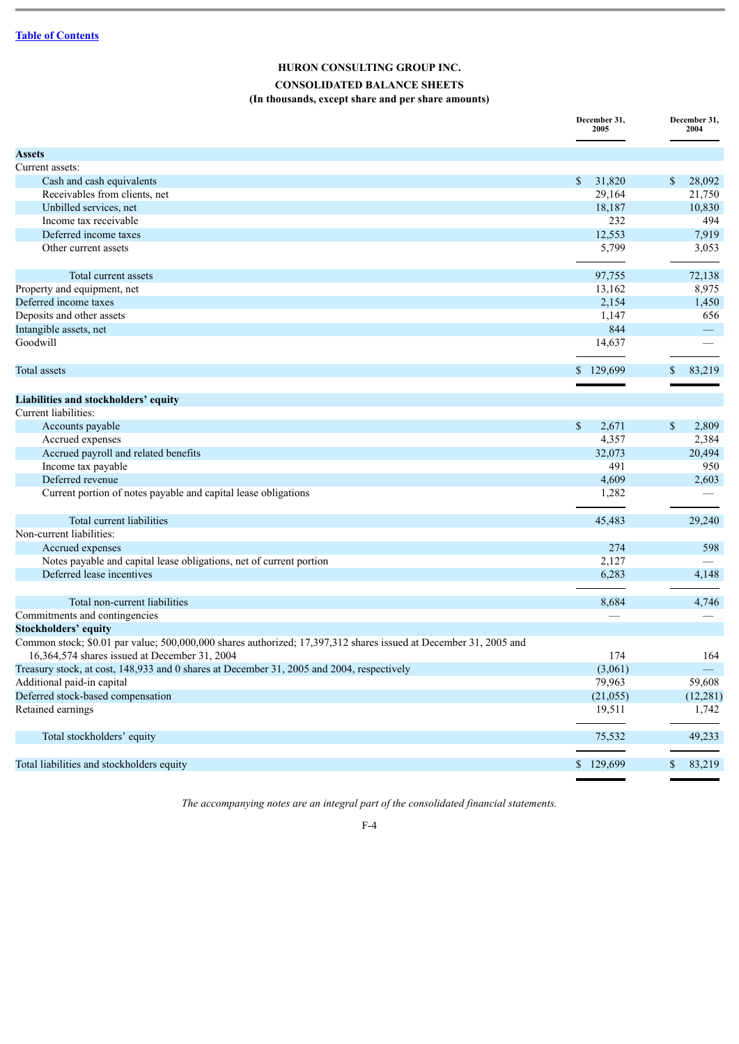[Table of Contents]

# HURON CONSULTING GROUP INC.

## CONSOLIDATED BALANCE SHEETS

### (In thousands, except share and per share amounts)

| | December 31, 2005 | December 31, 2004 |
|---|---|---|
| **Assets** | | |
| Current assets: | | |
| Cash and cash equivalents | $ 31,820 | $ 28,092 |
| Receivables from clients, net | 29,164 | 21,750 |
| Unbilled services, net | 18,187 | 10,830 |
| Income tax receivable | 232 | 494 |
| Deferred income taxes | 12,553 | 7,919 |
| Other current assets | 5,799 | 3,053 |
| Total current assets | 97,755 | 72,138 |
| Property and equipment, net | 13,162 | 8,975 |
| Deferred income taxes | 2,154 | 1,450 |
| Deposits and other assets | 1,147 | 656 |
| Intangible assets, net | 844 | — |
| Goodwill | 14,637 | — |
| Total assets | $ 129,699 | $ 83,219 |
| **Liabilities and stockholders' equity** | | |
| Current liabilities: | | |
| Accounts payable | $ 2,671 | $ 2,809 |
| Accrued expenses | 4,357 | 2,384 |
| Accrued payroll and related benefits | 32,073 | 20,494 |
| Income tax payable | 491 | 950 |
| Deferred revenue | 4,609 | 2,603 |
| Current portion of notes payable and capital lease obligations | 1,282 | — |
| Total current liabilities | 45,483 | 29,240 |
| Non-current liabilities: | | |
| Accrued expenses | 274 | 598 |
| Notes payable and capital lease obligations, net of current portion | 2,127 | — |
| Deferred lease incentives | 6,283 | 4,148 |
| Total non-current liabilities | 8,684 | 4,746 |
| Commitments and contingencies | — | — |
| **Stockholders' equity** | | |
| Common stock; $0.01 par value; 500,000,000 shares authorized; 17,397,312 shares issued at December 31, 2005 and 16,364,574 shares issued at December 31, 2004 | 174 | 164 |
| Treasury stock, at cost, 148,933 and 0 shares at December 31, 2005 and 2004, respectively | (3,061) | — |
| Additional paid-in capital | 79,963 | 59,608 |
| Deferred stock-based compensation | (21,055) | (12,281) |
| Retained earnings | 19,511 | 1,742 |
| Total stockholders' equity | 75,532 | 49,233 |
| Total liabilities and stockholders equity | $ 129,699 | $ 83,219 |

*The accompanying notes are an integral part of the consolidated financial statements.*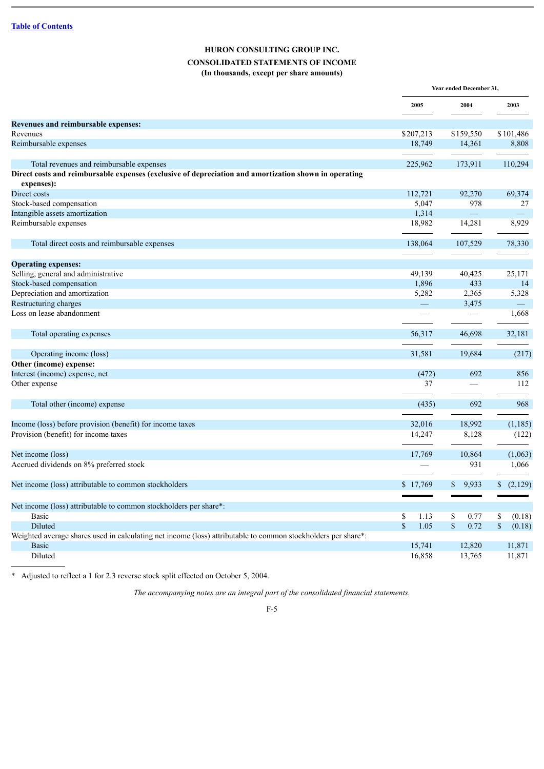**HURON CONSULTING GROUP INC.**

**CONSOLIDATED STATEMENTS OF INCOME**

**(In thousands, except per share amounts)**

| | Year ended December 31, | | |
|---|---|---|---|
| | 2005 | 2004 | 2003 |
| **Revenues and reimbursable expenses:** | | | |
| Revenues | $207,213 | $159,550 | $101,486 |
| Reimbursable expenses | 18,749 | 14,361 | 8,808 |
| Total revenues and reimbursable expenses | 225,962 | 173,911 | 110,294 |
| **Direct costs and reimbursable expenses (exclusive of depreciation and amortization shown in operating expenses):** | | | |
| Direct costs | 112,721 | 92,270 | 69,374 |
| Stock-based compensation | 5,047 | 978 | 27 |
| Intangible assets amortization | 1,314 | — | — |
| Reimbursable expenses | 18,982 | 14,281 | 8,929 |
| Total direct costs and reimbursable expenses | 138,064 | 107,529 | 78,330 |
| **Operating expenses:** | | | |
| Selling, general and administrative | 49,139 | 40,425 | 25,171 |
| Stock-based compensation | 1,896 | 433 | 14 |
| Depreciation and amortization | 5,282 | 2,365 | 5,328 |
| Restructuring charges | — | 3,475 | — |
| Loss on lease abandonment | — | — | 1,668 |
| Total operating expenses | 56,317 | 46,698 | 32,181 |
| Operating income (loss) | 31,581 | 19,684 | (217) |
| **Other (income) expense:** | | | |
| Interest (income) expense, net | (472) | 692 | 856 |
| Other expense | 37 | — | 112 |
| Total other (income) expense | (435) | 692 | 968 |
| Income (loss) before provision (benefit) for income taxes | 32,016 | 18,992 | (1,185) |
| Provision (benefit) for income taxes | 14,247 | 8,128 | (122) |
| Net income (loss) | 17,769 | 10,864 | (1,063) |
| Accrued dividends on 8% preferred stock | — | 931 | 1,066 |
| Net income (loss) attributable to common stockholders | $ 17,769 | $ 9,933 | $ (2,129) |
| Net income (loss) attributable to common stockholders per share*: | | | |
| Basic | $ 1.13 | $ 0.77 | $ (0.18) |
| Diluted | $ 1.05 | $ 0.72 | $ (0.18) |
| Weighted average shares used in calculating net income (loss) attributable to common stockholders per share*: | | | |
| Basic | 15,741 | 12,820 | 11,871 |
| Diluted | 16,858 | 13,765 | 11,871 |

\* Adjusted to reflect a 1 for 2.3 reverse stock split effected on October 5, 2004.

*The accompanying notes are an integral part of the consolidated financial statements.*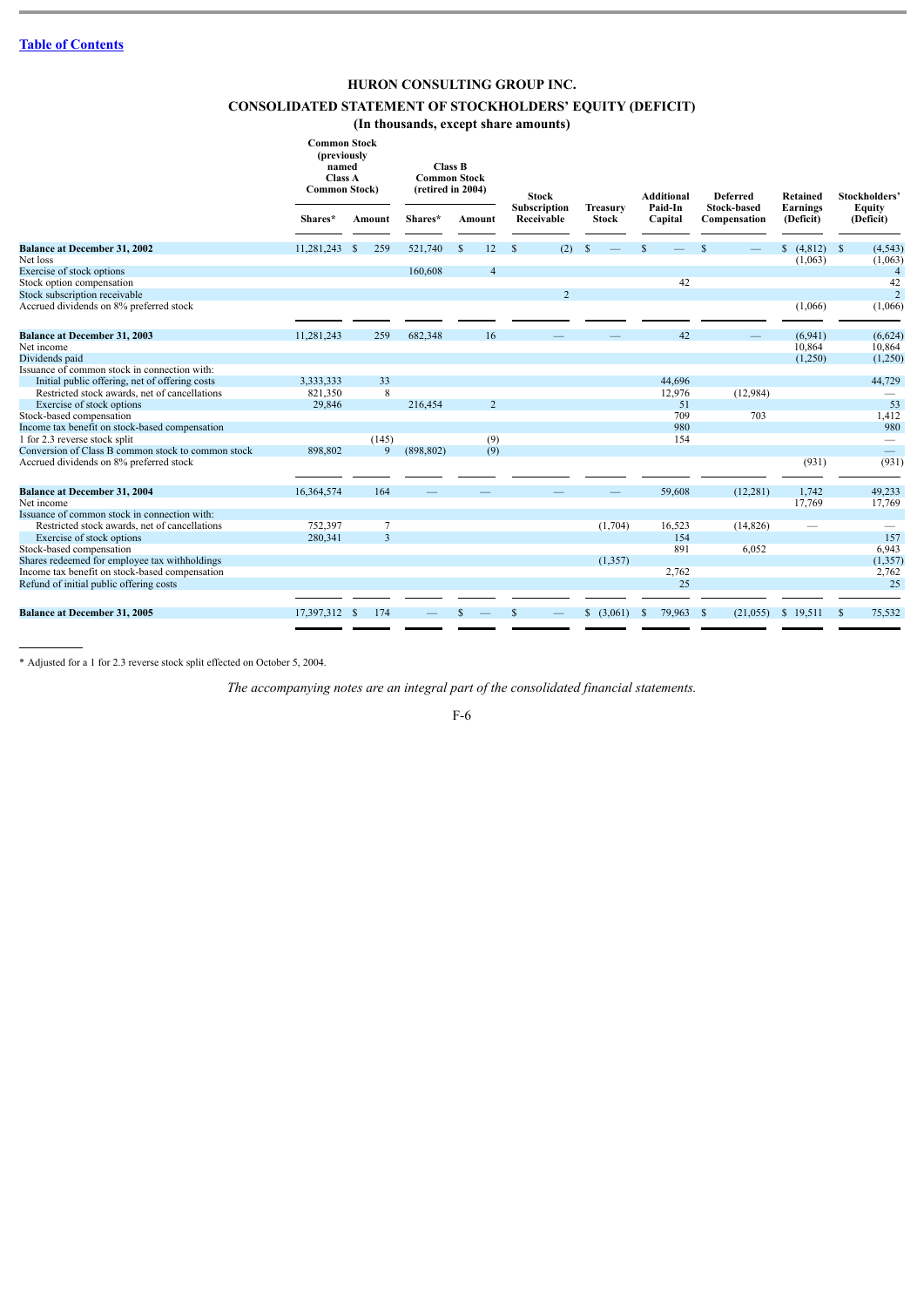[Table of Contents]

# HURON CONSULTING GROUP INC.

## CONSOLIDATED STATEMENT OF STOCKHOLDERS' EQUITY (DEFICIT)

### (In thousands, except share amounts)

| | Common Stock (previously named Class A Common Stock) | | Class B Common Stock (retired in 2004) | | Stock Subscription Receivable | Treasury Stock | Additional Paid-In Capital | Deferred Stock-based Compensation | Retained Earnings (Deficit) | Stockholders' Equity (Deficit) |
|---|---|---|---|---|---|---|---|---|---|---|
| | Shares* | Amount | Shares* | Amount | | | | | | |
| **Balance at December 31, 2002** | 11,281,243 | $ 259 | 521,740 | $ 12 | $ (2) | $ — | $ — | $ — | $ (4,812) | $ (4,543) |
| Net loss | | | | | | | | | (1,063) | (1,063) |
| Exercise of stock options | | | 160,608 | 4 | | | | | | 4 |
| Stock option compensation | | | | | | | 42 | | | 42 |
| Stock subscription receivable | | | | | 2 | | | | | 2 |
| Accrued dividends on 8% preferred stock | | | | | | | | | (1,066) | (1,066) |
| **Balance at December 31, 2003** | 11,281,243 | 259 | 682,348 | 16 | — | — | 42 | — | (6,941) | (6,624) |
| Net income | | | | | | | | | 10,864 | 10,864 |
| Dividends paid | | | | | | | | | (1,250) | (1,250) |
| Issuance of common stock in connection with: | | | | | | | | | | |
| Initial public offering, net of offering costs | 3,333,333 | 33 | | | | | 44,696 | | | 44,729 |
| Restricted stock awards, net of cancellations | 821,350 | 8 | | | | | 12,976 | (12,984) | | — |
| Exercise of stock options | 29,846 | | 216,454 | 2 | | | 51 | | | 53 |
| Stock-based compensation | | | | | | | 709 | 703 | | 1,412 |
| Income tax benefit on stock-based compensation | | | | | | | 980 | | | 980 |
| 1 for 2.3 reverse stock split | | (145) | | (9) | | | 154 | | | — |
| Conversion of Class B common stock to common stock | 898,802 | 9 | (898,802) | (9) | | | | | | — |
| Accrued dividends on 8% preferred stock | | | | | | | | | (931) | (931) |
| **Balance at December 31, 2004** | 16,364,574 | 164 | — | — | — | — | 59,608 | (12,281) | 1,742 | 49,233 |
| Net income | | | | | | | | | 17,769 | 17,769 |
| Issuance of common stock in connection with: | | | | | | | | | | |
| Restricted stock awards, net of cancellations | 752,397 | 7 | | | | (1,704) | 16,523 | (14,826) | — | — |
| Exercise of stock options | 280,341 | 3 | | | | | 154 | | | 157 |
| Stock-based compensation | | | | | | | 891 | 6,052 | | 6,943 |
| Shares redeemed for employee tax withholdings | | | | | | (1,357) | | | | (1,357) |
| Income tax benefit on stock-based compensation | | | | | | | 2,762 | | | 2,762 |
| Refund of initial public offering costs | | | | | | | 25 | | | 25 |
| **Balance at December 31, 2005** | 17,397,312 | $ 174 | — | $ — | $ — | $ (3,061) | $ 79,963 | $ (21,055) | $ 19,511 | $ 75,532 |

\* Adjusted for a 1 for 2.3 reverse stock split effected on October 5, 2004.

*The accompanying notes are an integral part of the consolidated financial statements.*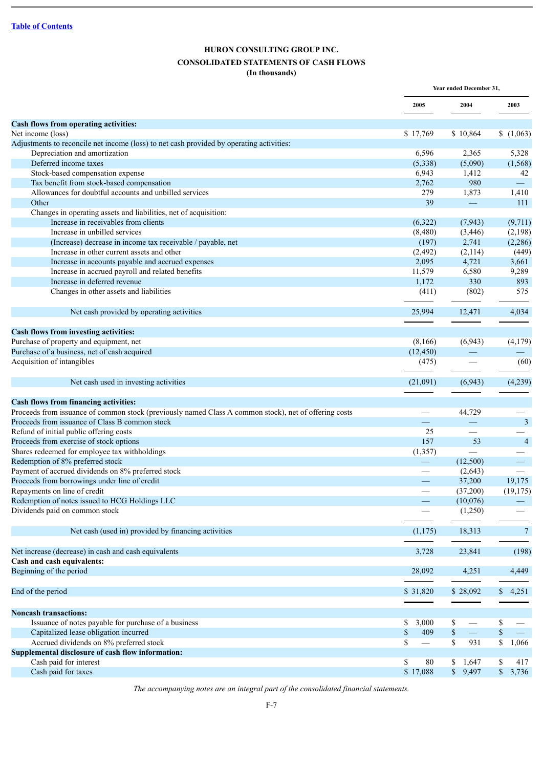[Table of Contents](#)

**HURON CONSULTING GROUP INC.**

**CONSOLIDATED STATEMENTS OF CASH FLOWS**

**(In thousands)**

| | Year ended December 31, | | |
|---|---|---|---|
| | 2005 | 2004 | 2003 |
| **Cash flows from operating activities:** | | | |
| Net income (loss) | $ 17,769 | $ 10,864 | $ (1,063) |
| Adjustments to reconcile net income (loss) to net cash provided by operating activities: | | | |
| Depreciation and amortization | 6,596 | 2,365 | 5,328 |
| Deferred income taxes | (5,338) | (5,090) | (1,568) |
| Stock-based compensation expense | 6,943 | 1,412 | 42 |
| Tax benefit from stock-based compensation | 2,762 | 980 | — |
| Allowances for doubtful accounts and unbilled services | 279 | 1,873 | 1,410 |
| Other | 39 | — | 111 |
| Changes in operating assets and liabilities, net of acquisition: | | | |
| Increase in receivables from clients | (6,322) | (7,943) | (9,711) |
| Increase in unbilled services | (8,480) | (3,446) | (2,198) |
| (Increase) decrease in income tax receivable / payable, net | (197) | 2,741 | (2,286) |
| Increase in other current assets and other | (2,492) | (2,114) | (449) |
| Increase in accounts payable and accrued expenses | 2,095 | 4,721 | 3,661 |
| Increase in accrued payroll and related benefits | 11,579 | 6,580 | 9,289 |
| Increase in deferred revenue | 1,172 | 330 | 893 |
| Changes in other assets and liabilities | (411) | (802) | 575 |
| Net cash provided by operating activities | 25,994 | 12,471 | 4,034 |
| **Cash flows from investing activities:** | | | |
| Purchase of property and equipment, net | (8,166) | (6,943) | (4,179) |
| Purchase of a business, net of cash acquired | (12,450) | — | — |
| Acquisition of intangibles | (475) | — | (60) |
| Net cash used in investing activities | (21,091) | (6,943) | (4,239) |
| **Cash flows from financing activities:** | | | |
| Proceeds from issuance of common stock (previously named Class A common stock), net of offering costs | — | 44,729 | — |
| Proceeds from issuance of Class B common stock | — | — | 3 |
| Refund of initial public offering costs | 25 | — | — |
| Proceeds from exercise of stock options | 157 | 53 | 4 |
| Shares redeemed for employee tax withholdings | (1,357) | — | — |
| Redemption of 8% preferred stock | — | (12,500) | — |
| Payment of accrued dividends on 8% preferred stock | — | (2,643) | — |
| Proceeds from borrowings under line of credit | — | 37,200 | 19,175 |
| Repayments on line of credit | — | (37,200) | (19,175) |
| Redemption of notes issued to HCG Holdings LLC | — | (10,076) | — |
| Dividends paid on common stock | — | (1,250) | — |
| Net cash (used in) provided by financing activities | (1,175) | 18,313 | 7 |
| Net increase (decrease) in cash and cash equivalents | 3,728 | 23,841 | (198) |
| **Cash and cash equivalents:** | | | |
| Beginning of the period | 28,092 | 4,251 | 4,449 |
| End of the period | $ 31,820 | $ 28,092 | $ 4,251 |
| **Noncash transactions:** | | | |
| Issuance of notes payable for purchase of a business | $ 3,000 | $ — | $ — |
| Capitalized lease obligation incurred | $ 409 | $ — | $ — |
| Accrued dividends on 8% preferred stock | $ — | $ 931 | $ 1,066 |
| **Supplemental disclosure of cash flow information:** | | | |
| Cash paid for interest | $ 80 | $ 1,647 | $ 417 |
| Cash paid for taxes | $ 17,088 | $ 9,497 | $ 3,736 |

*The accompanying notes are an integral part of the consolidated financial statements.*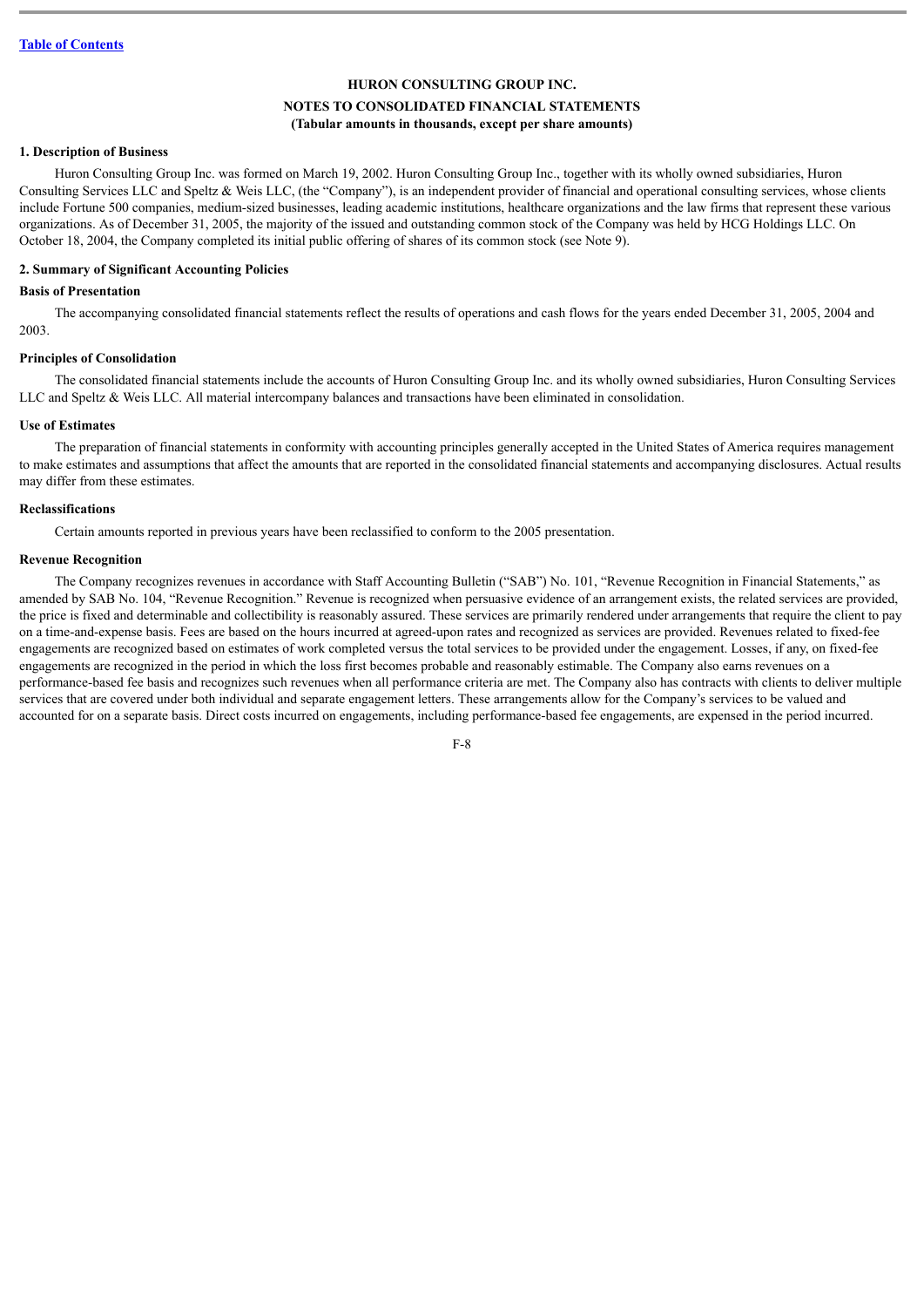[Table of Contents](#)

# HURON CONSULTING GROUP INC.

## NOTES TO CONSOLIDATED FINANCIAL STATEMENTS

**(Tabular amounts in thousands, except per share amounts)**

### 1. Description of Business

Huron Consulting Group Inc. was formed on March 19, 2002. Huron Consulting Group Inc., together with its wholly owned subsidiaries, Huron Consulting Services LLC and Speltz & Weis LLC, (the "Company"), is an independent provider of financial and operational consulting services, whose clients include Fortune 500 companies, medium-sized businesses, leading academic institutions, healthcare organizations and the law firms that represent these various organizations. As of December 31, 2005, the majority of the issued and outstanding common stock of the Company was held by HCG Holdings LLC. On October 18, 2004, the Company completed its initial public offering of shares of its common stock (see Note 9).

### 2. Summary of Significant Accounting Policies

#### Basis of Presentation

The accompanying consolidated financial statements reflect the results of operations and cash flows for the years ended December 31, 2005, 2004 and 2003.

#### Principles of Consolidation

The consolidated financial statements include the accounts of Huron Consulting Group Inc. and its wholly owned subsidiaries, Huron Consulting Services LLC and Speltz & Weis LLC. All material intercompany balances and transactions have been eliminated in consolidation.

#### Use of Estimates

The preparation of financial statements in conformity with accounting principles generally accepted in the United States of America requires management to make estimates and assumptions that affect the amounts that are reported in the consolidated financial statements and accompanying disclosures. Actual results may differ from these estimates.

#### Reclassifications

Certain amounts reported in previous years have been reclassified to conform to the 2005 presentation.

#### Revenue Recognition

The Company recognizes revenues in accordance with Staff Accounting Bulletin ("SAB") No. 101, "Revenue Recognition in Financial Statements," as amended by SAB No. 104, "Revenue Recognition." Revenue is recognized when persuasive evidence of an arrangement exists, the related services are provided, the price is fixed and determinable and collectibility is reasonably assured. These services are primarily rendered under arrangements that require the client to pay on a time-and-expense basis. Fees are based on the hours incurred at agreed-upon rates and recognized as services are provided. Revenues related to fixed-fee engagements are recognized based on estimates of work completed versus the total services to be provided under the engagement. Losses, if any, on fixed-fee engagements are recognized in the period in which the loss first becomes probable and reasonably estimable. The Company also earns revenues on a performance-based fee basis and recognizes such revenues when all performance criteria are met. The Company also has contracts with clients to deliver multiple services that are covered under both individual and separate engagement letters. These arrangements allow for the Company's services to be valued and accounted for on a separate basis. Direct costs incurred on engagements, including performance-based fee engagements, are expensed in the period incurred.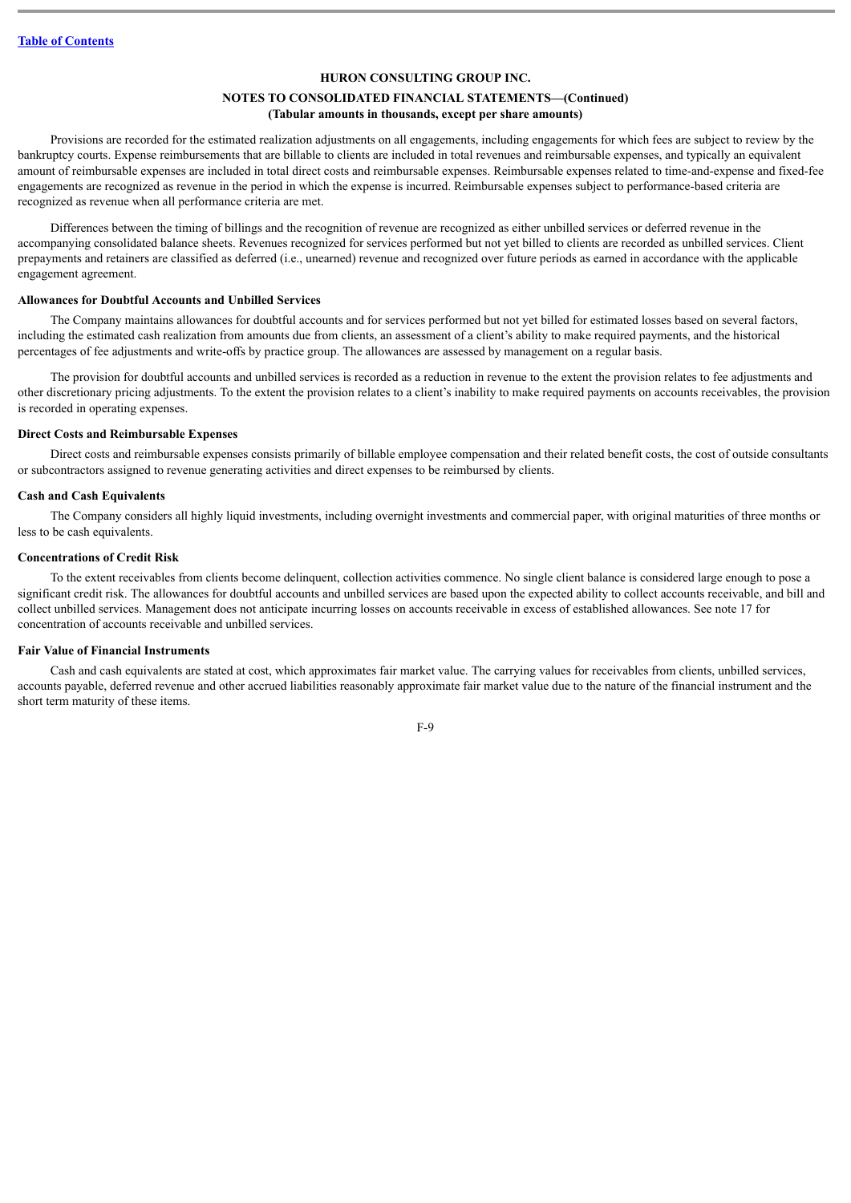Provisions are recorded for the estimated realization adjustments on all engagements, including engagements for which fees are subject to review by the bankruptcy courts. Expense reimbursements that are billable to clients are included in total revenues and reimbursable expenses, and typically an equivalent amount of reimbursable expenses are included in total direct costs and reimbursable expenses. Reimbursable expenses related to time-and-expense and fixed-fee engagements are recognized as revenue in the period in which the expense is incurred. Reimbursable expenses subject to performance-based criteria are recognized as revenue when all performance criteria are met.

Differences between the timing of billings and the recognition of revenue are recognized as either unbilled services or deferred revenue in the accompanying consolidated balance sheets. Revenues recognized for services performed but not yet billed to clients are recorded as unbilled services. Client prepayments and retainers are classified as deferred (i.e., unearned) revenue and recognized over future periods as earned in accordance with the applicable engagement agreement.

**Allowances for Doubtful Accounts and Unbilled Services**

The Company maintains allowances for doubtful accounts and for services performed but not yet billed for estimated losses based on several factors, including the estimated cash realization from amounts due from clients, an assessment of a client's ability to make required payments, and the historical percentages of fee adjustments and write-offs by practice group. The allowances are assessed by management on a regular basis.

The provision for doubtful accounts and unbilled services is recorded as a reduction in revenue to the extent the provision relates to fee adjustments and other discretionary pricing adjustments. To the extent the provision relates to a client's inability to make required payments on accounts receivables, the provision is recorded in operating expenses.

**Direct Costs and Reimbursable Expenses**

Direct costs and reimbursable expenses consists primarily of billable employee compensation and their related benefit costs, the cost of outside consultants or subcontractors assigned to revenue generating activities and direct expenses to be reimbursed by clients.

**Cash and Cash Equivalents**

The Company considers all highly liquid investments, including overnight investments and commercial paper, with original maturities of three months or less to be cash equivalents.

**Concentrations of Credit Risk**

To the extent receivables from clients become delinquent, collection activities commence. No single client balance is considered large enough to pose a significant credit risk. The allowances for doubtful accounts and unbilled services are based upon the expected ability to collect accounts receivable, and bill and collect unbilled services. Management does not anticipate incurring losses on accounts receivable in excess of established allowances. See note 17 for concentration of accounts receivable and unbilled services.

**Fair Value of Financial Instruments**

Cash and cash equivalents are stated at cost, which approximates fair market value. The carrying values for receivables from clients, unbilled services, accounts payable, deferred revenue and other accrued liabilities reasonably approximate fair market value due to the nature of the financial instrument and the short term maturity of these items.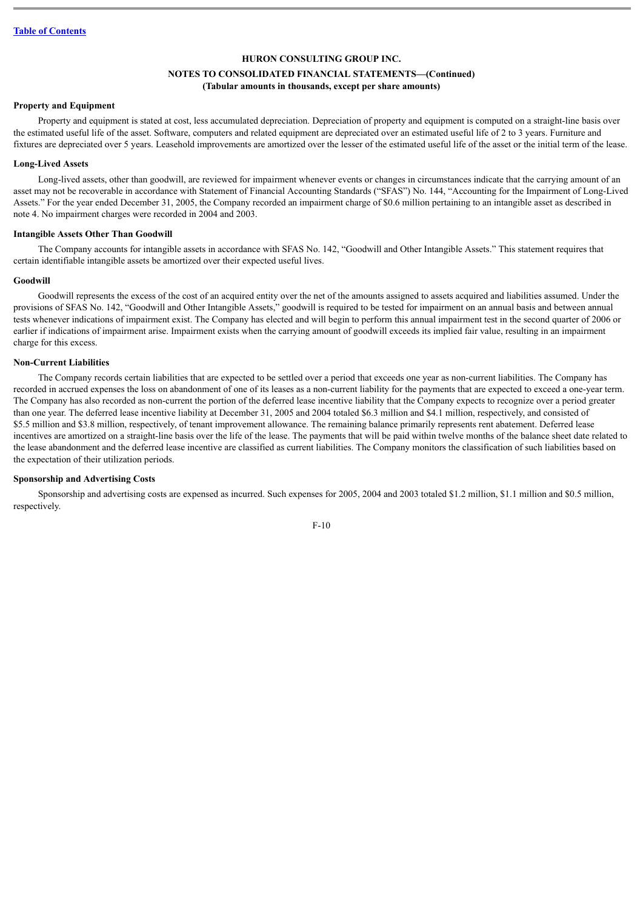# HURON CONSULTING GROUP INC.

## NOTES TO CONSOLIDATED FINANCIAL STATEMENTS—(Continued)

### (Tabular amounts in thousands, except per share amounts)

**Property and Equipment**

Property and equipment is stated at cost, less accumulated depreciation. Depreciation of property and equipment is computed on a straight-line basis over the estimated useful life of the asset. Software, computers and related equipment are depreciated over an estimated useful life of 2 to 3 years. Furniture and fixtures are depreciated over 5 years. Leasehold improvements are amortized over the lesser of the estimated useful life of the asset or the initial term of the lease.

**Long-Lived Assets**

Long-lived assets, other than goodwill, are reviewed for impairment whenever events or changes in circumstances indicate that the carrying amount of an asset may not be recoverable in accordance with Statement of Financial Accounting Standards ("SFAS") No. 144, "Accounting for the Impairment of Long-Lived Assets." For the year ended December 31, 2005, the Company recorded an impairment charge of $0.6 million pertaining to an intangible asset as described in note 4. No impairment charges were recorded in 2004 and 2003.

**Intangible Assets Other Than Goodwill**

The Company accounts for intangible assets in accordance with SFAS No. 142, "Goodwill and Other Intangible Assets." This statement requires that certain identifiable intangible assets be amortized over their expected useful lives.

**Goodwill**

Goodwill represents the excess of the cost of an acquired entity over the net of the amounts assigned to assets acquired and liabilities assumed. Under the provisions of SFAS No. 142, "Goodwill and Other Intangible Assets," goodwill is required to be tested for impairment on an annual basis and between annual tests whenever indications of impairment exist. The Company has elected and will begin to perform this annual impairment test in the second quarter of 2006 or earlier if indications of impairment arise. Impairment exists when the carrying amount of goodwill exceeds its implied fair value, resulting in an impairment charge for this excess.

**Non-Current Liabilities**

The Company records certain liabilities that are expected to be settled over a period that exceeds one year as non-current liabilities. The Company has recorded in accrued expenses the loss on abandonment of one of its leases as a non-current liability for the payments that are expected to exceed a one-year term. The Company has also recorded as non-current the portion of the deferred lease incentive liability that the Company expects to recognize over a period greater than one year. The deferred lease incentive liability at December 31, 2005 and 2004 totaled $6.3 million and $4.1 million, respectively, and consisted of $5.5 million and $3.8 million, respectively, of tenant improvement allowance. The remaining balance primarily represents rent abatement. Deferred lease incentives are amortized on a straight-line basis over the life of the lease. The payments that will be paid within twelve months of the balance sheet date related to the lease abandonment and the deferred lease incentive are classified as current liabilities. The Company monitors the classification of such liabilities based on the expectation of their utilization periods.

**Sponsorship and Advertising Costs**

Sponsorship and advertising costs are expensed as incurred. Such expenses for 2005, 2004 and 2003 totaled $1.2 million, $1.1 million and $0.5 million, respectively.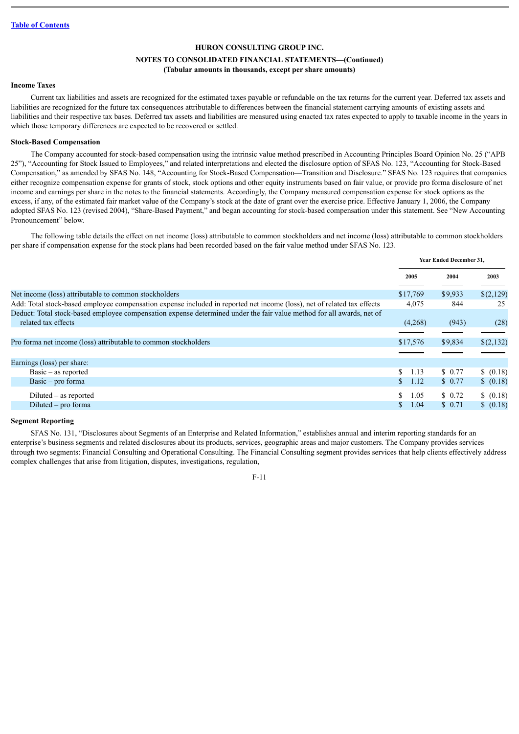**Table of Contents**

HURON CONSULTING GROUP INC.

NOTES TO CONSOLIDATED FINANCIAL STATEMENTS—(Continued)

(Tabular amounts in thousands, except per share amounts)

**Income Taxes**

Current tax liabilities and assets are recognized for the estimated taxes payable or refundable on the tax returns for the current year. Deferred tax assets and liabilities are recognized for the future tax consequences attributable to differences between the financial statement carrying amounts of existing assets and liabilities and their respective tax bases. Deferred tax assets and liabilities are measured using enacted tax rates expected to apply to taxable income in the years in which those temporary differences are expected to be recovered or settled.

**Stock-Based Compensation**

The Company accounted for stock-based compensation using the intrinsic value method prescribed in Accounting Principles Board Opinion No. 25 ("APB 25"), "Accounting for Stock Issued to Employees," and related interpretations and elected the disclosure option of SFAS No. 123, "Accounting for Stock-Based Compensation," as amended by SFAS No. 148, "Accounting for Stock-Based Compensation—Transition and Disclosure." SFAS No. 123 requires that companies either recognize compensation expense for grants of stock, stock options and other equity instruments based on fair value, or provide pro forma disclosure of net income and earnings per share in the notes to the financial statements. Accordingly, the Company measured compensation expense for stock options as the excess, if any, of the estimated fair market value of the Company's stock at the date of grant over the exercise price. Effective January 1, 2006, the Company adopted SFAS No. 123 (revised 2004), "Share-Based Payment," and began accounting for stock-based compensation under this statement. See "New Accounting Pronouncement" below.

The following table details the effect on net income (loss) attributable to common stockholders and net income (loss) attributable to common stockholders per share if compensation expense for the stock plans had been recorded based on the fair value method under SFAS No. 123.

| | Year Ended December 31, | | |
|---|---|---|---|
| | 2005 | 2004 | 2003 |
| Net income (loss) attributable to common stockholders | $17,769 | $9,933 | $(2,129) |
| Add: Total stock-based employee compensation expense included in reported net income (loss), net of related tax effects | 4,075 | 844 | 25 |
| Deduct: Total stock-based employee compensation expense determined under the fair value method for all awards, net of related tax effects | (4,268) | (943) | (28) |
| Pro forma net income (loss) attributable to common stockholders | $17,576 | $9,834 | $(2,132) |
| Earnings (loss) per share: | | | |
| Basic – as reported | $ 1.13 | $ 0.77 | $ (0.18) |
| Basic – pro forma | $ 1.12 | $ 0.77 | $ (0.18) |
| Diluted – as reported | $ 1.05 | $ 0.72 | $ (0.18) |
| Diluted – pro forma | $ 1.04 | $ 0.71 | $ (0.18) |

**Segment Reporting**

SFAS No. 131, "Disclosures about Segments of an Enterprise and Related Information," establishes annual and interim reporting standards for an enterprise's business segments and related disclosures about its products, services, geographic areas and major customers. The Company provides services through two segments: Financial Consulting and Operational Consulting. The Financial Consulting segment provides services that help clients effectively address complex challenges that arise from litigation, disputes, investigations, regulation,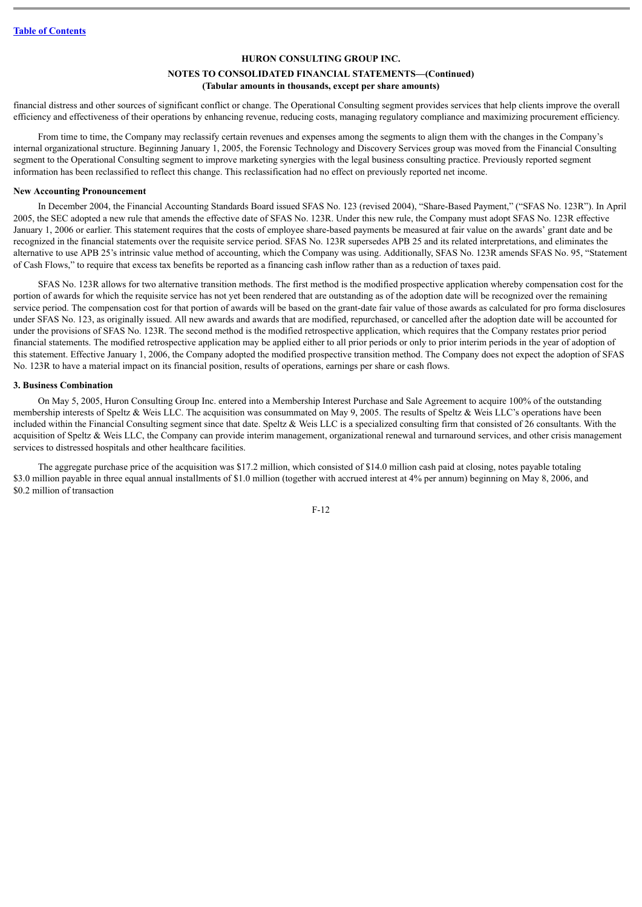financial distress and other sources of significant conflict or change. The Operational Consulting segment provides services that help clients improve the overall efficiency and effectiveness of their operations by enhancing revenue, reducing costs, managing regulatory compliance and maximizing procurement efficiency.

From time to time, the Company may reclassify certain revenues and expenses among the segments to align them with the changes in the Company's internal organizational structure. Beginning January 1, 2005, the Forensic Technology and Discovery Services group was moved from the Financial Consulting segment to the Operational Consulting segment to improve marketing synergies with the legal business consulting practice. Previously reported segment information has been reclassified to reflect this change. This reclassification had no effect on previously reported net income.

**New Accounting Pronouncement**

In December 2004, the Financial Accounting Standards Board issued SFAS No. 123 (revised 2004), "Share-Based Payment," ("SFAS No. 123R"). In April 2005, the SEC adopted a new rule that amends the effective date of SFAS No. 123R. Under this new rule, the Company must adopt SFAS No. 123R effective January 1, 2006 or earlier. This statement requires that the costs of employee share-based payments be measured at fair value on the awards' grant date and be recognized in the financial statements over the requisite service period. SFAS No. 123R supersedes APB 25 and its related interpretations, and eliminates the alternative to use APB 25's intrinsic value method of accounting, which the Company was using. Additionally, SFAS No. 123R amends SFAS No. 95, "Statement of Cash Flows," to require that excess tax benefits be reported as a financing cash inflow rather than as a reduction of taxes paid.

SFAS No. 123R allows for two alternative transition methods. The first method is the modified prospective application whereby compensation cost for the portion of awards for which the requisite service has not yet been rendered that are outstanding as of the adoption date will be recognized over the remaining service period. The compensation cost for that portion of awards will be based on the grant-date fair value of those awards as calculated for pro forma disclosures under SFAS No. 123, as originally issued. All new awards and awards that are modified, repurchased, or cancelled after the adoption date will be accounted for under the provisions of SFAS No. 123R. The second method is the modified retrospective application, which requires that the Company restates prior period financial statements. The modified retrospective application may be applied either to all prior periods or only to prior interim periods in the year of adoption of this statement. Effective January 1, 2006, the Company adopted the modified prospective transition method. The Company does not expect the adoption of SFAS No. 123R to have a material impact on its financial position, results of operations, earnings per share or cash flows.

**3. Business Combination**

On May 5, 2005, Huron Consulting Group Inc. entered into a Membership Interest Purchase and Sale Agreement to acquire 100% of the outstanding membership interests of Speltz & Weis LLC. The acquisition was consummated on May 9, 2005. The results of Speltz & Weis LLC's operations have been included within the Financial Consulting segment since that date. Speltz & Weis LLC is a specialized consulting firm that consisted of 26 consultants. With the acquisition of Speltz & Weis LLC, the Company can provide interim management, organizational renewal and turnaround services, and other crisis management services to distressed hospitals and other healthcare facilities.

The aggregate purchase price of the acquisition was $17.2 million, which consisted of $14.0 million cash paid at closing, notes payable totaling $3.0 million payable in three equal annual installments of $1.0 million (together with accrued interest at 4% per annum) beginning on May 8, 2006, and $0.2 million of transaction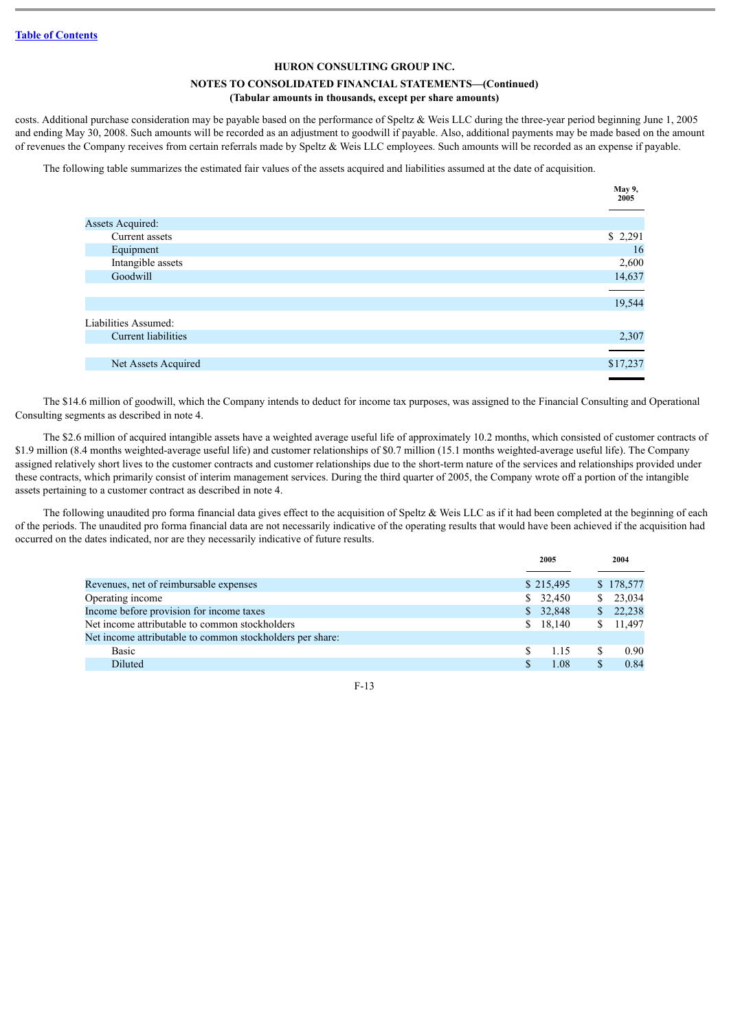**HURON CONSULTING GROUP INC.**

**NOTES TO CONSOLIDATED FINANCIAL STATEMENTS—(Continued)**

**(Tabular amounts in thousands, except per share amounts)**

costs. Additional purchase consideration may be payable based on the performance of Speltz & Weis LLC during the three-year period beginning June 1, 2005 and ending May 30, 2008. Such amounts will be recorded as an adjustment to goodwill if payable. Also, additional payments may be made based on the amount of revenues the Company receives from certain referrals made by Speltz & Weis LLC employees. Such amounts will be recorded as an expense if payable.

The following table summarizes the estimated fair values of the assets acquired and liabilities assumed at the date of acquisition.

| | May 9, 2005 |
|---|---|
| Assets Acquired: | |
| Current assets | $ 2,291 |
| Equipment | 16 |
| Intangible assets | 2,600 |
| Goodwill | 14,637 |
| | 19,544 |
| Liabilities Assumed: | |
| Current liabilities | 2,307 |
| Net Assets Acquired | $17,237 |

The $14.6 million of goodwill, which the Company intends to deduct for income tax purposes, was assigned to the Financial Consulting and Operational Consulting segments as described in note 4.

The $2.6 million of acquired intangible assets have a weighted average useful life of approximately 10.2 months, which consisted of customer contracts of $1.9 million (8.4 months weighted-average useful life) and customer relationships of $0.7 million (15.1 months weighted-average useful life). The Company assigned relatively short lives to the customer contracts and customer relationships due to the short-term nature of the services and relationships provided under these contracts, which primarily consist of interim management services. During the third quarter of 2005, the Company wrote off a portion of the intangible assets pertaining to a customer contract as described in note 4.

The following unaudited pro forma financial data gives effect to the acquisition of Speltz & Weis LLC as if it had been completed at the beginning of each of the periods. The unaudited pro forma financial data are not necessarily indicative of the operating results that would have been achieved if the acquisition had occurred on the dates indicated, nor are they necessarily indicative of future results.

| | 2005 | 2004 |
|---|---|---|
| Revenues, net of reimbursable expenses | $ 215,495 | $ 178,577 |
| Operating income | $ 32,450 | $ 23,034 |
| Income before provision for income taxes | $ 32,848 | $ 22,238 |
| Net income attributable to common stockholders | $ 18,140 | $ 11,497 |
| Net income attributable to common stockholders per share: | | |
| Basic | $ 1.15 | $ 0.90 |
| Diluted | $ 1.08 | $ 0.84 |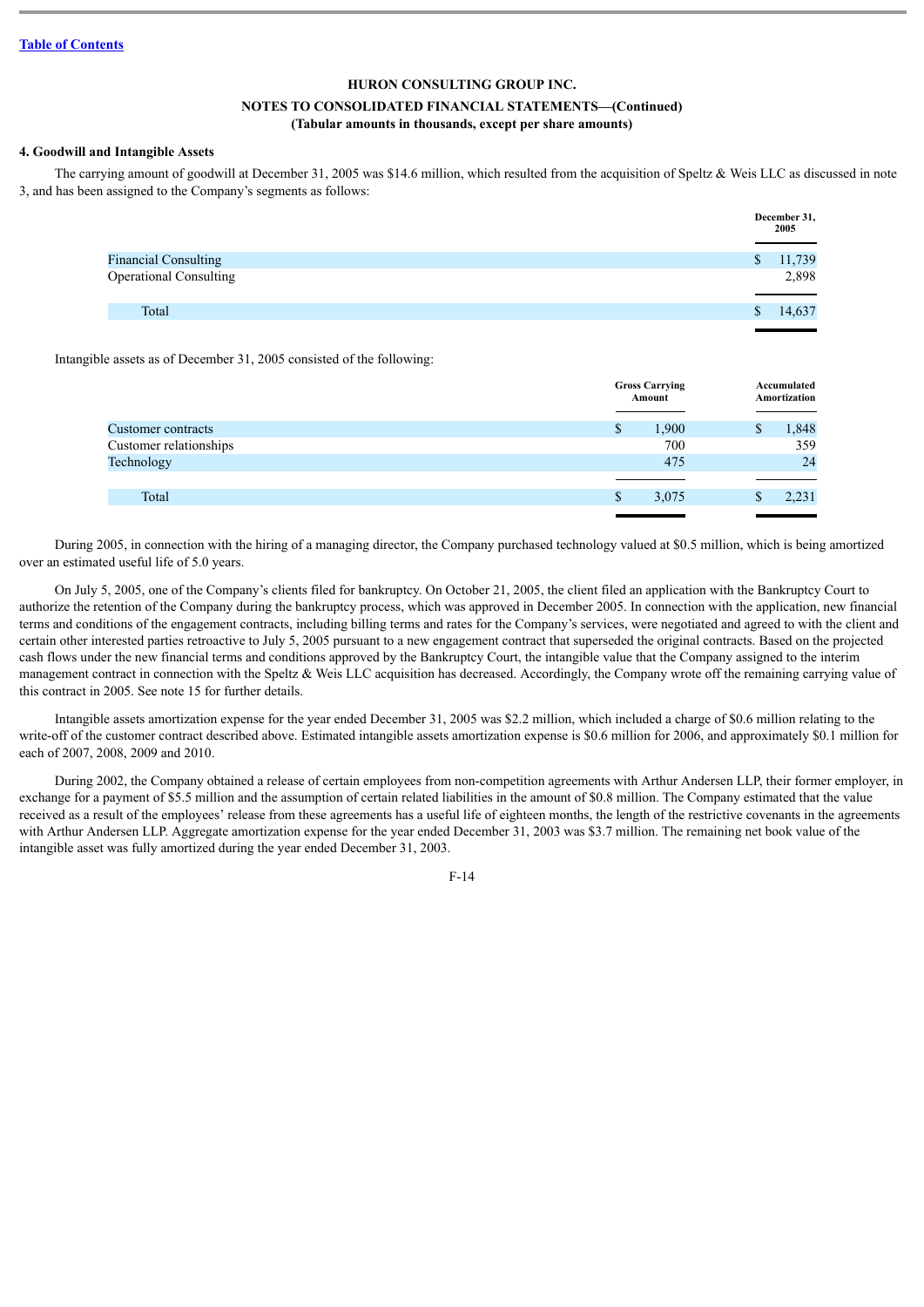HURON CONSULTING GROUP INC.

NOTES TO CONSOLIDATED FINANCIAL STATEMENTS—(Continued)

(Tabular amounts in thousands, except per share amounts)

### 4. Goodwill and Intangible Assets

The carrying amount of goodwill at December 31, 2005 was $14.6 million, which resulted from the acquisition of Speltz & Weis LLC as discussed in note 3, and has been assigned to the Company's segments as follows:

| | December 31, 2005 |
|---|---|
| Financial Consulting | $ 11,739 |
| Operational Consulting | 2,898 |
| Total | $ 14,637 |

Intangible assets as of December 31, 2005 consisted of the following:

| | Gross Carrying Amount | Accumulated Amortization |
|---|---|---|
| Customer contracts | $ 1,900 | $ 1,848 |
| Customer relationships | 700 | 359 |
| Technology | 475 | 24 |
| Total | $ 3,075 | $ 2,231 |

During 2005, in connection with the hiring of a managing director, the Company purchased technology valued at $0.5 million, which is being amortized over an estimated useful life of 5.0 years.

On July 5, 2005, one of the Company's clients filed for bankruptcy. On October 21, 2005, the client filed an application with the Bankruptcy Court to authorize the retention of the Company during the bankruptcy process, which was approved in December 2005. In connection with the application, new financial terms and conditions of the engagement contracts, including billing terms and rates for the Company's services, were negotiated and agreed to with the client and certain other interested parties retroactive to July 5, 2005 pursuant to a new engagement contract that superseded the original contracts. Based on the projected cash flows under the new financial terms and conditions approved by the Bankruptcy Court, the intangible value that the Company assigned to the interim management contract in connection with the Speltz & Weis LLC acquisition has decreased. Accordingly, the Company wrote off the remaining carrying value of this contract in 2005. See note 15 for further details.

Intangible assets amortization expense for the year ended December 31, 2005 was $2.2 million, which included a charge of $0.6 million relating to the write-off of the customer contract described above. Estimated intangible assets amortization expense is $0.6 million for 2006, and approximately $0.1 million for each of 2007, 2008, 2009 and 2010.

During 2002, the Company obtained a release of certain employees from non-competition agreements with Arthur Andersen LLP, their former employer, in exchange for a payment of $5.5 million and the assumption of certain related liabilities in the amount of $0.8 million. The Company estimated that the value received as a result of the employees' release from these agreements has a useful life of eighteen months, the length of the restrictive covenants in the agreements with Arthur Andersen LLP. Aggregate amortization expense for the year ended December 31, 2003 was $3.7 million. The remaining net book value of the intangible asset was fully amortized during the year ended December 31, 2003.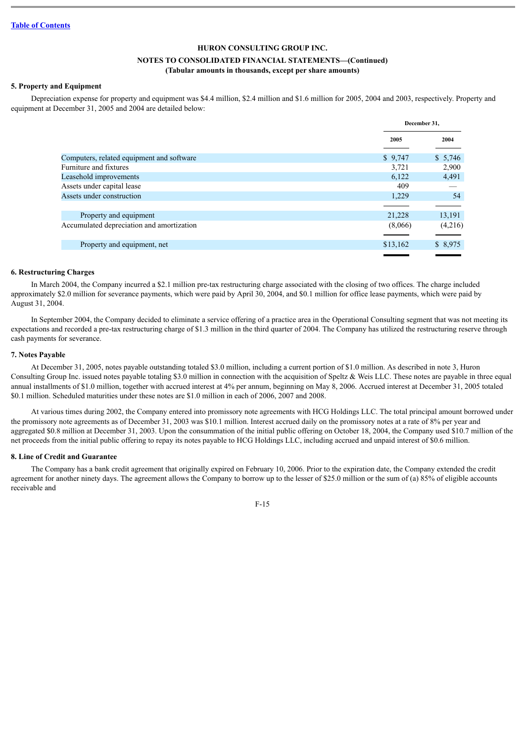**HURON CONSULTING GROUP INC.**

**NOTES TO CONSOLIDATED FINANCIAL STATEMENTS—(Continued)**

**(Tabular amounts in thousands, except per share amounts)**

**5. Property and Equipment**

Depreciation expense for property and equipment was $4.4 million, $2.4 million and $1.6 million for 2005, 2004 and 2003, respectively. Property and equipment at December 31, 2005 and 2004 are detailed below:

| | December 31, | |
|---|---|---|
| | 2005 | 2004 |
| Computers, related equipment and software | $ 9,747 | $ 5,746 |
| Furniture and fixtures | 3,721 | 2,900 |
| Leasehold improvements | 6,122 | 4,491 |
| Assets under capital lease | 409 | — |
| Assets under construction | 1,229 | 54 |
| Property and equipment | 21,228 | 13,191 |
| Accumulated depreciation and amortization | (8,066) | (4,216) |
| Property and equipment, net | $13,162 | $ 8,975 |

**6. Restructuring Charges**

In March 2004, the Company incurred a $2.1 million pre-tax restructuring charge associated with the closing of two offices. The charge included approximately $2.0 million for severance payments, which were paid by April 30, 2004, and $0.1 million for office lease payments, which were paid by August 31, 2004.

In September 2004, the Company decided to eliminate a service offering of a practice area in the Operational Consulting segment that was not meeting its expectations and recorded a pre-tax restructuring charge of $1.3 million in the third quarter of 2004. The Company has utilized the restructuring reserve through cash payments for severance.

**7. Notes Payable**

At December 31, 2005, notes payable outstanding totaled $3.0 million, including a current portion of $1.0 million. As described in note 3, Huron Consulting Group Inc. issued notes payable totaling $3.0 million in connection with the acquisition of Speltz & Weis LLC. These notes are payable in three equal annual installments of $1.0 million, together with accrued interest at 4% per annum, beginning on May 8, 2006. Accrued interest at December 31, 2005 totaled $0.1 million. Scheduled maturities under these notes are $1.0 million in each of 2006, 2007 and 2008.

At various times during 2002, the Company entered into promissory note agreements with HCG Holdings LLC. The total principal amount borrowed under the promissory note agreements as of December 31, 2003 was $10.1 million. Interest accrued daily on the promissory notes at a rate of 8% per year and aggregated $0.8 million at December 31, 2003. Upon the consummation of the initial public offering on October 18, 2004, the Company used $10.7 million of the net proceeds from the initial public offering to repay its notes payable to HCG Holdings LLC, including accrued and unpaid interest of $0.6 million.

**8. Line of Credit and Guarantee**

The Company has a bank credit agreement that originally expired on February 10, 2006. Prior to the expiration date, the Company extended the credit agreement for another ninety days. The agreement allows the Company to borrow up to the lesser of $25.0 million or the sum of (a) 85% of eligible accounts receivable and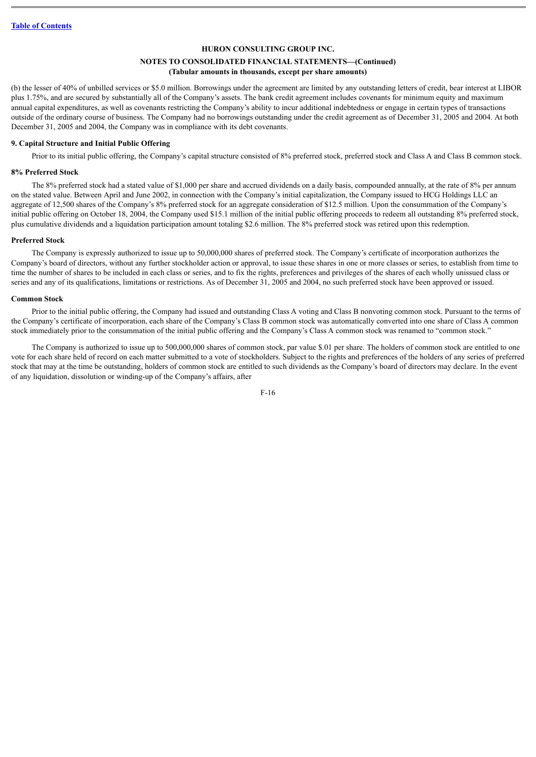(b) the lesser of 40% of unbilled services or $5.0 million. Borrowings under the agreement are limited by any outstanding letters of credit, bear interest at LIBOR plus 1.75%, and are secured by substantially all of the Company's assets. The bank credit agreement includes covenants for minimum equity and maximum annual capital expenditures, as well as covenants restricting the Company's ability to incur additional indebtedness or engage in certain types of transactions outside of the ordinary course of business. The Company had no borrowings outstanding under the credit agreement as of December 31, 2005 and 2004. At both December 31, 2005 and 2004, the Company was in compliance with its debt covenants.

**9. Capital Structure and Initial Public Offering**

Prior to its initial public offering, the Company's capital structure consisted of 8% preferred stock, preferred stock and Class A and Class B common stock.

**8% Preferred Stock**

The 8% preferred stock had a stated value of $1,000 per share and accrued dividends on a daily basis, compounded annually, at the rate of 8% per annum on the stated value. Between April and June 2002, in connection with the Company's initial capitalization, the Company issued to HCG Holdings LLC an aggregate of 12,500 shares of the Company's 8% preferred stock for an aggregate consideration of $12.5 million. Upon the consummation of the Company's initial public offering on October 18, 2004, the Company used $15.1 million of the initial public offering proceeds to redeem all outstanding 8% preferred stock, plus cumulative dividends and a liquidation participation amount totaling $2.6 million. The 8% preferred stock was retired upon this redemption.

**Preferred Stock**

The Company is expressly authorized to issue up to 50,000,000 shares of preferred stock. The Company's certificate of incorporation authorizes the Company's board of directors, without any further stockholder action or approval, to issue these shares in one or more classes or series, to establish from time to time the number of shares to be included in each class or series, and to fix the rights, preferences and privileges of the shares of each wholly unissued class or series and any of its qualifications, limitations or restrictions. As of December 31, 2005 and 2004, no such preferred stock have been approved or issued.

**Common Stock**

Prior to the initial public offering, the Company had issued and outstanding Class A voting and Class B nonvoting common stock. Pursuant to the terms of the Company's certificate of incorporation, each share of the Company's Class B common stock was automatically converted into one share of Class A common stock immediately prior to the consummation of the initial public offering and the Company's Class A common stock was renamed to "common stock."

The Company is authorized to issue up to 500,000,000 shares of common stock, par value $.01 per share. The holders of common stock are entitled to one vote for each share held of record on each matter submitted to a vote of stockholders. Subject to the rights and preferences of the holders of any series of preferred stock that may at the time be outstanding, holders of common stock are entitled to such dividends as the Company's board of directors may declare. In the event of any liquidation, dissolution or winding-up of the Company's affairs, after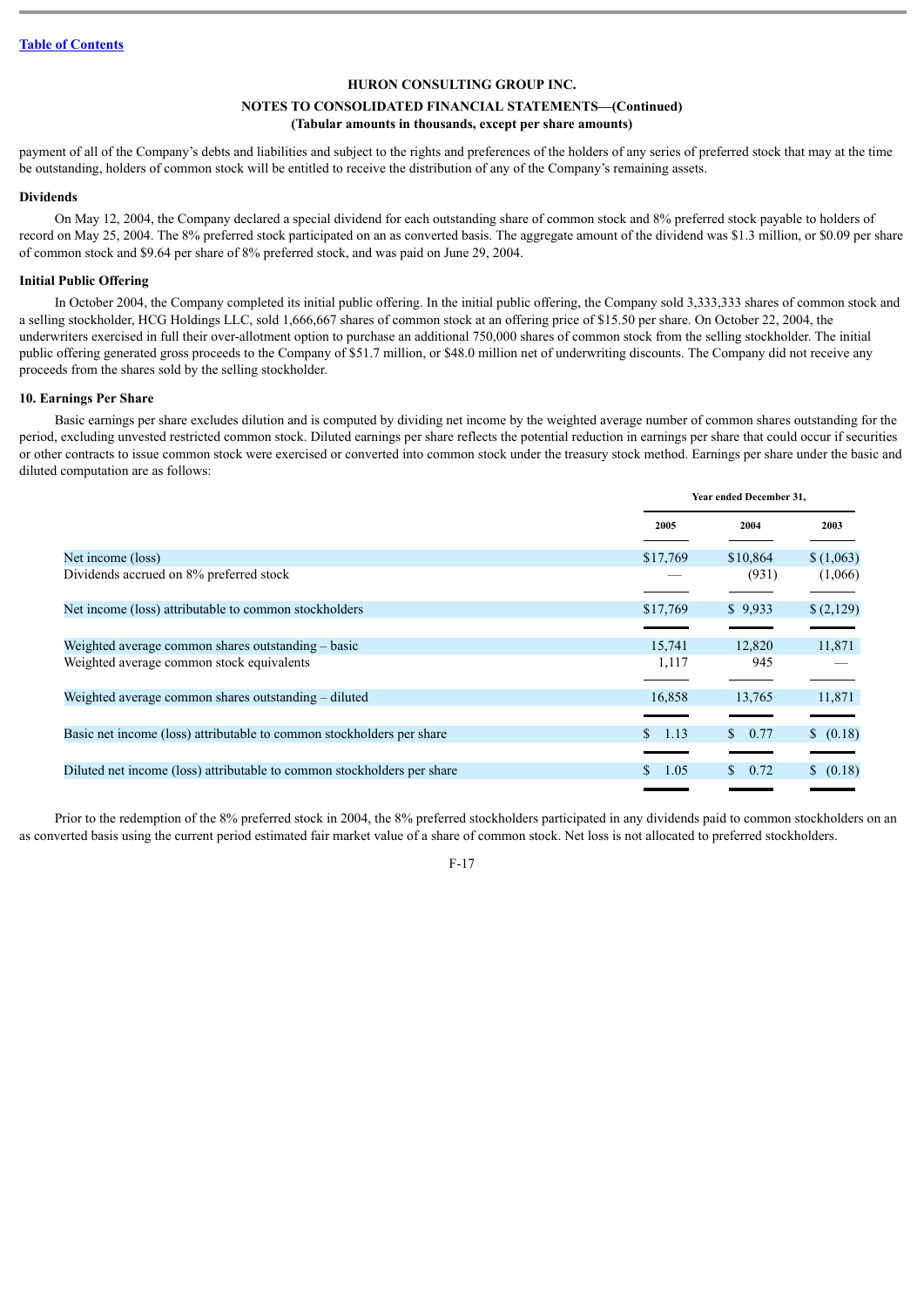**HURON CONSULTING GROUP INC.**

**NOTES TO CONSOLIDATED FINANCIAL STATEMENTS—(Continued)**

**(Tabular amounts in thousands, except per share amounts)**

payment of all of the Company's debts and liabilities and subject to the rights and preferences of the holders of any series of preferred stock that may at the time be outstanding, holders of common stock will be entitled to receive the distribution of any of the Company's remaining assets.

**Dividends**

On May 12, 2004, the Company declared a special dividend for each outstanding share of common stock and 8% preferred stock payable to holders of record on May 25, 2004. The 8% preferred stock participated on an as converted basis. The aggregate amount of the dividend was $1.3 million, or $0.09 per share of common stock and $9.64 per share of 8% preferred stock, and was paid on June 29, 2004.

**Initial Public Offering**

In October 2004, the Company completed its initial public offering. In the initial public offering, the Company sold 3,333,333 shares of common stock and a selling stockholder, HCG Holdings LLC, sold 1,666,667 shares of common stock at an offering price of $15.50 per share. On October 22, 2004, the underwriters exercised in full their over-allotment option to purchase an additional 750,000 shares of common stock from the selling stockholder. The initial public offering generated gross proceeds to the Company of $51.7 million, or $48.0 million net of underwriting discounts. The Company did not receive any proceeds from the shares sold by the selling stockholder.

**10. Earnings Per Share**

Basic earnings per share excludes dilution and is computed by dividing net income by the weighted average number of common shares outstanding for the period, excluding unvested restricted common stock. Diluted earnings per share reflects the potential reduction in earnings per share that could occur if securities or other contracts to issue common stock were exercised or converted into common stock under the treasury stock method. Earnings per share under the basic and diluted computation are as follows:

| | Year ended December 31, | | |
|---|---|---|---|
| | 2005 | 2004 | 2003 |
| Net income (loss) | $17,769 | $10,864 | $ (1,063) |
| Dividends accrued on 8% preferred stock | — | (931) | (1,066) |
| Net income (loss) attributable to common stockholders | $17,769 | $ 9,933 | $ (2,129) |
| Weighted average common shares outstanding – basic | 15,741 | 12,820 | 11,871 |
| Weighted average common stock equivalents | 1,117 | 945 | — |
| Weighted average common shares outstanding – diluted | 16,858 | 13,765 | 11,871 |
| Basic net income (loss) attributable to common stockholders per share | $ 1.13 | $ 0.77 | $ (0.18) |
| Diluted net income (loss) attributable to common stockholders per share | $ 1.05 | $ 0.72 | $ (0.18) |

Prior to the redemption of the 8% preferred stock in 2004, the 8% preferred stockholders participated in any dividends paid to common stockholders on an as converted basis using the current period estimated fair market value of a share of common stock. Net loss is not allocated to preferred stockholders.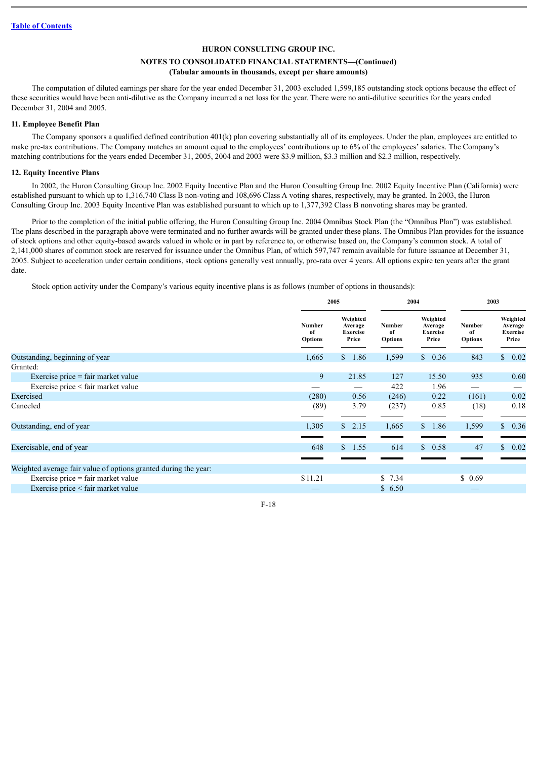HURON CONSULTING GROUP INC.

NOTES TO CONSOLIDATED FINANCIAL STATEMENTS—(Continued)

(Tabular amounts in thousands, except per share amounts)

The computation of diluted earnings per share for the year ended December 31, 2003 excluded 1,599,185 outstanding stock options because the effect of these securities would have been anti-dilutive as the Company incurred a net loss for the year. There were no anti-dilutive securities for the years ended December 31, 2004 and 2005.

**11. Employee Benefit Plan**

The Company sponsors a qualified defined contribution 401(k) plan covering substantially all of its employees. Under the plan, employees are entitled to make pre-tax contributions. The Company matches an amount equal to the employees' contributions up to 6% of the employees' salaries. The Company's matching contributions for the years ended December 31, 2005, 2004 and 2003 were $3.9 million, $3.3 million and $2.3 million, respectively.

**12. Equity Incentive Plans**

In 2002, the Huron Consulting Group Inc. 2002 Equity Incentive Plan and the Huron Consulting Group Inc. 2002 Equity Incentive Plan (California) were established pursuant to which up to 1,316,740 Class B non-voting and 108,696 Class A voting shares, respectively, may be granted. In 2003, the Huron Consulting Group Inc. 2003 Equity Incentive Plan was established pursuant to which up to 1,377,392 Class B nonvoting shares may be granted.

Prior to the completion of the initial public offering, the Huron Consulting Group Inc. 2004 Omnibus Stock Plan (the "Omnibus Plan") was established. The plans described in the paragraph above were terminated and no further awards will be granted under these plans. The Omnibus Plan provides for the issuance of stock options and other equity-based awards valued in whole or in part by reference to, or otherwise based on, the Company's common stock. A total of 2,141,000 shares of common stock are reserved for issuance under the Omnibus Plan, of which 597,747 remain available for future issuance at December 31, 2005. Subject to acceleration under certain conditions, stock options generally vest annually, pro-rata over 4 years. All options expire ten years after the grant date.

Stock option activity under the Company's various equity incentive plans is as follows (number of options in thousands):

| | 2005 | | 2004 | | 2003 | |
|---|---|---|---|---|---|---|
| | Number of Options | Weighted Average Exercise Price | Number of Options | Weighted Average Exercise Price | Number of Options | Weighted Average Exercise Price |
| Outstanding, beginning of year | 1,665 | $ 1.86 | 1,599 | $ 0.36 | 843 | $ 0.02 |
| Granted: | | | | | | |
| Exercise price = fair market value | 9 | 21.85 | 127 | 15.50 | 935 | 0.60 |
| Exercise price < fair market value | — | — | 422 | 1.96 | — | — |
| Exercised | (280) | 0.56 | (246) | 0.22 | (161) | 0.02 |
| Canceled | (89) | 3.79 | (237) | 0.85 | (18) | 0.18 |
| Outstanding, end of year | 1,305 | $ 2.15 | 1,665 | $ 1.86 | 1,599 | $ 0.36 |
| Exercisable, end of year | 648 | $ 1.55 | 614 | $ 0.58 | 47 | $ 0.02 |
| Weighted average fair value of options granted during the year: | | | | | | |
| Exercise price = fair market value | $11.21 | | $ 7.34 | | $ 0.69 | |
| Exercise price < fair market value | — | | $ 6.50 | | — | |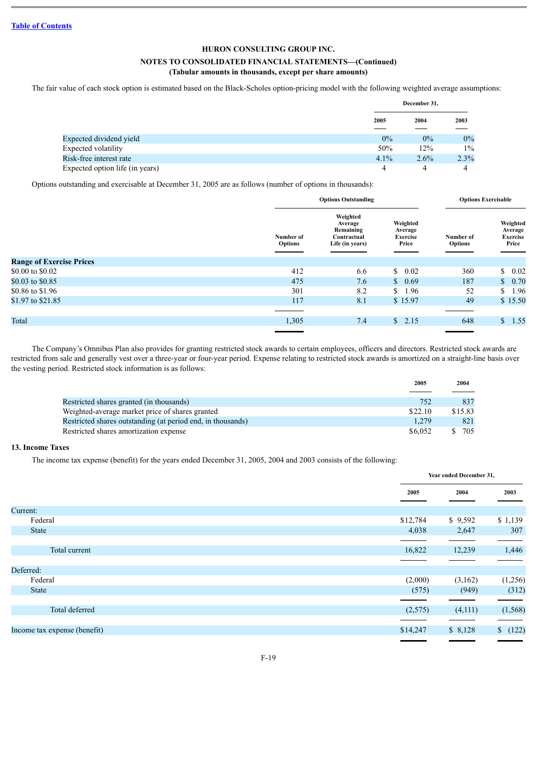HURON CONSULTING GROUP INC.

NOTES TO CONSOLIDATED FINANCIAL STATEMENTS—(Continued)

(Tabular amounts in thousands, except per share amounts)

The fair value of each stock option is estimated based on the Black-Scholes option-pricing model with the following weighted average assumptions:

| | December 31, 2005 | 2004 | 2003 |
|---|---|---|---|
| Expected dividend yield | 0% | 0% | 0% |
| Expected volatility | 50% | 12% | 1% |
| Risk-free interest rate | 4.1% | 2.6% | 2.3% |
| Expected option life (in years) | 4 | 4 | 4 |

Options outstanding and exercisable at December 31, 2005 are as follows (number of options in thousands):

| | Options Outstanding | | | Options Exercisable | |
|---|---|---|---|---|---|
| | Number of Options | Weighted Average Remaining Contractual Life (in years) | Weighted Average Exercise Price | Number of Options | Weighted Average Exercise Price |
| **Range of Exercise Prices** | | | | | |
| $0.00 to $0.02 | 412 | 6.6 | $ 0.02 | 360 | $ 0.02 |
| $0.03 to $0.85 | 475 | 7.6 | $ 0.69 | 187 | $ 0.70 |
| $0.86 to $1.96 | 301 | 8.2 | $ 1.96 | 52 | $ 1.96 |
| $1.97 to $21.85 | 117 | 8.1 | $ 15.97 | 49 | $ 15.50 |
| Total | 1,305 | 7.4 | $ 2.15 | 648 | $ 1.55 |

The Company's Omnibus Plan also provides for granting restricted stock awards to certain employees, officers and directors. Restricted stock awards are restricted from sale and generally vest over a three-year or four-year period. Expense relating to restricted stock awards is amortized on a straight-line basis over the vesting period. Restricted stock information is as follows:

| | 2005 | 2004 |
|---|---|---|
| Restricted shares granted (in thousands) | 752 | 837 |
| Weighted-average market price of shares granted | $22.10 | $15.83 |
| Restricted shares outstanding (at period end, in thousands) | 1,279 | 821 |
| Restricted shares amortization expense | $6,052 | $ 705 |

## 13. Income Taxes

The income tax expense (benefit) for the years ended December 31, 2005, 2004 and 2003 consists of the following:

| | Year ended December 31, 2005 | 2004 | 2003 |
|---|---|---|---|
| Current: | | | |
| Federal | $12,784 | $ 9,592 | $ 1,139 |
| State | 4,038 | 2,647 | 307 |
| Total current | 16,822 | 12,239 | 1,446 |
| Deferred: | | | |
| Federal | (2,000) | (3,162) | (1,256) |
| State | (575) | (949) | (312) |
| Total deferred | (2,575) | (4,111) | (1,568) |
| Income tax expense (benefit) | $14,247 | $ 8,128 | $ (122) |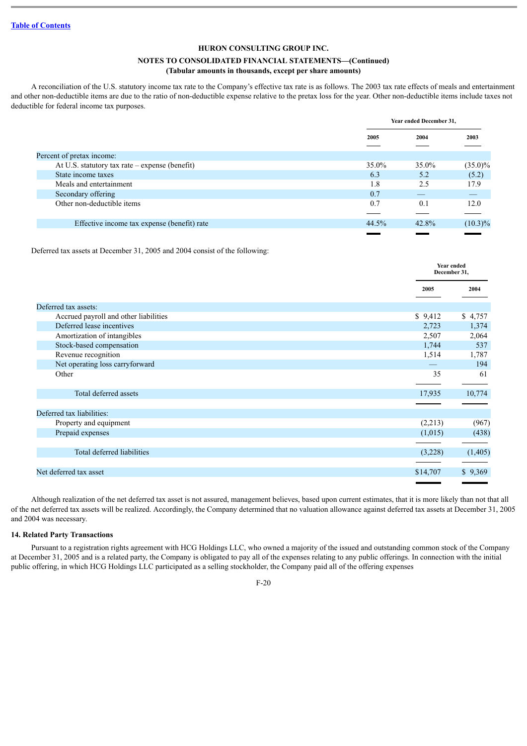HURON CONSULTING GROUP INC.

NOTES TO CONSOLIDATED FINANCIAL STATEMENTS—(Continued)

(Tabular amounts in thousands, except per share amounts)

A reconciliation of the U.S. statutory income tax rate to the Company's effective tax rate is as follows. The 2003 tax rate effects of meals and entertainment and other non-deductible items are due to the ratio of non-deductible expense relative to the pretax loss for the year. Other non-deductible items include taxes not deductible for federal income tax purposes.

| | Year ended December 31, | | |
|---|---|---|---|
| | 2005 | 2004 | 2003 |
| Percent of pretax income: | | | |
| At U.S. statutory tax rate – expense (benefit) | 35.0% | 35.0% | (35.0)% |
| State income taxes | 6.3 | 5.2 | (5.2) |
| Meals and entertainment | 1.8 | 2.5 | 17.9 |
| Secondary offering | 0.7 | — | — |
| Other non-deductible items | 0.7 | 0.1 | 12.0 |
| Effective income tax expense (benefit) rate | 44.5% | 42.8% | (10.3)% |

Deferred tax assets at December 31, 2005 and 2004 consist of the following:

| | Year ended December 31, | |
|---|---|---|
| | 2005 | 2004 |
| Deferred tax assets: | | |
| Accrued payroll and other liabilities | $ 9,412 | $ 4,757 |
| Deferred lease incentives | 2,723 | 1,374 |
| Amortization of intangibles | 2,507 | 2,064 |
| Stock-based compensation | 1,744 | 537 |
| Revenue recognition | 1,514 | 1,787 |
| Net operating loss carryforward | — | 194 |
| Other | 35 | 61 |
| Total deferred assets | 17,935 | 10,774 |
| Deferred tax liabilities: | | |
| Property and equipment | (2,213) | (967) |
| Prepaid expenses | (1,015) | (438) |
| Total deferred liabilities | (3,228) | (1,405) |
| Net deferred tax asset | $14,707 | $ 9,369 |

Although realization of the net deferred tax asset is not assured, management believes, based upon current estimates, that it is more likely than not that all of the net deferred tax assets will be realized. Accordingly, the Company determined that no valuation allowance against deferred tax assets at December 31, 2005 and 2004 was necessary.

**14. Related Party Transactions**

Pursuant to a registration rights agreement with HCG Holdings LLC, who owned a majority of the issued and outstanding common stock of the Company at December 31, 2005 and is a related party, the Company is obligated to pay all of the expenses relating to any public offerings. In connection with the initial public offering, in which HCG Holdings LLC participated as a selling stockholder, the Company paid all of the offering expenses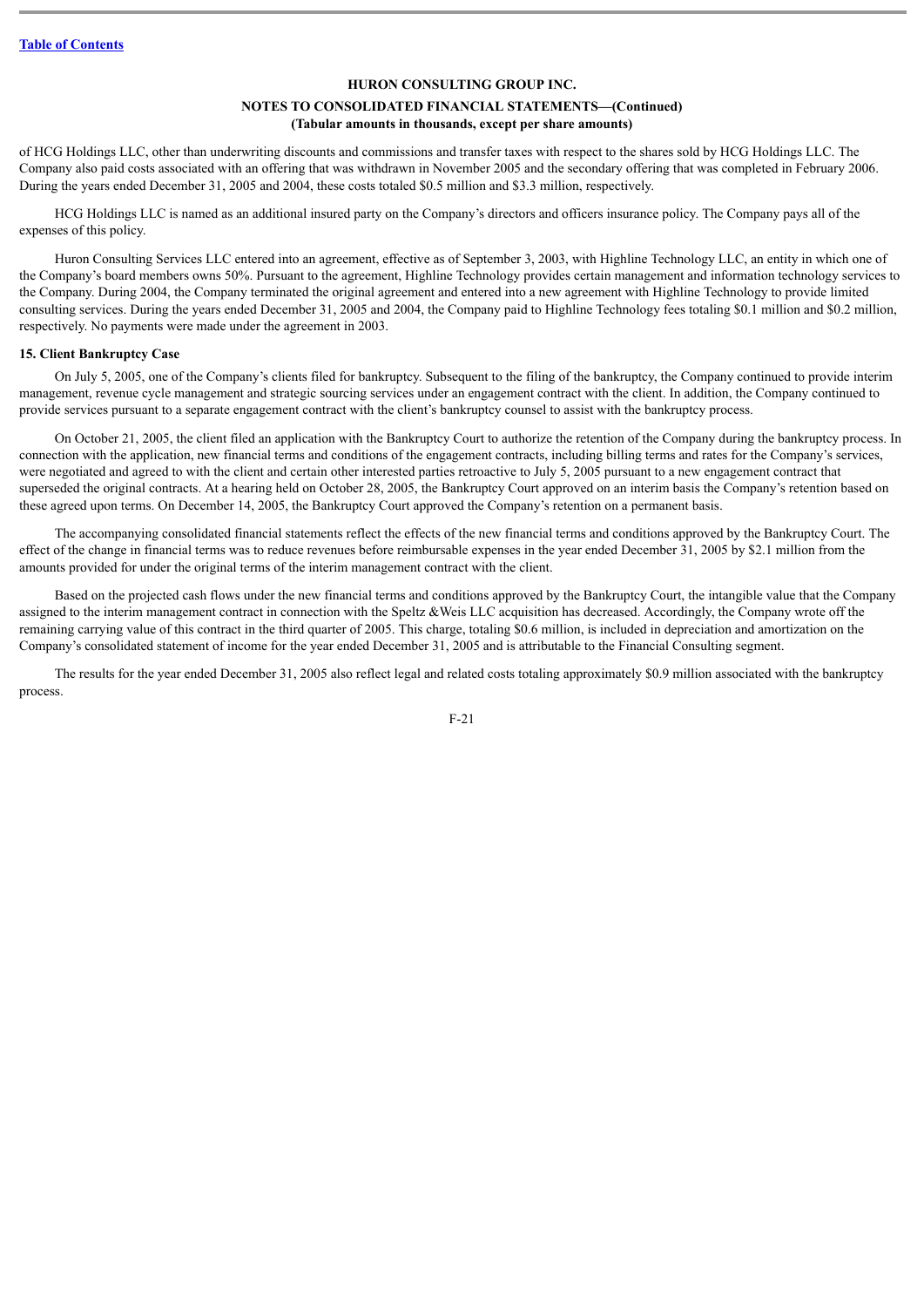of HCG Holdings LLC, other than underwriting discounts and commissions and transfer taxes with respect to the shares sold by HCG Holdings LLC. The Company also paid costs associated with an offering that was withdrawn in November 2005 and the secondary offering that was completed in February 2006. During the years ended December 31, 2005 and 2004, these costs totaled $0.5 million and $3.3 million, respectively.

HCG Holdings LLC is named as an additional insured party on the Company's directors and officers insurance policy. The Company pays all of the expenses of this policy.

Huron Consulting Services LLC entered into an agreement, effective as of September 3, 2003, with Highline Technology LLC, an entity in which one of the Company's board members owns 50%. Pursuant to the agreement, Highline Technology provides certain management and information technology services to the Company. During 2004, the Company terminated the original agreement and entered into a new agreement with Highline Technology to provide limited consulting services. During the years ended December 31, 2005 and 2004, the Company paid to Highline Technology fees totaling $0.1 million and $0.2 million, respectively. No payments were made under the agreement in 2003.

**15. Client Bankruptcy Case**

On July 5, 2005, one of the Company's clients filed for bankruptcy. Subsequent to the filing of the bankruptcy, the Company continued to provide interim management, revenue cycle management and strategic sourcing services under an engagement contract with the client. In addition, the Company continued to provide services pursuant to a separate engagement contract with the client's bankruptcy counsel to assist with the bankruptcy process.

On October 21, 2005, the client filed an application with the Bankruptcy Court to authorize the retention of the Company during the bankruptcy process. In connection with the application, new financial terms and conditions of the engagement contracts, including billing terms and rates for the Company's services, were negotiated and agreed to with the client and certain other interested parties retroactive to July 5, 2005 pursuant to a new engagement contract that superseded the original contracts. At a hearing held on October 28, 2005, the Bankruptcy Court approved on an interim basis the Company's retention based on these agreed upon terms. On December 14, 2005, the Bankruptcy Court approved the Company's retention on a permanent basis.

The accompanying consolidated financial statements reflect the effects of the new financial terms and conditions approved by the Bankruptcy Court. The effect of the change in financial terms was to reduce revenues before reimbursable expenses in the year ended December 31, 2005 by $2.1 million from the amounts provided for under the original terms of the interim management contract with the client.

Based on the projected cash flows under the new financial terms and conditions approved by the Bankruptcy Court, the intangible value that the Company assigned to the interim management contract in connection with the Speltz &Weis LLC acquisition has decreased. Accordingly, the Company wrote off the remaining carrying value of this contract in the third quarter of 2005. This charge, totaling $0.6 million, is included in depreciation and amortization on the Company's consolidated statement of income for the year ended December 31, 2005 and is attributable to the Financial Consulting segment.

The results for the year ended December 31, 2005 also reflect legal and related costs totaling approximately $0.9 million associated with the bankruptcy process.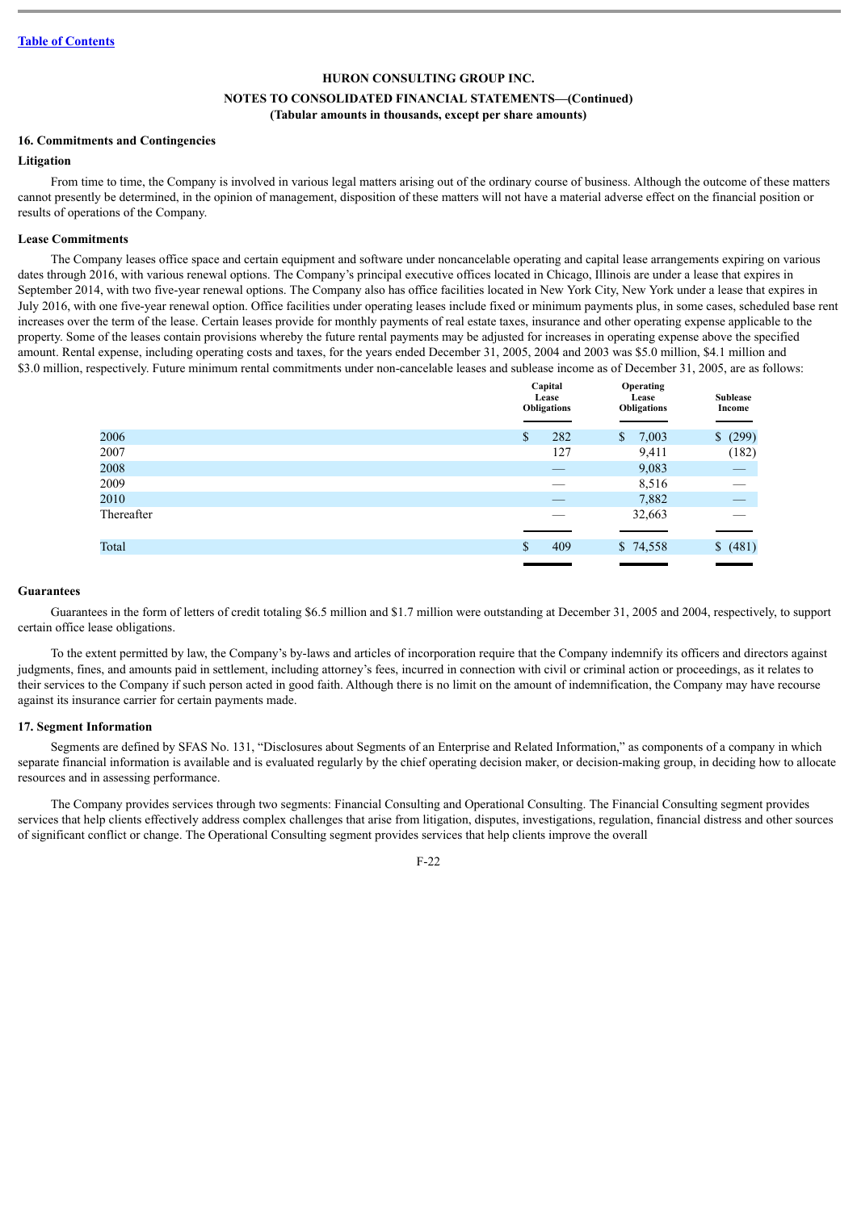Table of Contents

**HURON CONSULTING GROUP INC.**

**NOTES TO CONSOLIDATED FINANCIAL STATEMENTS—(Continued)**

**(Tabular amounts in thousands, except per share amounts)**

### 16. Commitments and Contingencies

#### Litigation

From time to time, the Company is involved in various legal matters arising out of the ordinary course of business. Although the outcome of these matters cannot presently be determined, in the opinion of management, disposition of these matters will not have a material adverse effect on the financial position or results of operations of the Company.

#### Lease Commitments

The Company leases office space and certain equipment and software under noncancelable operating and capital lease arrangements expiring on various dates through 2016, with various renewal options. The Company's principal executive offices located in Chicago, Illinois are under a lease that expires in September 2014, with two five-year renewal options. The Company also has office facilities located in New York City, New York under a lease that expires in July 2016, with one five-year renewal option. Office facilities under operating leases include fixed or minimum payments plus, in some cases, scheduled base rent increases over the term of the lease. Certain leases provide for monthly payments of real estate taxes, insurance and other operating expense applicable to the property. Some of the leases contain provisions whereby the future rental payments may be adjusted for increases in operating expense above the specified amount. Rental expense, including operating costs and taxes, for the years ended December 31, 2005, 2004 and 2003 was $5.0 million, $4.1 million and $3.0 million, respectively. Future minimum rental commitments under non-cancelable leases and sublease income as of December 31, 2005, are as follows:

| | Capital Lease Obligations | Operating Lease Obligations | Sublease Income |
|---|---|---|---|
| 2006 | $ 282 | $ 7,003 | $ (299) |
| 2007 | 127 | 9,411 | (182) |
| 2008 | — | 9,083 | — |
| 2009 | — | 8,516 | — |
| 2010 | — | 7,882 | — |
| Thereafter | — | 32,663 | — |
| Total | $ 409 | $ 74,558 | $ (481) |

#### Guarantees

Guarantees in the form of letters of credit totaling $6.5 million and $1.7 million were outstanding at December 31, 2005 and 2004, respectively, to support certain office lease obligations.

To the extent permitted by law, the Company's by-laws and articles of incorporation require that the Company indemnify its officers and directors against judgments, fines, and amounts paid in settlement, including attorney's fees, incurred in connection with civil or criminal action or proceedings, as it relates to their services to the Company if such person acted in good faith. Although there is no limit on the amount of indemnification, the Company may have recourse against its insurance carrier for certain payments made.

### 17. Segment Information

Segments are defined by SFAS No. 131, "Disclosures about Segments of an Enterprise and Related Information," as components of a company in which separate financial information is available and is evaluated regularly by the chief operating decision maker, or decision-making group, in deciding how to allocate resources and in assessing performance.

The Company provides services through two segments: Financial Consulting and Operational Consulting. The Financial Consulting segment provides services that help clients effectively address complex challenges that arise from litigation, disputes, investigations, regulation, financial distress and other sources of significant conflict or change. The Operational Consulting segment provides services that help clients improve the overall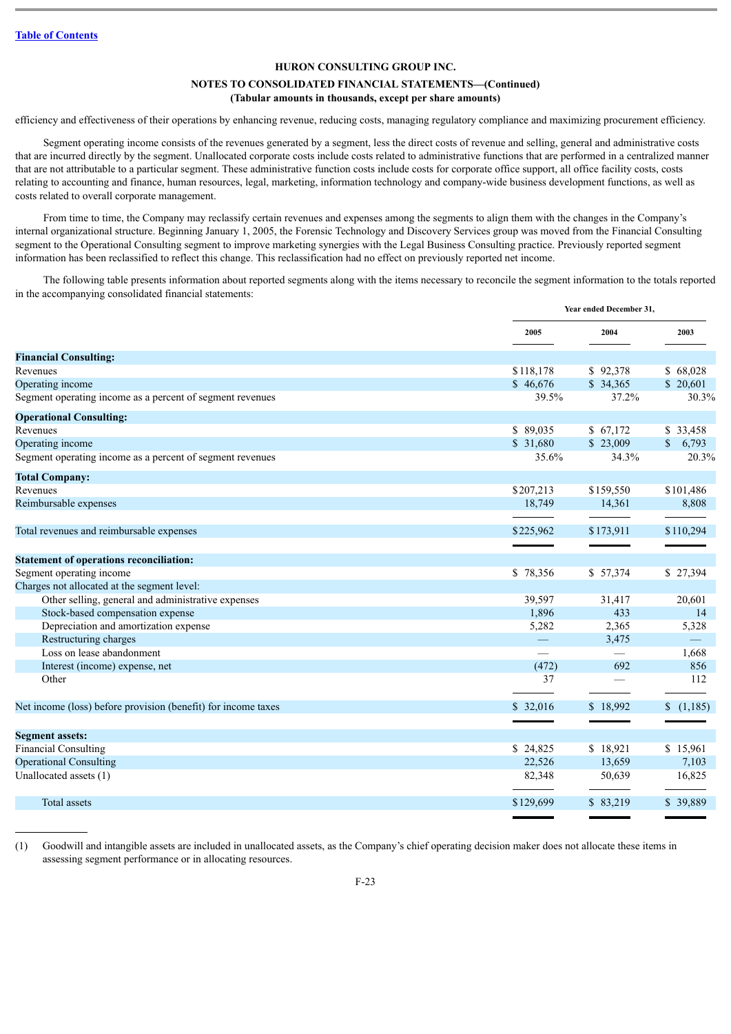HURON CONSULTING GROUP INC.

NOTES TO CONSOLIDATED FINANCIAL STATEMENTS—(Continued)
(Tabular amounts in thousands, except per share amounts)

efficiency and effectiveness of their operations by enhancing revenue, reducing costs, managing regulatory compliance and maximizing procurement efficiency.

Segment operating income consists of the revenues generated by a segment, less the direct costs of revenue and selling, general and administrative costs that are incurred directly by the segment. Unallocated corporate costs include costs related to administrative functions that are performed in a centralized manner that are not attributable to a particular segment. These administrative function costs include costs for corporate office support, all office facility costs, costs relating to accounting and finance, human resources, legal, marketing, information technology and company-wide business development functions, as well as costs related to overall corporate management.

From time to time, the Company may reclassify certain revenues and expenses among the segments to align them with the changes in the Company's internal organizational structure. Beginning January 1, 2005, the Forensic Technology and Discovery Services group was moved from the Financial Consulting segment to the Operational Consulting segment to improve marketing synergies with the Legal Business Consulting practice. Previously reported segment information has been reclassified to reflect this change. This reclassification had no effect on previously reported net income.

The following table presents information about reported segments along with the items necessary to reconcile the segment information to the totals reported in the accompanying consolidated financial statements:

| | Year ended December 31, | | |
|---|---|---|---|
| | 2005 | 2004 | 2003 |
| **Financial Consulting:** | | | |
| Revenues | $118,178 | $ 92,378 | $ 68,028 |
| Operating income | $ 46,676 | $ 34,365 | $ 20,601 |
| Segment operating income as a percent of segment revenues | 39.5% | 37.2% | 30.3% |
| **Operational Consulting:** | | | |
| Revenues | $ 89,035 | $ 67,172 | $ 33,458 |
| Operating income | $ 31,680 | $ 23,009 | $ 6,793 |
| Segment operating income as a percent of segment revenues | 35.6% | 34.3% | 20.3% |
| **Total Company:** | | | |
| Revenues | $207,213 | $159,550 | $101,486 |
| Reimbursable expenses | 18,749 | 14,361 | 8,808 |
| Total revenues and reimbursable expenses | $225,962 | $173,911 | $110,294 |
| **Statement of operations reconciliation:** | | | |
| Segment operating income | $ 78,356 | $ 57,374 | $ 27,394 |
| Charges not allocated at the segment level: | | | |
| Other selling, general and administrative expenses | 39,597 | 31,417 | 20,601 |
| Stock-based compensation expense | 1,896 | 433 | 14 |
| Depreciation and amortization expense | 5,282 | 2,365 | 5,328 |
| Restructuring charges | — | 3,475 | — |
| Loss on lease abandonment | — | — | 1,668 |
| Interest (income) expense, net | (472) | 692 | 856 |
| Other | 37 | — | 112 |
| Net income (loss) before provision (benefit) for income taxes | $ 32,016 | $ 18,992 | $ (1,185) |
| **Segment assets:** | | | |
| Financial Consulting | $ 24,825 | $ 18,921 | $ 15,961 |
| Operational Consulting | 22,526 | 13,659 | 7,103 |
| Unallocated assets (1) | 82,348 | 50,639 | 16,825 |
| Total assets | $129,699 | $ 83,219 | $ 39,889 |

(1) Goodwill and intangible assets are included in unallocated assets, as the Company's chief operating decision maker does not allocate these items in assessing segment performance or in allocating resources.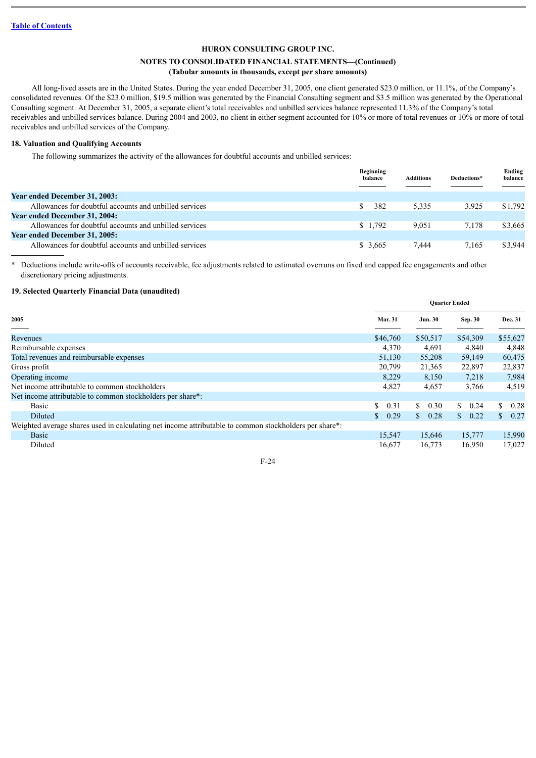[Table of Contents](#)

**HURON CONSULTING GROUP INC.**

**NOTES TO CONSOLIDATED FINANCIAL STATEMENTS—(Continued)**

**(Tabular amounts in thousands, except per share amounts)**

All long-lived assets are in the United States. During the year ended December 31, 2005, one client generated $23.0 million, or 11.1%, of the Company's consolidated revenues. Of the $23.0 million, $19.5 million was generated by the Financial Consulting segment and $3.5 million was generated by the Operational Consulting segment. At December 31, 2005, a separate client's total receivables and unbilled services balance represented 11.3% of the Company's total receivables and unbilled services balance. During 2004 and 2003, no client in either segment accounted for 10% or more of total revenues or 10% or more of total receivables and unbilled services of the Company.

## 18. Valuation and Qualifying Accounts

The following summarizes the activity of the allowances for doubtful accounts and unbilled services:

| | Beginning balance | Additions | Deductions* | Ending balance |
|---|---|---|---|---|
| **Year ended December 31, 2003:** | | | | |
| Allowances for doubtful accounts and unbilled services | $ 382 | 5,335 | 3,925 | $1,792 |
| **Year ended December 31, 2004:** | | | | |
| Allowances for doubtful accounts and unbilled services | $ 1,792 | 9,051 | 7,178 | $3,665 |
| **Year ended December 31, 2005:** | | | | |
| Allowances for doubtful accounts and unbilled services | $ 3,665 | 7,444 | 7,165 | $3,944 |

\* Deductions include write-offs of accounts receivable, fee adjustments related to estimated overruns on fixed and capped fee engagements and other discretionary pricing adjustments.

## 19. Selected Quarterly Financial Data (unaudited)

| | Quarter Ended | | | |
|---|---|---|---|---|
| **2005** | **Mar. 31** | **Jun. 30** | **Sep. 30** | **Dec. 31** |
| Revenues | $46,760 | $50,517 | $54,309 | $55,627 |
| Reimbursable expenses | 4,370 | 4,691 | 4,840 | 4,848 |
| Total revenues and reimbursable expenses | 51,130 | 55,208 | 59,149 | 60,475 |
| Gross profit | 20,799 | 21,365 | 22,897 | 22,837 |
| Operating income | 8,229 | 8,150 | 7,218 | 7,984 |
| Net income attributable to common stockholders | 4,827 | 4,657 | 3,766 | 4,519 |
| Net income attributable to common stockholders per share*: | | | | |
| Basic | $ 0.31 | $ 0.30 | $ 0.24 | $ 0.28 |
| Diluted | $ 0.29 | $ 0.28 | $ 0.22 | $ 0.27 |
| Weighted average shares used in calculating net income attributable to common stockholders per share*: | | | | |
| Basic | 15,547 | 15,646 | 15,777 | 15,990 |
| Diluted | 16,677 | 16,773 | 16,950 | 17,027 |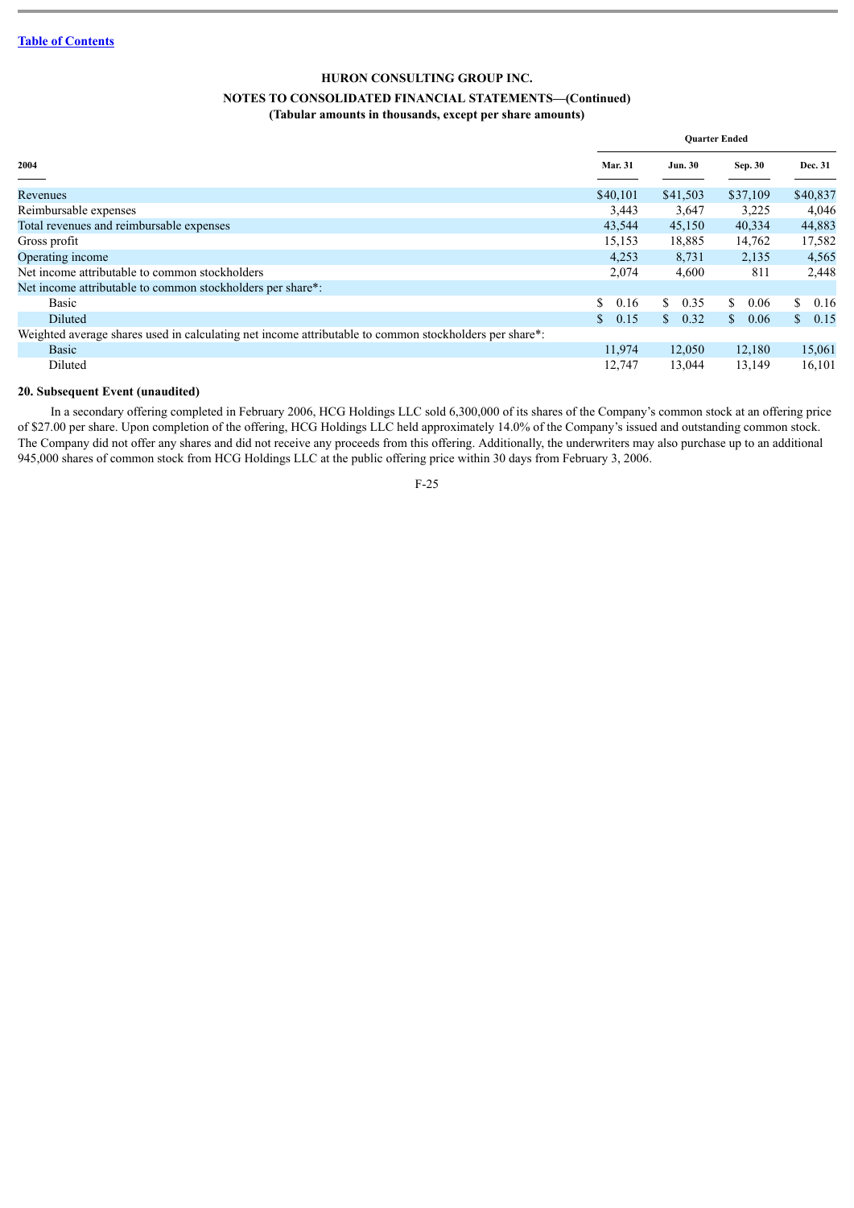HURON CONSULTING GROUP INC.

NOTES TO CONSOLIDATED FINANCIAL STATEMENTS—(Continued)

(Tabular amounts in thousands, except per share amounts)

| | Quarter Ended | | | |
|---|---|---|---|---|
| 2004 | Mar. 31 | Jun. 30 | Sep. 30 | Dec. 31 |
| Revenues | $40,101 | $41,503 | $37,109 | $40,837 |
| Reimbursable expenses | 3,443 | 3,647 | 3,225 | 4,046 |
| Total revenues and reimbursable expenses | 43,544 | 45,150 | 40,334 | 44,883 |
| Gross profit | 15,153 | 18,885 | 14,762 | 17,582 |
| Operating income | 4,253 | 8,731 | 2,135 | 4,565 |
| Net income attributable to common stockholders | 2,074 | 4,600 | 811 | 2,448 |
| Net income attributable to common stockholders per share*: | | | | |
| Basic | $ 0.16 | $ 0.35 | $ 0.06 | $ 0.16 |
| Diluted | $ 0.15 | $ 0.32 | $ 0.06 | $ 0.15 |
| Weighted average shares used in calculating net income attributable to common stockholders per share*: | | | | |
| Basic | 11,974 | 12,050 | 12,180 | 15,061 |
| Diluted | 12,747 | 13,044 | 13,149 | 16,101 |

**20. Subsequent Event (unaudited)**

In a secondary offering completed in February 2006, HCG Holdings LLC sold 6,300,000 of its shares of the Company's common stock at an offering price of $27.00 per share. Upon completion of the offering, HCG Holdings LLC held approximately 14.0% of the Company's issued and outstanding common stock. The Company did not offer any shares and did not receive any proceeds from this offering. Additionally, the underwriters may also purchase up to an additional 945,000 shares of common stock from HCG Holdings LLC at the public offering price within 30 days from February 3, 2006.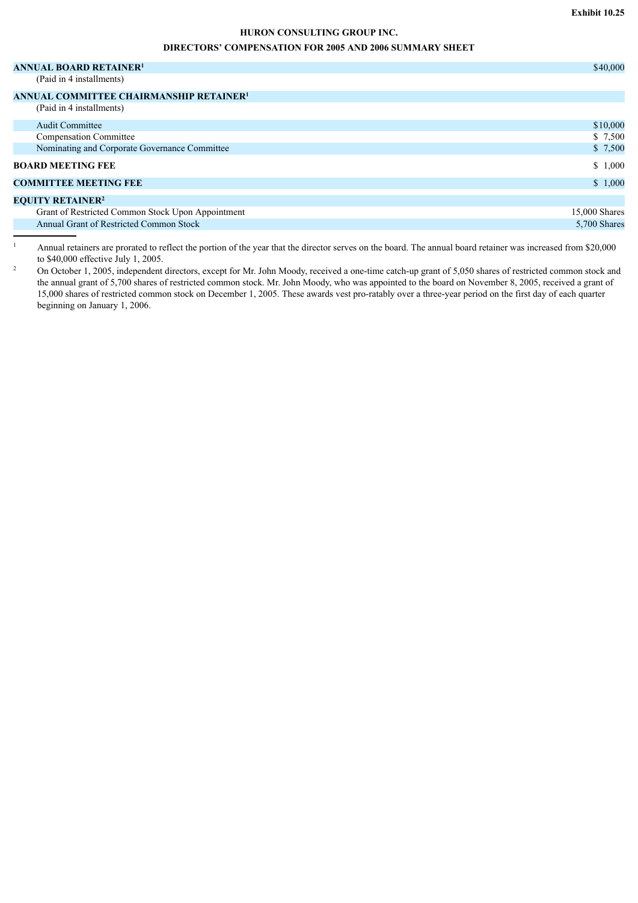Exhibit 10.25

# HURON CONSULTING GROUP INC.

## DIRECTORS' COMPENSATION FOR 2005 AND 2006 SUMMARY SHEET

| | |
|---|---|
| **ANNUAL BOARD RETAINER[1]** | $40,000 |
| (Paid in 4 installments) | |
| **ANNUAL COMMITTEE CHAIRMANSHIP RETAINER[1]** | |
| (Paid in 4 installments) | |
| Audit Committee | $10,000 |
| Compensation Committee | $ 7,500 |
| Nominating and Corporate Governance Committee | $ 7,500 |
| **BOARD MEETING FEE** | $ 1,000 |
| **COMMITTEE MEETING FEE** | $ 1,000 |
| **EQUITY RETAINER[2]** | |
| Grant of Restricted Common Stock Upon Appointment | 15,000 Shares |
| Annual Grant of Restricted Common Stock | 5,700 Shares |

[1] Annual retainers are prorated to reflect the portion of the year that the director serves on the board. The annual board retainer was increased from $20,000 to $40,000 effective July 1, 2005.

[2] On October 1, 2005, independent directors, except for Mr. John Moody, received a one-time catch-up grant of 5,050 shares of restricted common stock and the annual grant of 5,700 shares of restricted common stock. Mr. John Moody, who was appointed to the board on November 8, 2005, received a grant of 15,000 shares of restricted common stock on December 1, 2005. These awards vest pro-ratably over a three-year period on the first day of each quarter beginning on January 1, 2006.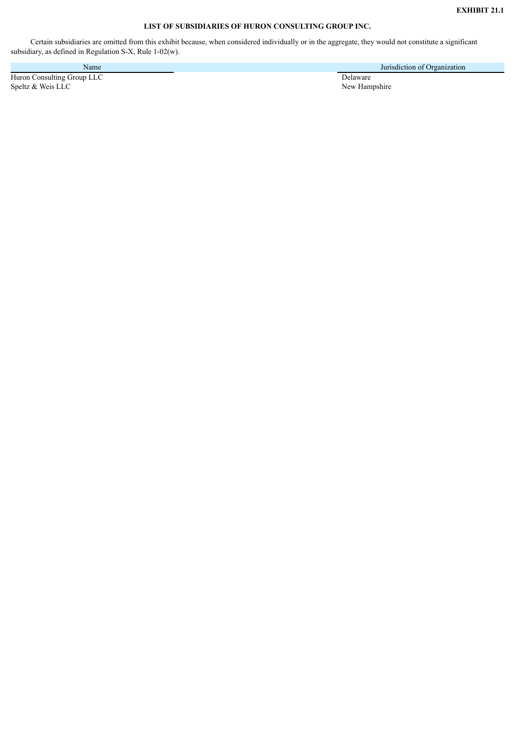**EXHIBIT 21.1**

## LIST OF SUBSIDIARIES OF HURON CONSULTING GROUP INC.

Certain subsidiaries are omitted from this exhibit because, when considered individually or in the aggregate, they would not constitute a significant subsidiary, as defined in Regulation S-X, Rule 1-02(w).

| Name | Jurisdiction of Organization |
| --- | --- |
| Huron Consulting Group LLC | Delaware |
| Speltz & Weis LLC | New Hampshire |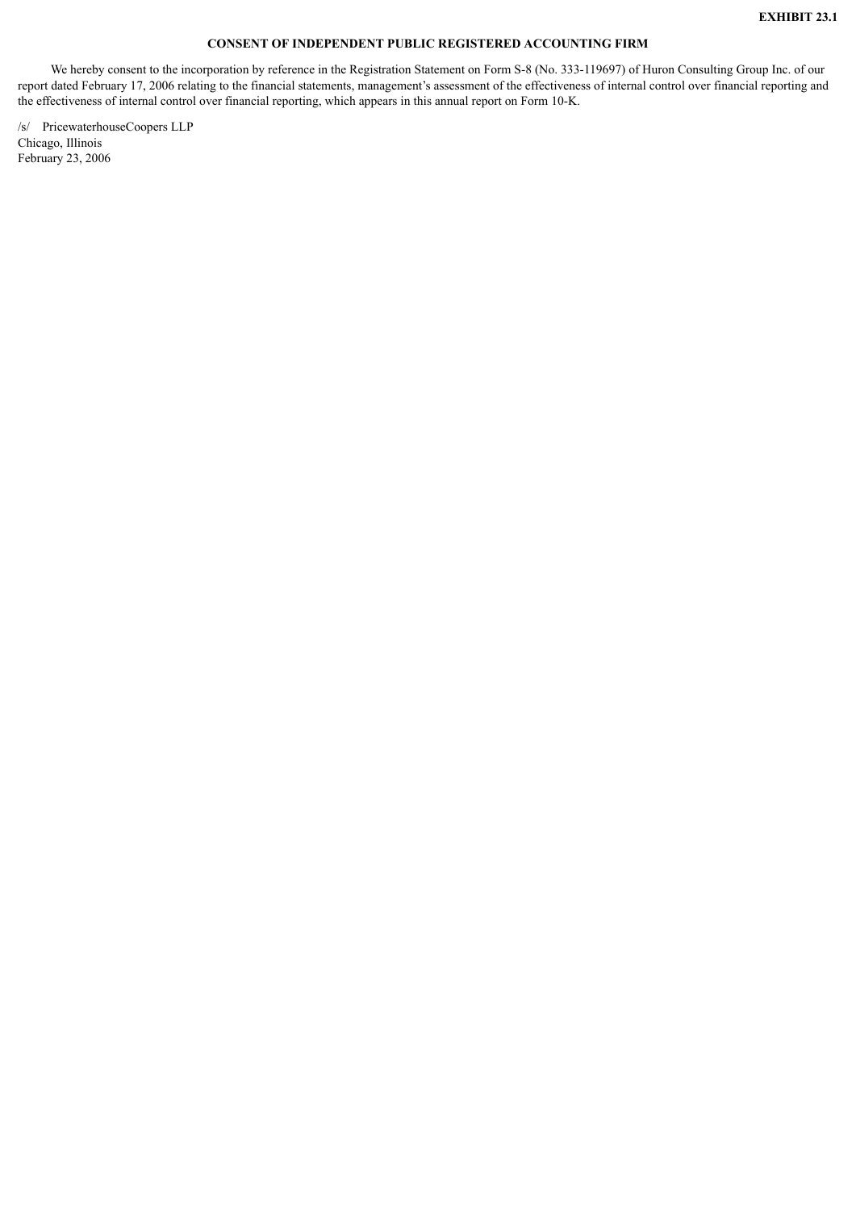**EXHIBIT 23.1**

**CONSENT OF INDEPENDENT PUBLIC REGISTERED ACCOUNTING FIRM**

We hereby consent to the incorporation by reference in the Registration Statement on Form S-8 (No. 333-119697) of Huron Consulting Group Inc. of our report dated February 17, 2006 relating to the financial statements, management's assessment of the effectiveness of internal control over financial reporting and the effectiveness of internal control over financial reporting, which appears in this annual report on Form 10-K.

/s/ PricewaterhouseCoopers LLP
Chicago, Illinois
February 23, 2006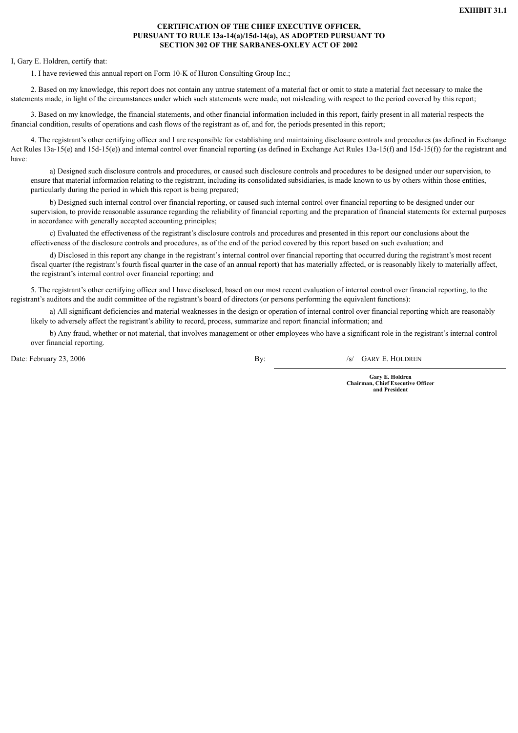**EXHIBIT 31.1**

**CERTIFICATION OF THE CHIEF EXECUTIVE OFFICER,
PURSUANT TO RULE 13a-14(a)/15d-14(a), AS ADOPTED PURSUANT TO
SECTION 302 OF THE SARBANES-OXLEY ACT OF 2002**

I, Gary E. Holdren, certify that:

1. I have reviewed this annual report on Form 10-K of Huron Consulting Group Inc.;

2. Based on my knowledge, this report does not contain any untrue statement of a material fact or omit to state a material fact necessary to make the statements made, in light of the circumstances under which such statements were made, not misleading with respect to the period covered by this report;

3. Based on my knowledge, the financial statements, and other financial information included in this report, fairly present in all material respects the financial condition, results of operations and cash flows of the registrant as of, and for, the periods presented in this report;

4. The registrant's other certifying officer and I are responsible for establishing and maintaining disclosure controls and procedures (as defined in Exchange Act Rules 13a-15(e) and 15d-15(e)) and internal control over financial reporting (as defined in Exchange Act Rules 13a-15(f) and 15d-15(f)) for the registrant and have:

a) Designed such disclosure controls and procedures, or caused such disclosure controls and procedures to be designed under our supervision, to ensure that material information relating to the registrant, including its consolidated subsidiaries, is made known to us by others within those entities, particularly during the period in which this report is being prepared;

b) Designed such internal control over financial reporting, or caused such internal control over financial reporting to be designed under our supervision, to provide reasonable assurance regarding the reliability of financial reporting and the preparation of financial statements for external purposes in accordance with generally accepted accounting principles;

c) Evaluated the effectiveness of the registrant's disclosure controls and procedures and presented in this report our conclusions about the effectiveness of the disclosure controls and procedures, as of the end of the period covered by this report based on such evaluation; and

d) Disclosed in this report any change in the registrant's internal control over financial reporting that occurred during the registrant's most recent fiscal quarter (the registrant's fourth fiscal quarter in the case of an annual report) that has materially affected, or is reasonably likely to materially affect, the registrant's internal control over financial reporting; and

5. The registrant's other certifying officer and I have disclosed, based on our most recent evaluation of internal control over financial reporting, to the registrant's auditors and the audit committee of the registrant's board of directors (or persons performing the equivalent functions):

a) All significant deficiencies and material weaknesses in the design or operation of internal control over financial reporting which are reasonably likely to adversely affect the registrant's ability to record, process, summarize and report financial information; and

b) Any fraud, whether or not material, that involves management or other employees who have a significant role in the registrant's internal control over financial reporting.

Date: February 23, 2006

By: /s/ GARY E. HOLDREN

**Gary E. Holdren**
**Chairman, Chief Executive Officer and President**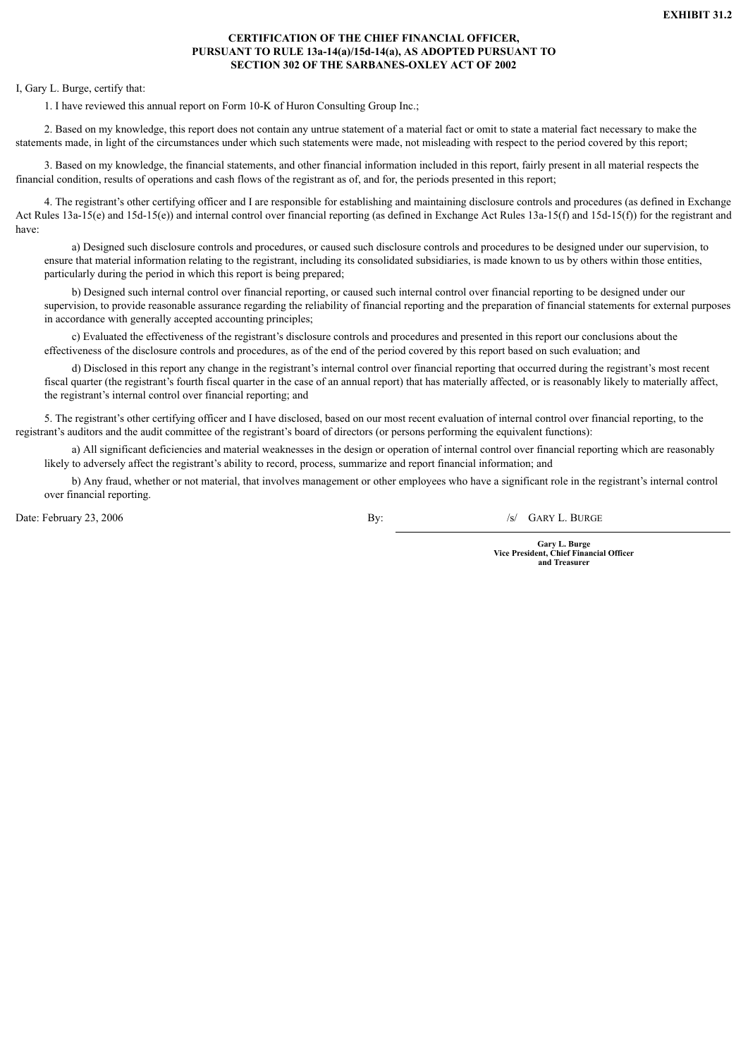**EXHIBIT 31.2**

**CERTIFICATION OF THE CHIEF FINANCIAL OFFICER,
PURSUANT TO RULE 13a-14(a)/15d-14(a), AS ADOPTED PURSUANT TO
SECTION 302 OF THE SARBANES-OXLEY ACT OF 2002**

I, Gary L. Burge, certify that:

1. I have reviewed this annual report on Form 10-K of Huron Consulting Group Inc.;

2. Based on my knowledge, this report does not contain any untrue statement of a material fact or omit to state a material fact necessary to make the statements made, in light of the circumstances under which such statements were made, not misleading with respect to the period covered by this report;

3. Based on my knowledge, the financial statements, and other financial information included in this report, fairly present in all material respects the financial condition, results of operations and cash flows of the registrant as of, and for, the periods presented in this report;

4. The registrant's other certifying officer and I are responsible for establishing and maintaining disclosure controls and procedures (as defined in Exchange Act Rules 13a-15(e) and 15d-15(e)) and internal control over financial reporting (as defined in Exchange Act Rules 13a-15(f) and 15d-15(f)) for the registrant and have:

a) Designed such disclosure controls and procedures, or caused such disclosure controls and procedures to be designed under our supervision, to ensure that material information relating to the registrant, including its consolidated subsidiaries, is made known to us by others within those entities, particularly during the period in which this report is being prepared;

b) Designed such internal control over financial reporting, or caused such internal control over financial reporting to be designed under our supervision, to provide reasonable assurance regarding the reliability of financial reporting and the preparation of financial statements for external purposes in accordance with generally accepted accounting principles;

c) Evaluated the effectiveness of the registrant's disclosure controls and procedures and presented in this report our conclusions about the effectiveness of the disclosure controls and procedures, as of the end of the period covered by this report based on such evaluation; and

d) Disclosed in this report any change in the registrant's internal control over financial reporting that occurred during the registrant's most recent fiscal quarter (the registrant's fourth fiscal quarter in the case of an annual report) that has materially affected, or is reasonably likely to materially affect, the registrant's internal control over financial reporting; and

5. The registrant's other certifying officer and I have disclosed, based on our most recent evaluation of internal control over financial reporting, to the registrant's auditors and the audit committee of the registrant's board of directors (or persons performing the equivalent functions):

a) All significant deficiencies and material weaknesses in the design or operation of internal control over financial reporting which are reasonably likely to adversely affect the registrant's ability to record, process, summarize and report financial information; and

b) Any fraud, whether or not material, that involves management or other employees who have a significant role in the registrant's internal control over financial reporting.

Date: February 23, 2006

By: /s/ GARY L. BURGE

**Gary L. Burge**
**Vice President, Chief Financial Officer and Treasurer**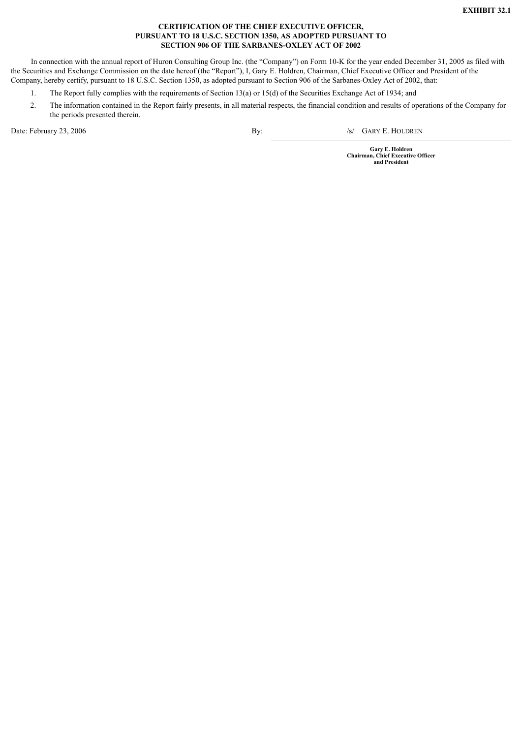**EXHIBIT 32.1**

**CERTIFICATION OF THE CHIEF EXECUTIVE OFFICER, PURSUANT TO 18 U.S.C. SECTION 1350, AS ADOPTED PURSUANT TO SECTION 906 OF THE SARBANES-OXLEY ACT OF 2002**

In connection with the annual report of Huron Consulting Group Inc. (the "Company") on Form 10-K for the year ended December 31, 2005 as filed with the Securities and Exchange Commission on the date hereof (the "Report"), I, Gary E. Holdren, Chairman, Chief Executive Officer and President of the Company, hereby certify, pursuant to 18 U.S.C. Section 1350, as adopted pursuant to Section 906 of the Sarbanes-Oxley Act of 2002, that:

1. The Report fully complies with the requirements of Section 13(a) or 15(d) of the Securities Exchange Act of 1934; and
2. The information contained in the Report fairly presents, in all material respects, the financial condition and results of operations of the Company for the periods presented therein.

Date: February 23, 2006

By: /s/ GARY E. HOLDREN

**Gary E. Holdren**
**Chairman, Chief Executive Officer and President**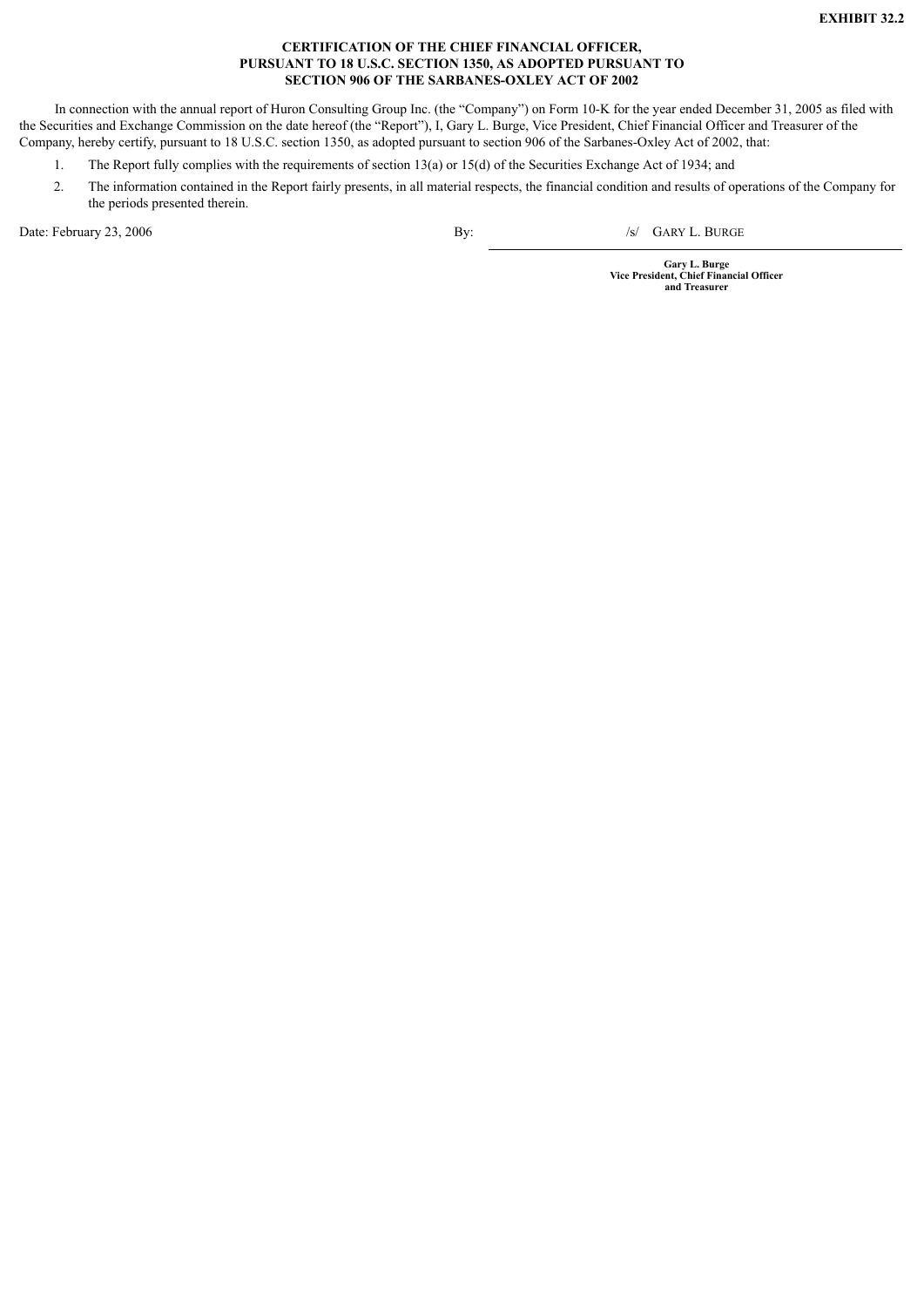**EXHIBIT 32.2**

**CERTIFICATION OF THE CHIEF FINANCIAL OFFICER,
PURSUANT TO 18 U.S.C. SECTION 1350, AS ADOPTED PURSUANT TO
SECTION 906 OF THE SARBANES-OXLEY ACT OF 2002**

In connection with the annual report of Huron Consulting Group Inc. (the "Company") on Form 10-K for the year ended December 31, 2005 as filed with the Securities and Exchange Commission on the date hereof (the "Report"), I, Gary L. Burge, Vice President, Chief Financial Officer and Treasurer of the Company, hereby certify, pursuant to 18 U.S.C. section 1350, as adopted pursuant to section 906 of the Sarbanes-Oxley Act of 2002, that:

1. The Report fully complies with the requirements of section 13(a) or 15(d) of the Securities Exchange Act of 1934; and
2. The information contained in the Report fairly presents, in all material respects, the financial condition and results of operations of the Company for the periods presented therein.

Date: February 23, 2006

By: /s/ GARY L. BURGE

**Gary L. Burge**
**Vice President, Chief Financial Officer**
**and Treasurer**